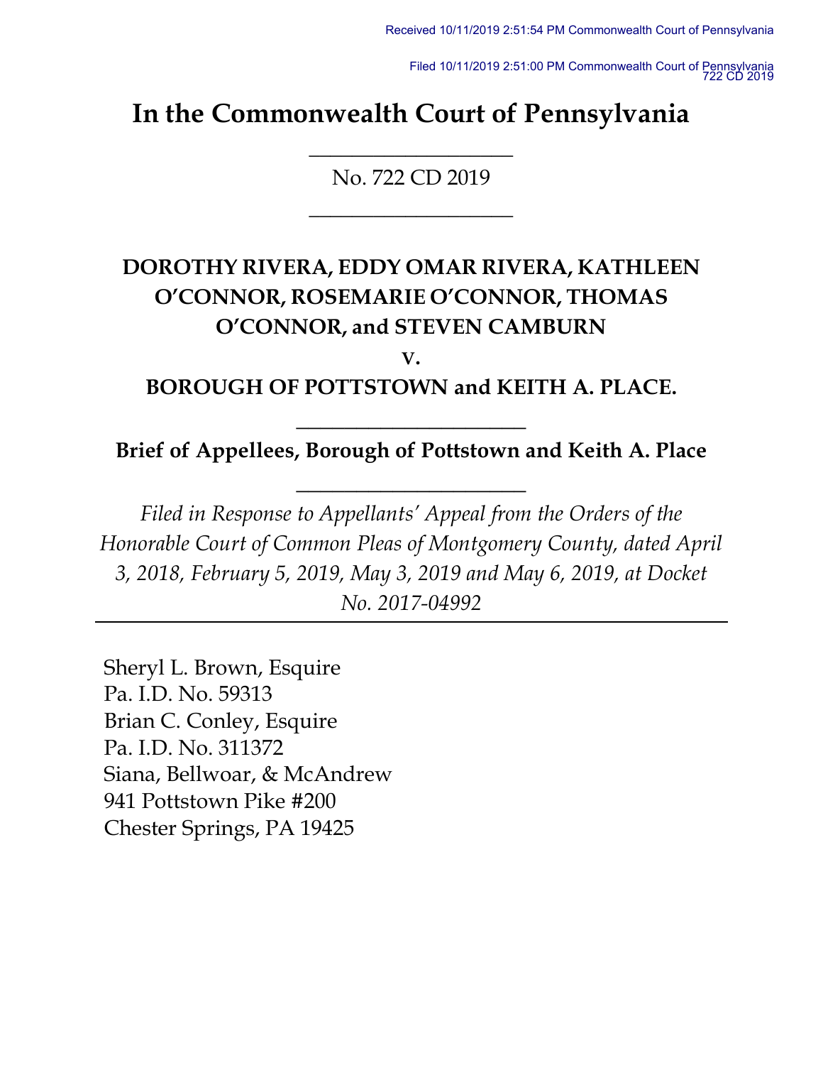Received 10/11/2019 2:51:54 PM Commonwealth Court of Pennsylvania

Filed 10/11/2019 2:51:00 PM Commonwealth Court of Pennsylvania
722 CD 2019

# In the Commonwealth Court of Pennsylvania

---

No. 722 CD 2019

---

**DOROTHY RIVERA, EDDY OMAR RIVERA, KATHLEEN O'CONNOR, ROSEMARIE O'CONNOR, THOMAS O'CONNOR, and STEVEN CAMBURN**

**v.**

**BOROUGH OF POTTSTOWN and KEITH A. PLACE.**

---

**Brief of Appellees, Borough of Pottstown and Keith A. Place**

---

*Filed in Response to Appellants' Appeal from the Orders of the Honorable Court of Common Pleas of Montgomery County, dated April 3, 2018, February 5, 2019, May 3, 2019 and May 6, 2019, at Docket No. 2017-04992*

---

Sheryl L. Brown, Esquire
Pa. I.D. No. 59313
Brian C. Conley, Esquire
Pa. I.D. No. 311372
Siana, Bellwoar, & McAndrew
941 Pottstown Pike #200
Chester Springs, PA 19425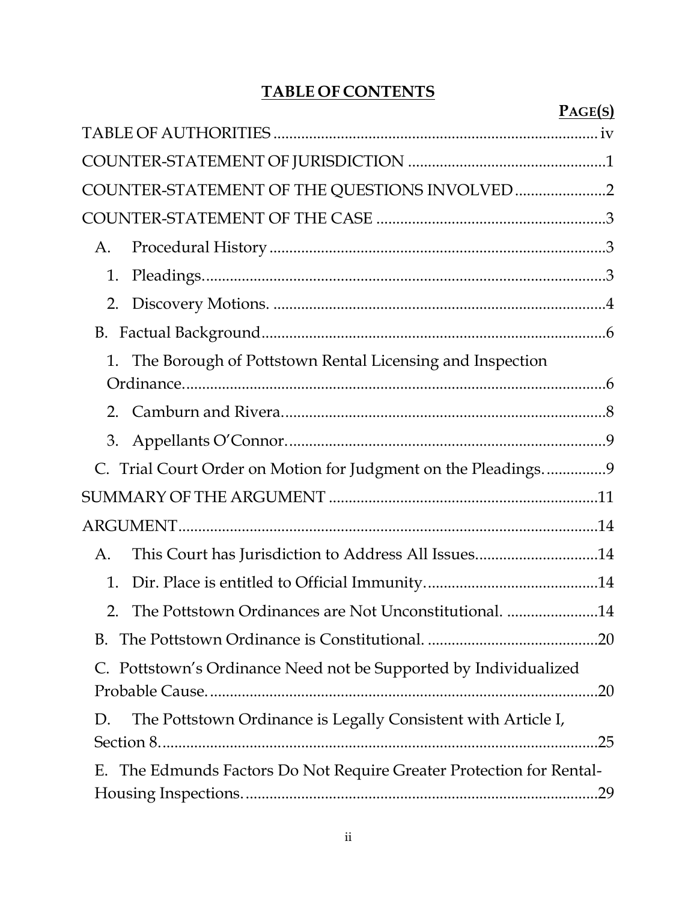# TABLE OF CONTENTS

| | PAGE(S) |
|---|---|
| TABLE OF AUTHORITIES | iv |
| COUNTER-STATEMENT OF JURISDICTION | 1 |
| COUNTER-STATEMENT OF THE QUESTIONS INVOLVED | 2 |
| COUNTER-STATEMENT OF THE CASE | 3 |
| A. Procedural History | 3 |
| 1. Pleadings. | 3 |
| 2. Discovery Motions. | 4 |
| B. Factual Background | 6 |
| 1. The Borough of Pottstown Rental Licensing and Inspection Ordinance. | 6 |
| 2. Camburn and Rivera. | 8 |
| 3. Appellants O'Connor. | 9 |
| C. Trial Court Order on Motion for Judgment on the Pleadings. | 9 |
| SUMMARY OF THE ARGUMENT | 11 |
| ARGUMENT | 14 |
| A. This Court has Jurisdiction to Address All Issues | 14 |
| 1. Dir. Place is entitled to Official Immunity. | 14 |
| 2. The Pottstown Ordinances are Not Unconstitutional. | 14 |
| B. The Pottstown Ordinance is Constitutional. | 20 |
| C. Pottstown's Ordinance Need not be Supported by Individualized Probable Cause. | 20 |
| D. The Pottstown Ordinance is Legally Consistent with Article I, Section 8. | 25 |
| E. The Edmunds Factors Do Not Require Greater Protection for Rental-Housing Inspections. | 29 |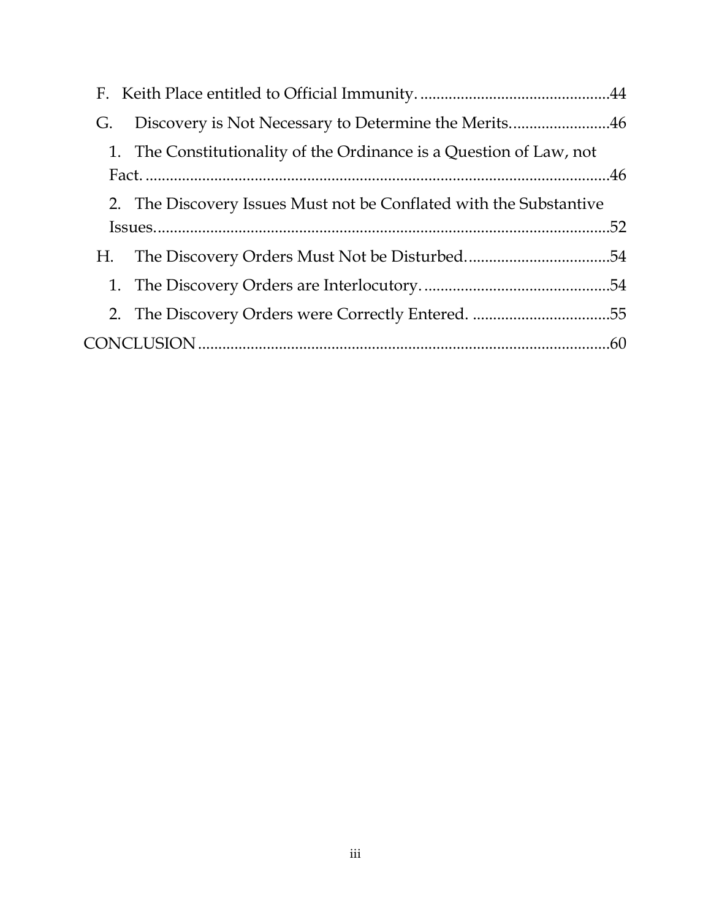F. Keith Place entitled to Official Immunity. .............................................44

G. Discovery is Not Necessary to Determine the Merits.........................46

1. The Constitutionality of the Ordinance is a Question of Law, not Fact. .....................................................................................................46

2. The Discovery Issues Must not be Conflated with the Substantive Issues.................................................................................................52

H. The Discovery Orders Must Not be Disturbed...................................54

1. The Discovery Orders are Interlocutory. .............................................54

2. The Discovery Orders were Correctly Entered. ..................................55

CONCLUSION......................................................................................................60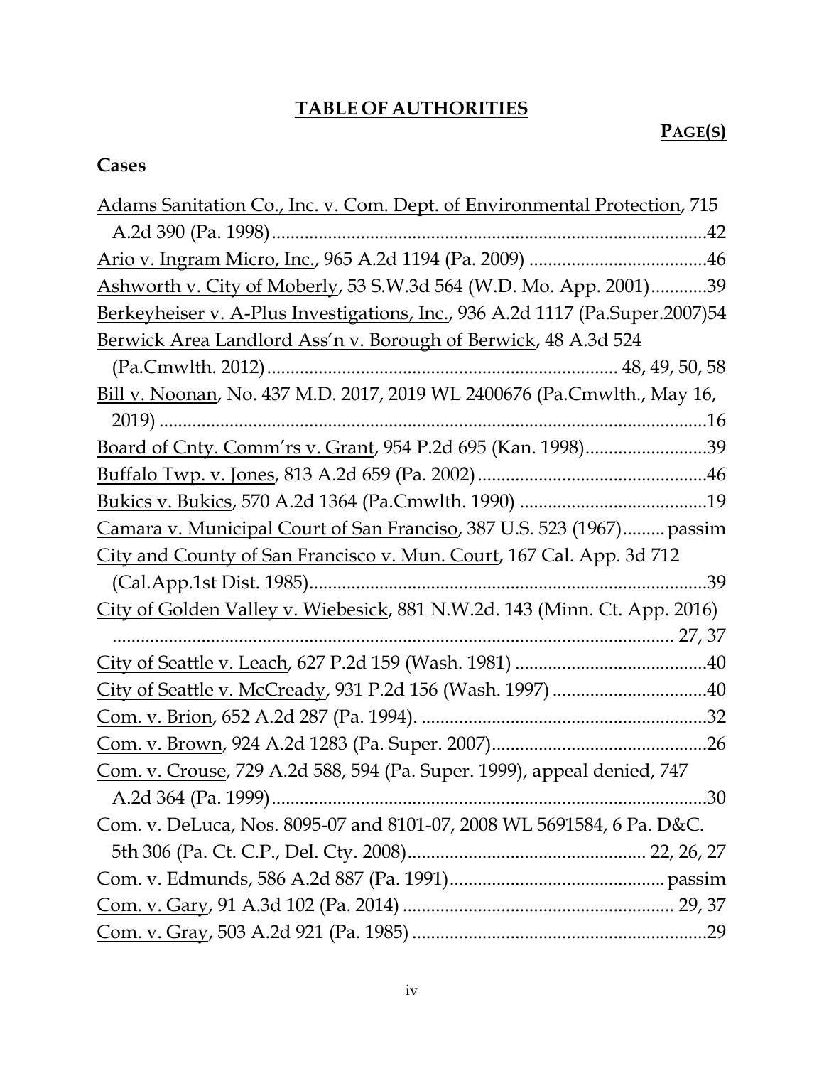## TABLE OF AUTHORITIES

**PAGE(S)**

### Cases

Adams Sanitation Co., Inc. v. Com. Dept. of Environmental Protection, 715 A.2d 390 (Pa. 1998) .... 42

Ario v. Ingram Micro, Inc., 965 A.2d 1194 (Pa. 2009) .... 46

Ashworth v. City of Moberly, 53 S.W.3d 564 (W.D. Mo. App. 2001) .... 39

Berkeyheiser v. A-Plus Investigations, Inc., 936 A.2d 1117 (Pa.Super.2007) 54

Berwick Area Landlord Ass'n v. Borough of Berwick, 48 A.3d 524 (Pa.Cmwlth. 2012) .... 48, 49, 50, 58

Bill v. Noonan, No. 437 M.D. 2017, 2019 WL 2400676 (Pa.Cmwlth., May 16, 2019) .... 16

Board of Cnty. Comm'rs v. Grant, 954 P.2d 695 (Kan. 1998) .... 39

Buffalo Twp. v. Jones, 813 A.2d 659 (Pa. 2002) .... 46

Bukics v. Bukics, 570 A.2d 1364 (Pa.Cmwlth. 1990) .... 19

Camara v. Municipal Court of San Francisco, 387 U.S. 523 (1967) .... passim

City and County of San Francisco v. Mun. Court, 167 Cal. App. 3d 712 (Cal.App.1st Dist. 1985) .... 39

City of Golden Valley v. Wiebesick, 881 N.W.2d. 143 (Minn. Ct. App. 2016) .... 27, 37

City of Seattle v. Leach, 627 P.2d 159 (Wash. 1981) .... 40

City of Seattle v. McCready, 931 P.2d 156 (Wash. 1997) .... 40

Com. v. Brion, 652 A.2d 287 (Pa. 1994). .... 32

Com. v. Brown, 924 A.2d 1283 (Pa. Super. 2007) .... 26

Com. v. Crouse, 729 A.2d 588, 594 (Pa. Super. 1999), appeal denied, 747 A.2d 364 (Pa. 1999) .... 30

Com. v. DeLuca, Nos. 8095-07 and 8101-07, 2008 WL 5691584, 6 Pa. D&C. 5th 306 (Pa. Ct. C.P., Del. Cty. 2008) .... 22, 26, 27

Com. v. Edmunds, 586 A.2d 887 (Pa. 1991) .... passim

Com. v. Gary, 91 A.3d 102 (Pa. 2014) .... 29, 37

Com. v. Gray, 503 A.2d 921 (Pa. 1985) .... 29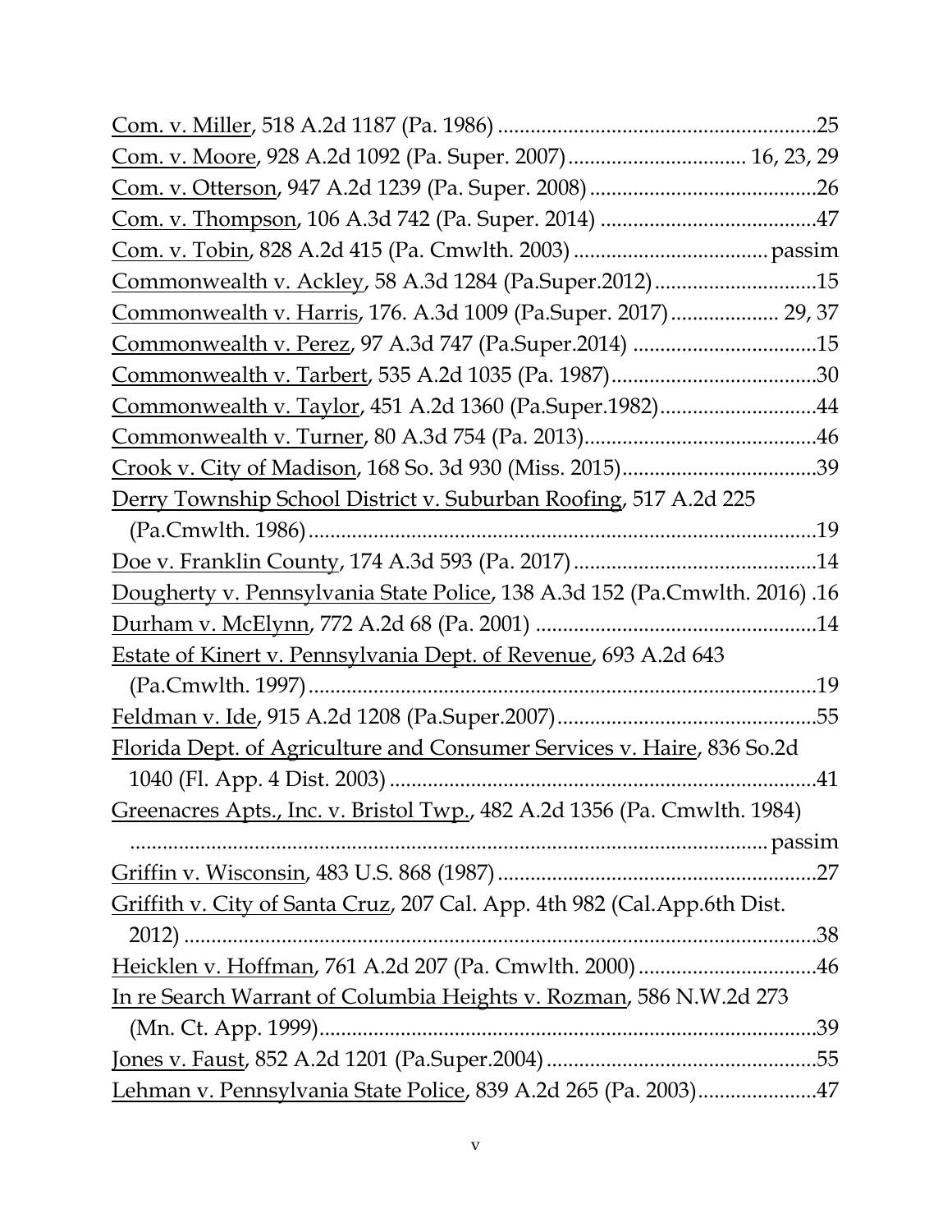<u>Com. v. Miller</u>, 518 A.2d 1187 (Pa. 1986) ..........................................................25

<u>Com. v. Moore</u>, 928 A.2d 1092 (Pa. Super. 2007)................................ 16, 23, 29

<u>Com. v. Otterson</u>, 947 A.2d 1239 (Pa. Super. 2008)..........................................26

<u>Com. v. Thompson</u>, 106 A.3d 742 (Pa. Super. 2014) ........................................47

<u>Com. v. Tobin</u>, 828 A.2d 415 (Pa. Cmwlth. 2003) ................................... passim

<u>Commonwealth v. Ackley</u>, 58 A.3d 1284 (Pa.Super.2012)..............................15

<u>Commonwealth v. Harris</u>, 176. A.3d 1009 (Pa.Super. 2017).................... 29, 37

<u>Commonwealth v. Perez</u>, 97 A.3d 747 (Pa.Super.2014) ..................................15

<u>Commonwealth v. Tarbert</u>, 535 A.2d 1035 (Pa. 1987)......................................30

<u>Commonwealth v. Taylor</u>, 451 A.2d 1360 (Pa.Super.1982).............................44

<u>Commonwealth v. Turner</u>, 80 A.3d 754 (Pa. 2013)...........................................46

<u>Crook v. City of Madison</u>, 168 So. 3d 930 (Miss. 2015)....................................39

<u>Derry Township School District v. Suburban Roofing</u>, 517 A.2d 225 (Pa.Cmwlth. 1986).............................................................................................19

<u>Doe v. Franklin County</u>, 174 A.3d 593 (Pa. 2017).............................................14

<u>Dougherty v. Pennsylvania State Police</u>, 138 A.3d 152 (Pa.Cmwlth. 2016) .16

<u>Durham v. McElynn</u>, 772 A.2d 68 (Pa. 2001) ....................................................14

<u>Estate of Kinert v. Pennsylvania Dept. of Revenue</u>, 693 A.2d 643 (Pa.Cmwlth. 1997).............................................................................................19

<u>Feldman v. Ide</u>, 915 A.2d 1208 (Pa.Super.2007)................................................55

<u>Florida Dept. of Agriculture and Consumer Services v. Haire</u>, 836 So.2d 1040 (Fl. App. 4 Dist. 2003) ...............................................................................41

<u>Greenacres Apts., Inc. v. Bristol Twp.</u>, 482 A.2d 1356 (Pa. Cmwlth. 1984) ..................................................................................................................... passim

<u>Griffin v. Wisconsin</u>, 483 U.S. 868 (1987) ..........................................................27

<u>Griffith v. City of Santa Cruz</u>, 207 Cal. App. 4th 982 (Cal.App.6th Dist. 2012) ......................................................................................................................38

<u>Heicklen v. Hoffman</u>, 761 A.2d 207 (Pa. Cmwlth. 2000) .................................46

<u>In re Search Warrant of Columbia Heights v. Rozman</u>, 586 N.W.2d 273 (Mn. Ct. App. 1999)............................................................................................39

<u>Jones v. Faust</u>, 852 A.2d 1201 (Pa.Super.2004) ..................................................55

<u>Lehman v. Pennsylvania State Police</u>, 839 A.2d 265 (Pa. 2003)......................47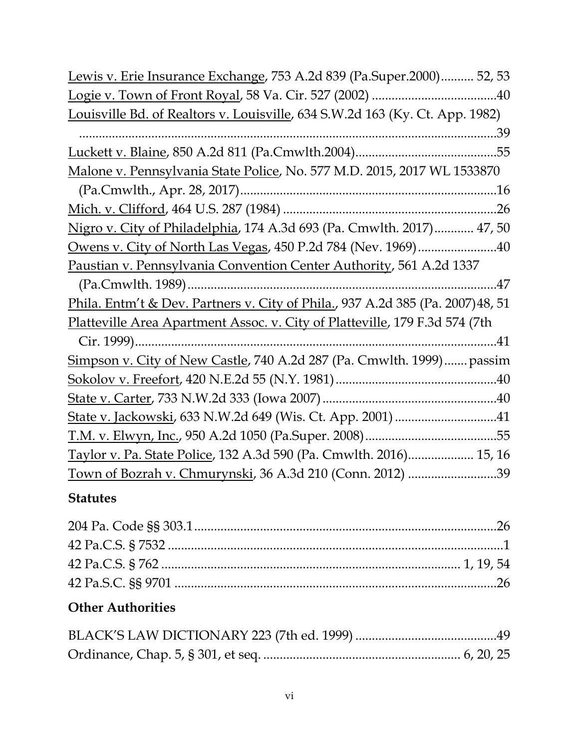Lewis v. Erie Insurance Exchange, 753 A.2d 839 (Pa.Super.2000).......... 52, 53

Logie v. Town of Front Royal, 58 Va. Cir. 527 (2002) ......................................40

Louisville Bd. of Realtors v. Louisville, 634 S.W.2d 163 (Ky. Ct. App. 1982) ..........................................................................................................................39

Luckett v. Blaine, 850 A.2d 811 (Pa.Cmwlth.2004)...........................................55

Malone v. Pennsylvania State Police, No. 577 M.D. 2015, 2017 WL 1533870 (Pa.Cmwlth., Apr. 28, 2017).............................................................................16

Mich. v. Clifford, 464 U.S. 287 (1984) ................................................................26

Nigro v. City of Philadelphia, 174 A.3d 693 (Pa. Cmwlth. 2017)............ 47, 50

Owens v. City of North Las Vegas, 450 P.2d 784 (Nev. 1969)........................40

Paustian v. Pennsylvania Convention Center Authority, 561 A.2d 1337 (Pa.Cmwlth. 1989).............................................................................................47

Phila. Entm't & Dev. Partners v. City of Phila., 937 A.2d 385 (Pa. 2007)48, 51

Platteville Area Apartment Assoc. v. City of Platteville, 179 F.3d 574 (7th Cir. 1999).........................................................................................................41

Simpson v. City of New Castle, 740 A.2d 287 (Pa. Cmwlth. 1999)....... passim

Sokolov v. Freefort, 420 N.E.2d 55 (N.Y. 1981)................................................40

State v. Carter, 733 N.W.2d 333 (Iowa 2007)....................................................40

State v. Jackowski, 633 N.W.2d 649 (Wis. Ct. App. 2001)...............................41

T.M. v. Elwyn, Inc., 950 A.2d 1050 (Pa.Super. 2008)........................................55

Taylor v. Pa. State Police, 132 A.3d 590 (Pa. Cmwlth. 2016).................... 15, 16

Town of Bozrah v. Chmurynski, 36 A.3d 210 (Conn. 2012) ...........................39

**Statutes**

204 Pa. Code §§ 303.1............................................................................................26

42 Pa.C.S. § 7532 .....................................................................................................1

42 Pa.C.S. § 762 ........................................................................................ 1, 19, 54

42 Pa.S.C. §§ 9701 ...................................................................................................26

**Other Authorities**

BLACK'S LAW DICTIONARY 223 (7th ed. 1999) ...........................................49

Ordinance, Chap. 5, § 301, et seq. ........................................................... 6, 20, 25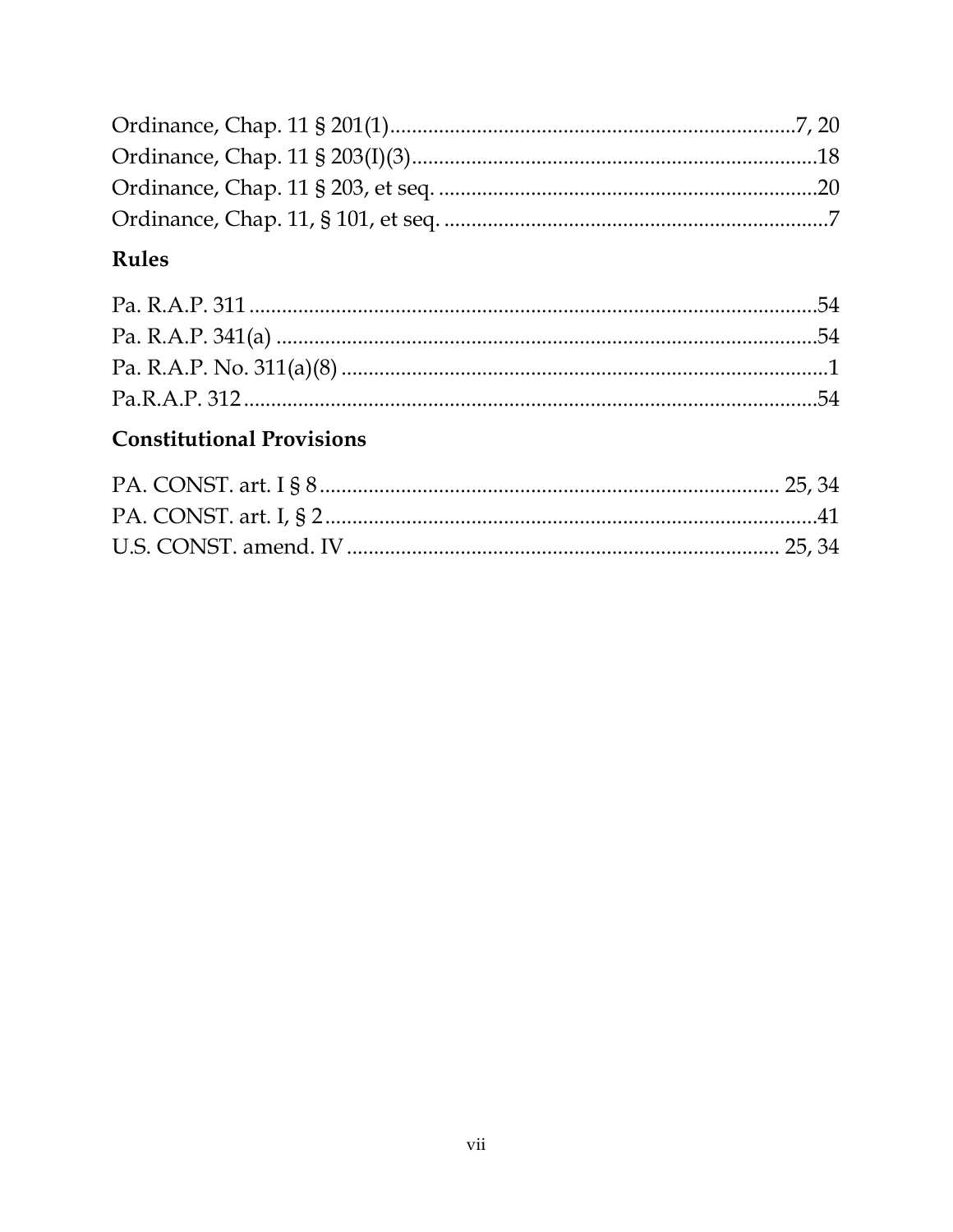Ordinance, Chap. 11 § 201(1)..........................................................................7, 20
Ordinance, Chap. 11 § 203(I)(3)..........................................................................18
Ordinance, Chap. 11 § 203, et seq. ......................................................................20
Ordinance, Chap. 11, § 101, et seq. ......................................................................7

## Rules

Pa. R.A.P. 311 ..........................................................................................................54
Pa. R.A.P. 341(a) ......................................................................................................54
Pa. R.A.P. No. 311(a)(8) ..........................................................................................1
Pa.R.A.P. 312 ...........................................................................................................54

## Constitutional Provisions

PA. CONST. art. I § 8 ...................................................................................... 25, 34
PA. CONST. art. I, § 2 ...........................................................................................41
U.S. CONST. amend. IV ................................................................................. 25, 34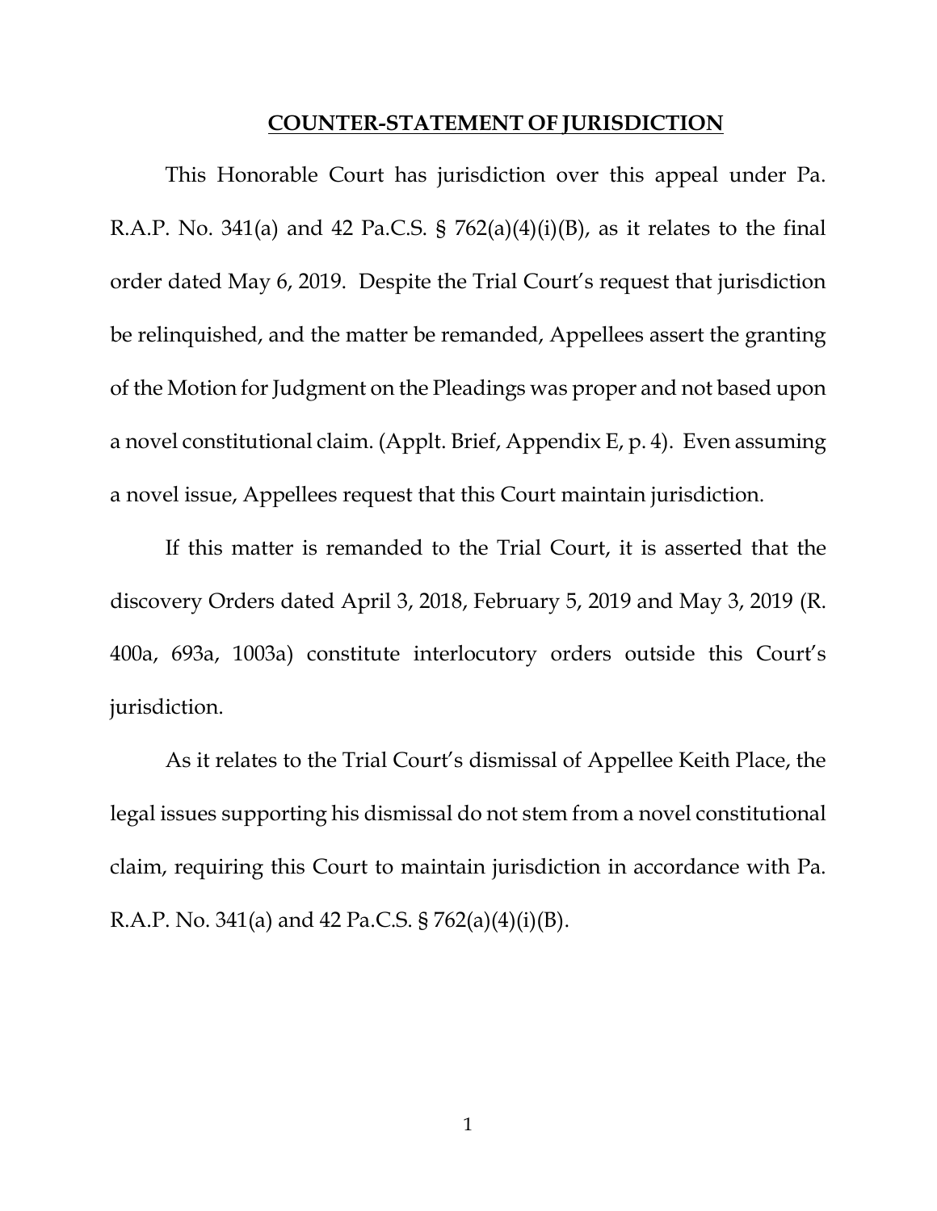## COUNTER-STATEMENT OF JURISDICTION

This Honorable Court has jurisdiction over this appeal under Pa. R.A.P. No. 341(a) and 42 Pa.C.S. § 762(a)(4)(i)(B), as it relates to the final order dated May 6, 2019. Despite the Trial Court's request that jurisdiction be relinquished, and the matter be remanded, Appellees assert the granting of the Motion for Judgment on the Pleadings was proper and not based upon a novel constitutional claim. (Applt. Brief, Appendix E, p. 4). Even assuming a novel issue, Appellees request that this Court maintain jurisdiction.

If this matter is remanded to the Trial Court, it is asserted that the discovery Orders dated April 3, 2018, February 5, 2019 and May 3, 2019 (R. 400a, 693a, 1003a) constitute interlocutory orders outside this Court's jurisdiction.

As it relates to the Trial Court's dismissal of Appellee Keith Place, the legal issues supporting his dismissal do not stem from a novel constitutional claim, requiring this Court to maintain jurisdiction in accordance with Pa. R.A.P. No. 341(a) and 42 Pa.C.S. § 762(a)(4)(i)(B).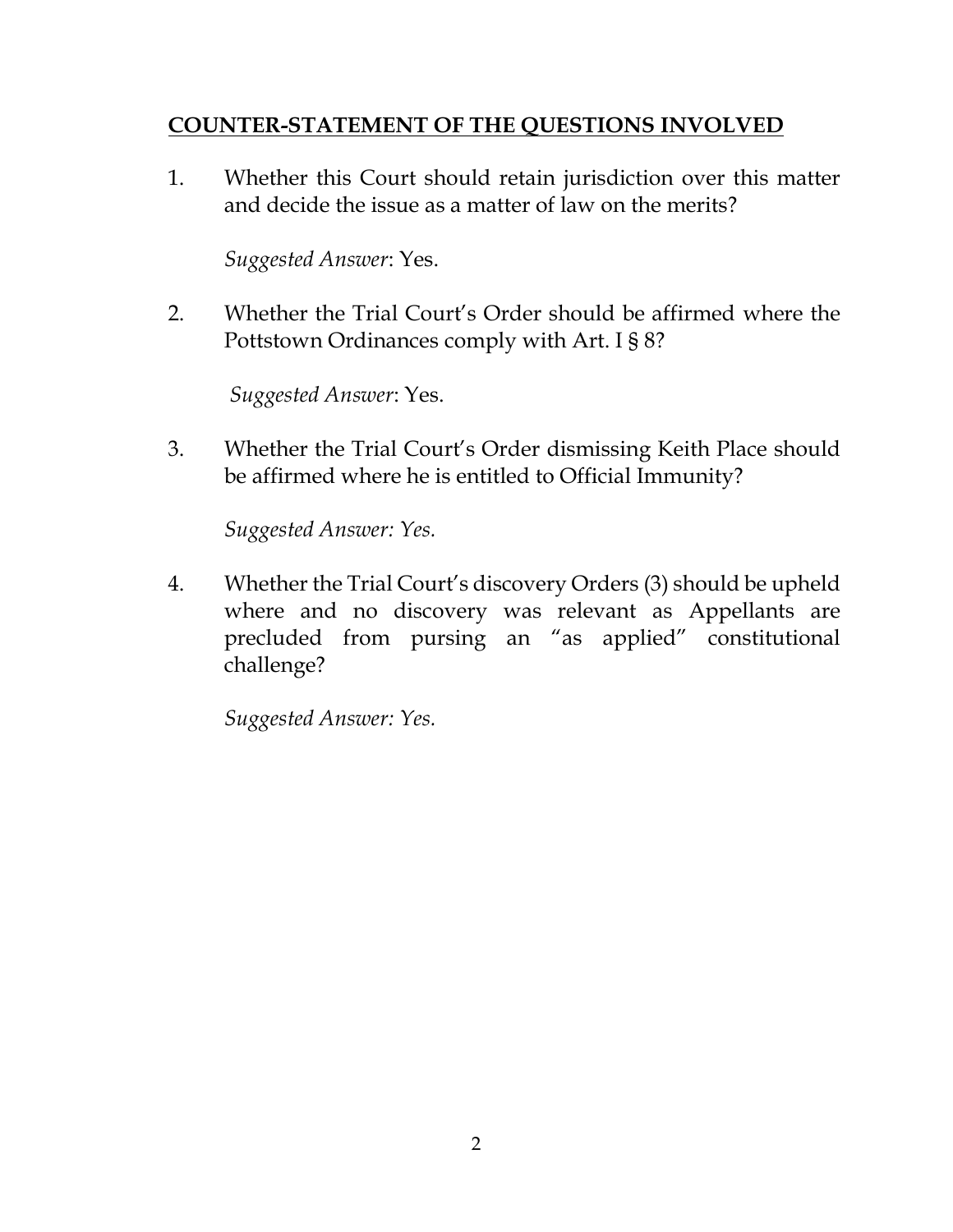## COUNTER-STATEMENT OF THE QUESTIONS INVOLVED

1. Whether this Court should retain jurisdiction over this matter and decide the issue as a matter of law on the merits?

   *Suggested Answer*: Yes.

2. Whether the Trial Court's Order should be affirmed where the Pottstown Ordinances comply with Art. I § 8?

   *Suggested Answer*: Yes.

3. Whether the Trial Court's Order dismissing Keith Place should be affirmed where he is entitled to Official Immunity?

   *Suggested Answer: Yes.*

4. Whether the Trial Court's discovery Orders (3) should be upheld where and no discovery was relevant as Appellants are precluded from pursing an "as applied" constitutional challenge?

   *Suggested Answer: Yes.*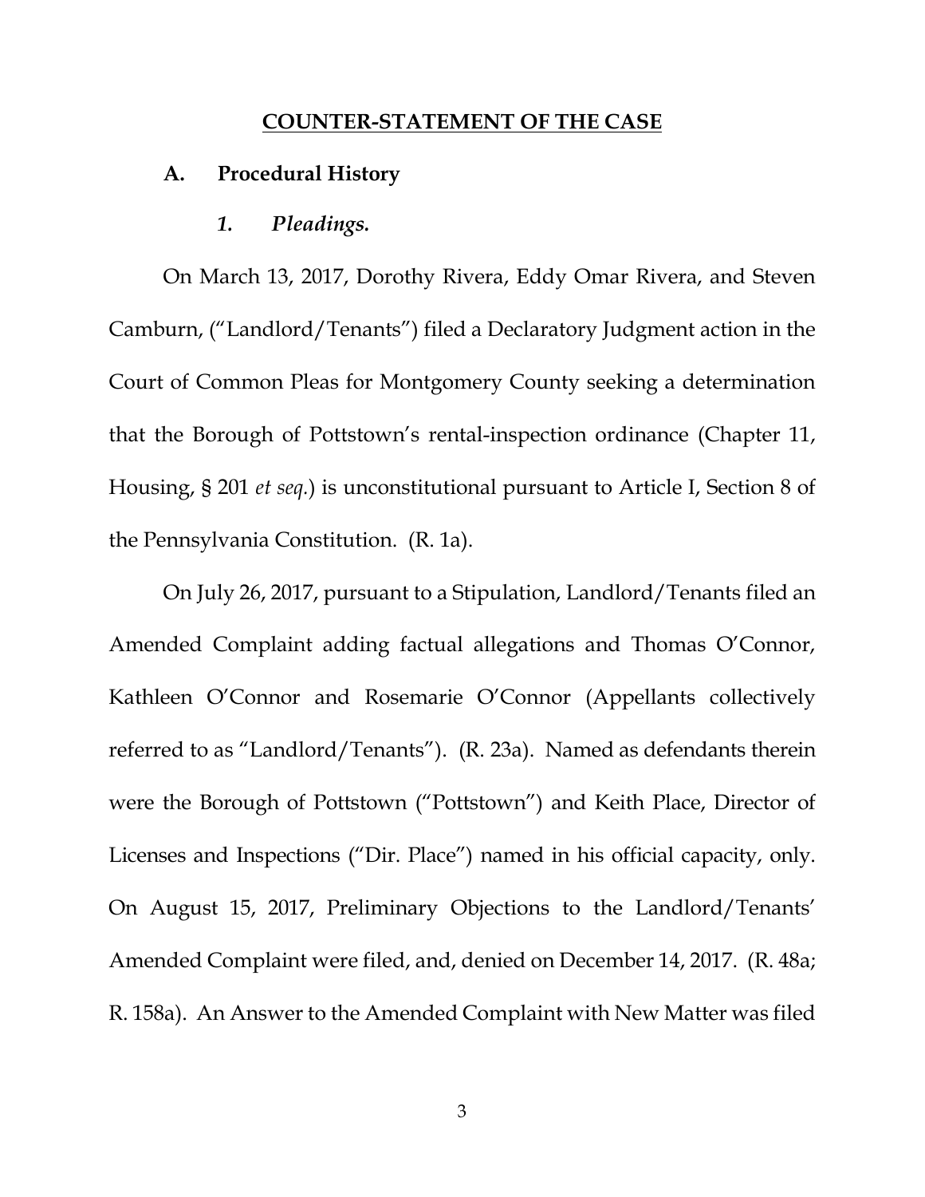## COUNTER-STATEMENT OF THE CASE

### A. Procedural History

#### *1. Pleadings.*

On March 13, 2017, Dorothy Rivera, Eddy Omar Rivera, and Steven Camburn, ("Landlord/Tenants") filed a Declaratory Judgment action in the Court of Common Pleas for Montgomery County seeking a determination that the Borough of Pottstown's rental-inspection ordinance (Chapter 11, Housing, § 201 *et seq.*) is unconstitutional pursuant to Article I, Section 8 of the Pennsylvania Constitution. (R. 1a).

On July 26, 2017, pursuant to a Stipulation, Landlord/Tenants filed an Amended Complaint adding factual allegations and Thomas O'Connor, Kathleen O'Connor and Rosemarie O'Connor (Appellants collectively referred to as "Landlord/Tenants"). (R. 23a). Named as defendants therein were the Borough of Pottstown ("Pottstown") and Keith Place, Director of Licenses and Inspections ("Dir. Place") named in his official capacity, only. On August 15, 2017, Preliminary Objections to the Landlord/Tenants' Amended Complaint were filed, and, denied on December 14, 2017. (R. 48a; R. 158a). An Answer to the Amended Complaint with New Matter was filed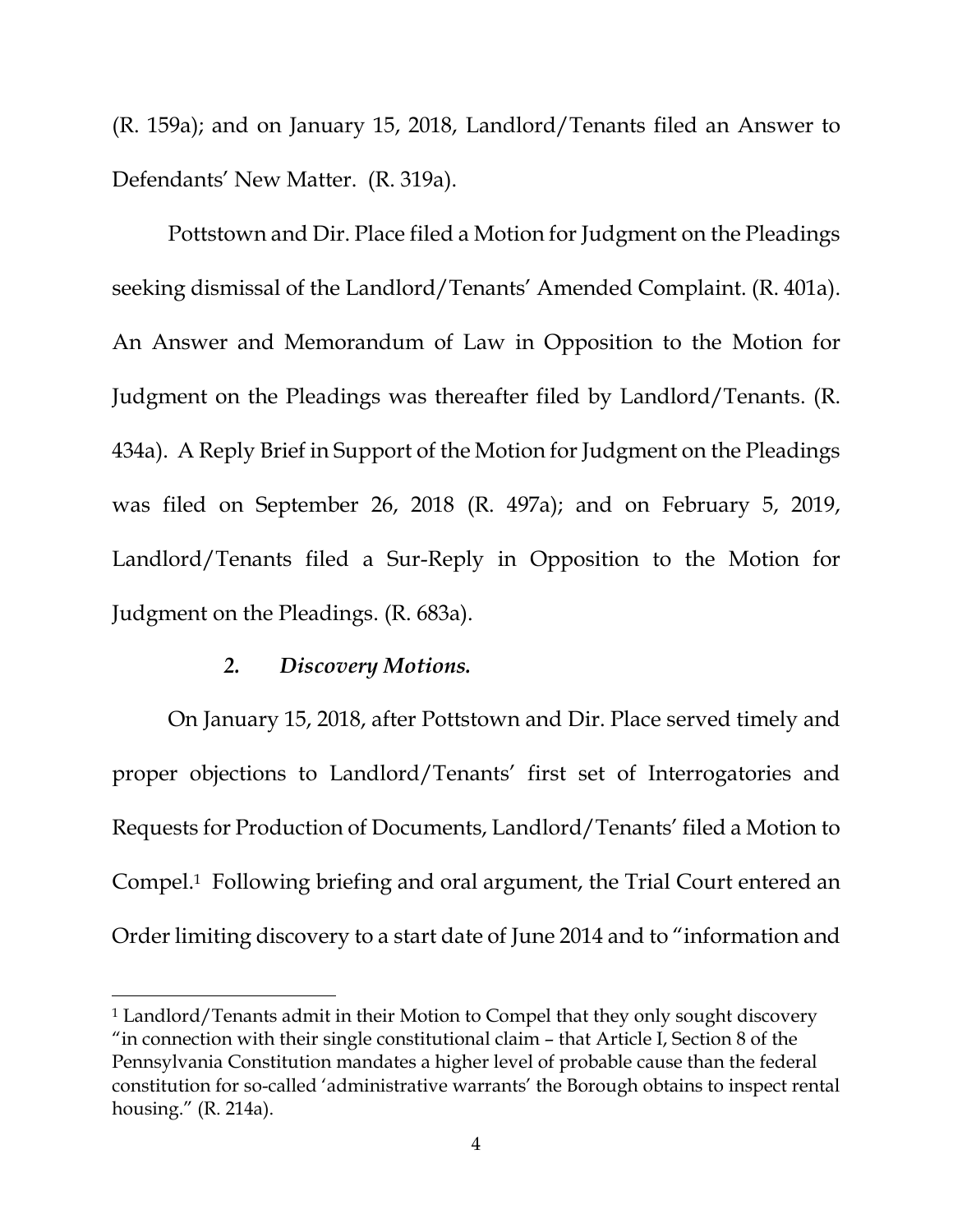(R. 159a); and on January 15, 2018, Landlord/Tenants filed an Answer to Defendants' New Matter. (R. 319a).

Pottstown and Dir. Place filed a Motion for Judgment on the Pleadings seeking dismissal of the Landlord/Tenants' Amended Complaint. (R. 401a). An Answer and Memorandum of Law in Opposition to the Motion for Judgment on the Pleadings was thereafter filed by Landlord/Tenants. (R. 434a). A Reply Brief in Support of the Motion for Judgment on the Pleadings was filed on September 26, 2018 (R. 497a); and on February 5, 2019, Landlord/Tenants filed a Sur-Reply in Opposition to the Motion for Judgment on the Pleadings. (R. 683a).

### *2. Discovery Motions.*

On January 15, 2018, after Pottstown and Dir. Place served timely and proper objections to Landlord/Tenants' first set of Interrogatories and Requests for Production of Documents, Landlord/Tenants' filed a Motion to Compel.[1] Following briefing and oral argument, the Trial Court entered an Order limiting discovery to a start date of June 2014 and to "information and

---

[1] Landlord/Tenants admit in their Motion to Compel that they only sought discovery "in connection with their single constitutional claim – that Article I, Section 8 of the Pennsylvania Constitution mandates a higher level of probable cause than the federal constitution for so-called 'administrative warrants' the Borough obtains to inspect rental housing." (R. 214a).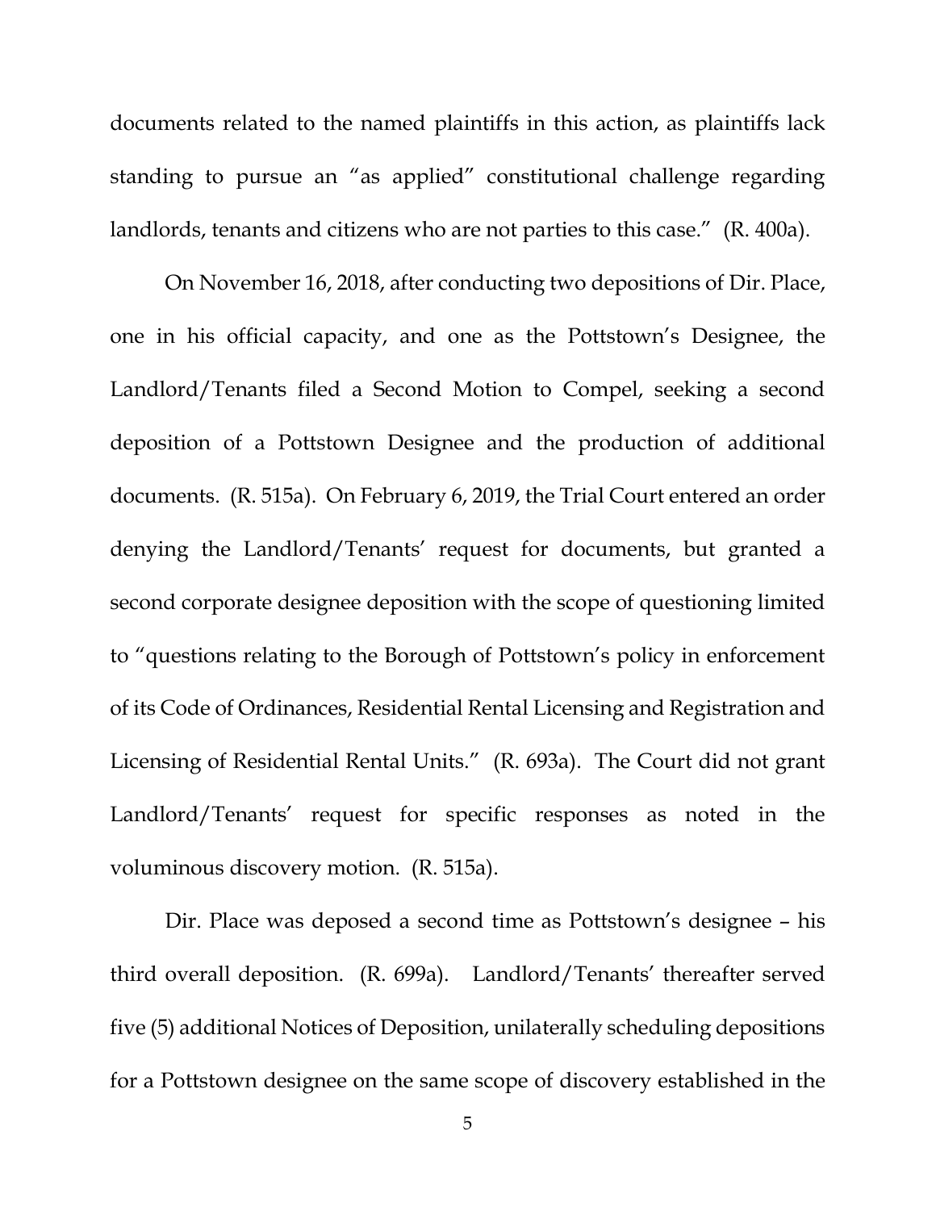documents related to the named plaintiffs in this action, as plaintiffs lack standing to pursue an "as applied" constitutional challenge regarding landlords, tenants and citizens who are not parties to this case." (R. 400a).

On November 16, 2018, after conducting two depositions of Dir. Place, one in his official capacity, and one as the Pottstown's Designee, the Landlord/Tenants filed a Second Motion to Compel, seeking a second deposition of a Pottstown Designee and the production of additional documents. (R. 515a). On February 6, 2019, the Trial Court entered an order denying the Landlord/Tenants' request for documents, but granted a second corporate designee deposition with the scope of questioning limited to "questions relating to the Borough of Pottstown's policy in enforcement of its Code of Ordinances, Residential Rental Licensing and Registration and Licensing of Residential Rental Units." (R. 693a). The Court did not grant Landlord/Tenants' request for specific responses as noted in the voluminous discovery motion. (R. 515a).

Dir. Place was deposed a second time as Pottstown's designee – his third overall deposition. (R. 699a). Landlord/Tenants' thereafter served five (5) additional Notices of Deposition, unilaterally scheduling depositions for a Pottstown designee on the same scope of discovery established in the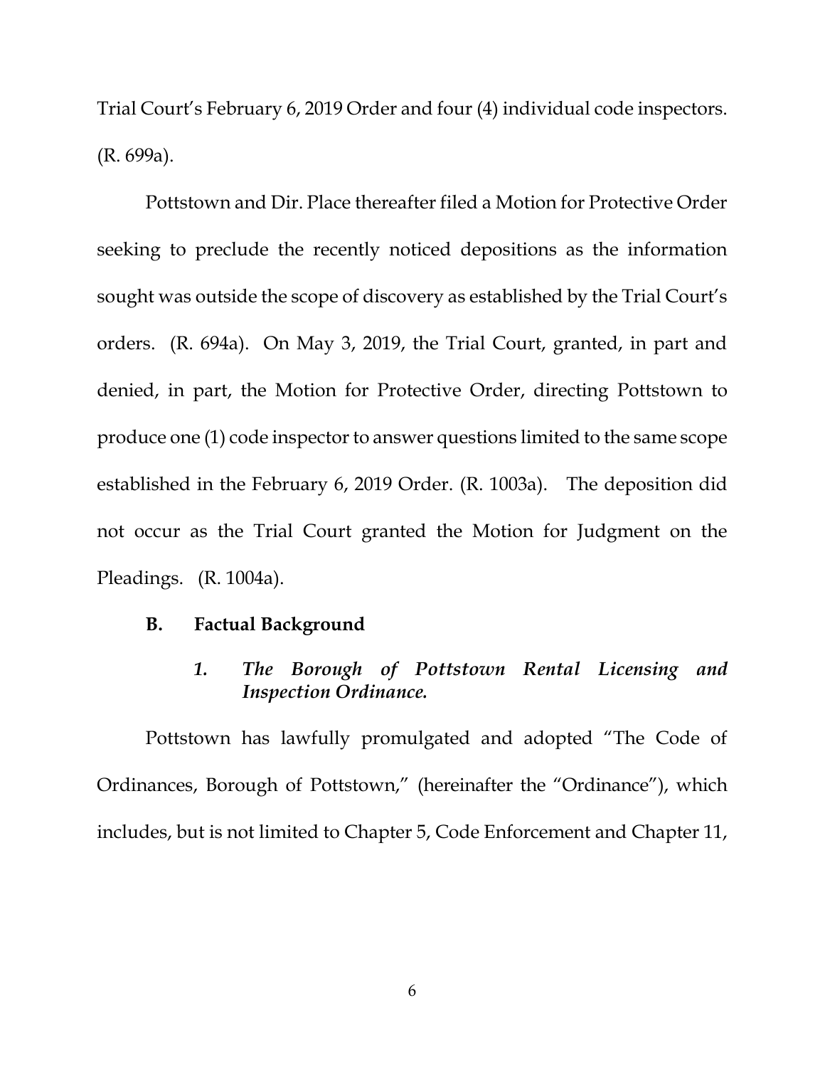Trial Court's February 6, 2019 Order and four (4) individual code inspectors. (R. 699a).

Pottstown and Dir. Place thereafter filed a Motion for Protective Order seeking to preclude the recently noticed depositions as the information sought was outside the scope of discovery as established by the Trial Court's orders. (R. 694a). On May 3, 2019, the Trial Court, granted, in part and denied, in part, the Motion for Protective Order, directing Pottstown to produce one (1) code inspector to answer questions limited to the same scope established in the February 6, 2019 Order. (R. 1003a). The deposition did not occur as the Trial Court granted the Motion for Judgment on the Pleadings. (R. 1004a).

### B. Factual Background

#### *1. The Borough of Pottstown Rental Licensing and Inspection Ordinance.*

Pottstown has lawfully promulgated and adopted "The Code of Ordinances, Borough of Pottstown," (hereinafter the "Ordinance"), which includes, but is not limited to Chapter 5, Code Enforcement and Chapter 11,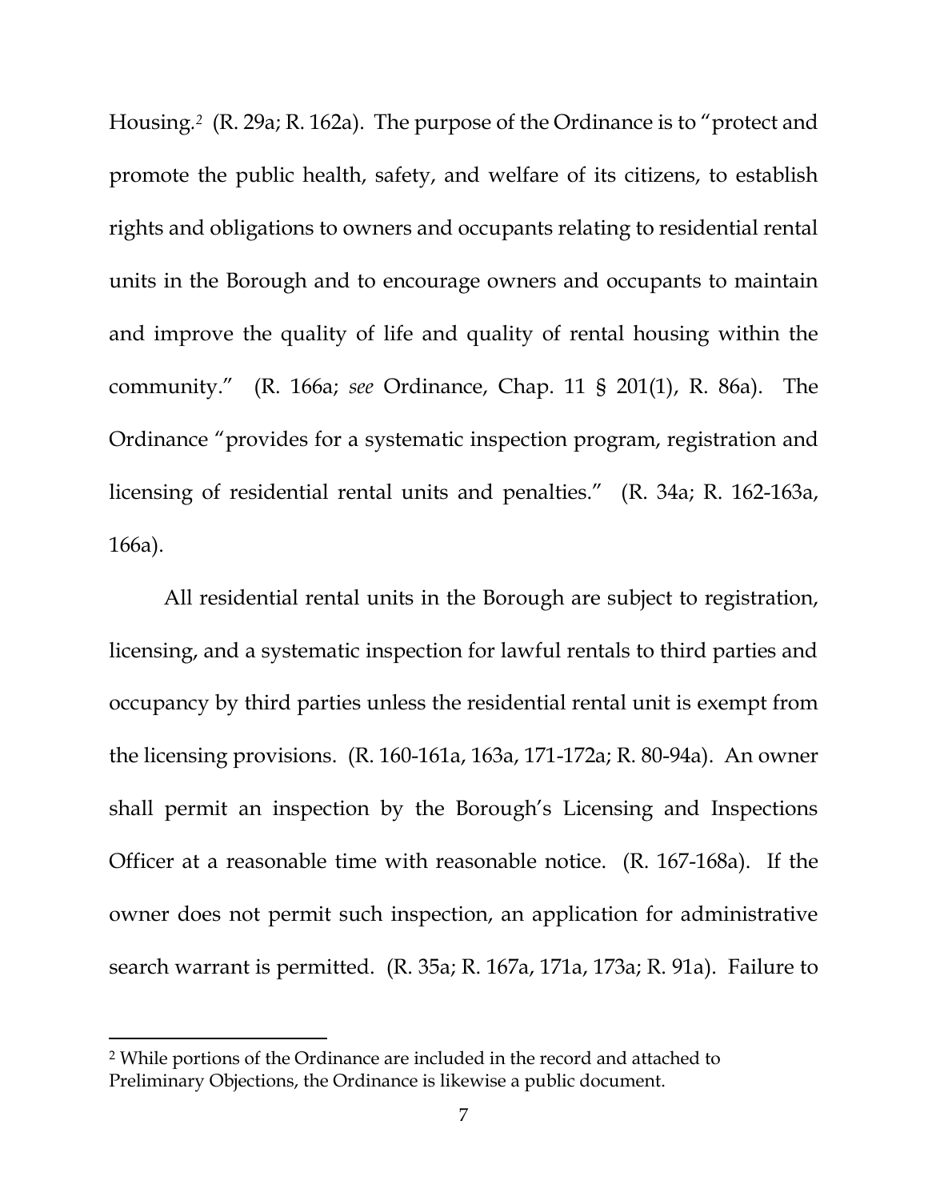Housing.[2] (R. 29a; R. 162a). The purpose of the Ordinance is to "protect and promote the public health, safety, and welfare of its citizens, to establish rights and obligations to owners and occupants relating to residential rental units in the Borough and to encourage owners and occupants to maintain and improve the quality of life and quality of rental housing within the community." (R. 166a; *see* Ordinance, Chap. 11 § 201(1), R. 86a). The Ordinance "provides for a systematic inspection program, registration and licensing of residential rental units and penalties." (R. 34a; R. 162-163a, 166a).

All residential rental units in the Borough are subject to registration, licensing, and a systematic inspection for lawful rentals to third parties and occupancy by third parties unless the residential rental unit is exempt from the licensing provisions. (R. 160-161a, 163a, 171-172a; R. 80-94a). An owner shall permit an inspection by the Borough's Licensing and Inspections Officer at a reasonable time with reasonable notice. (R. 167-168a). If the owner does not permit such inspection, an application for administrative search warrant is permitted. (R. 35a; R. 167a, 171a, 173a; R. 91a). Failure to

---

[2] While portions of the Ordinance are included in the record and attached to Preliminary Objections, the Ordinance is likewise a public document.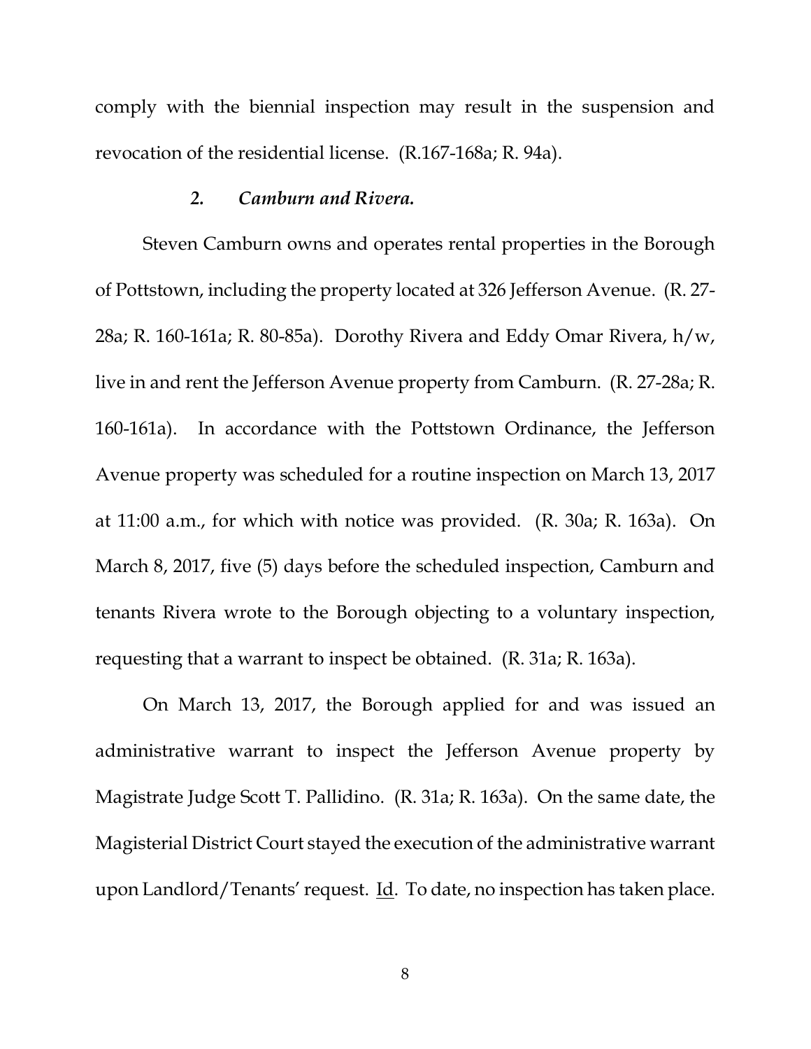comply with the biennial inspection may result in the suspension and revocation of the residential license. (R.167-168a; R. 94a).

### *2. Camburn and Rivera.*

Steven Camburn owns and operates rental properties in the Borough of Pottstown, including the property located at 326 Jefferson Avenue. (R. 27-28a; R. 160-161a; R. 80-85a). Dorothy Rivera and Eddy Omar Rivera, h/w, live in and rent the Jefferson Avenue property from Camburn. (R. 27-28a; R. 160-161a). In accordance with the Pottstown Ordinance, the Jefferson Avenue property was scheduled for a routine inspection on March 13, 2017 at 11:00 a.m., for which with notice was provided. (R. 30a; R. 163a). On March 8, 2017, five (5) days before the scheduled inspection, Camburn and tenants Rivera wrote to the Borough objecting to a voluntary inspection, requesting that a warrant to inspect be obtained. (R. 31a; R. 163a).

On March 13, 2017, the Borough applied for and was issued an administrative warrant to inspect the Jefferson Avenue property by Magistrate Judge Scott T. Pallidino. (R. 31a; R. 163a). On the same date, the Magisterial District Court stayed the execution of the administrative warrant upon Landlord/Tenants' request. Id. To date, no inspection has taken place.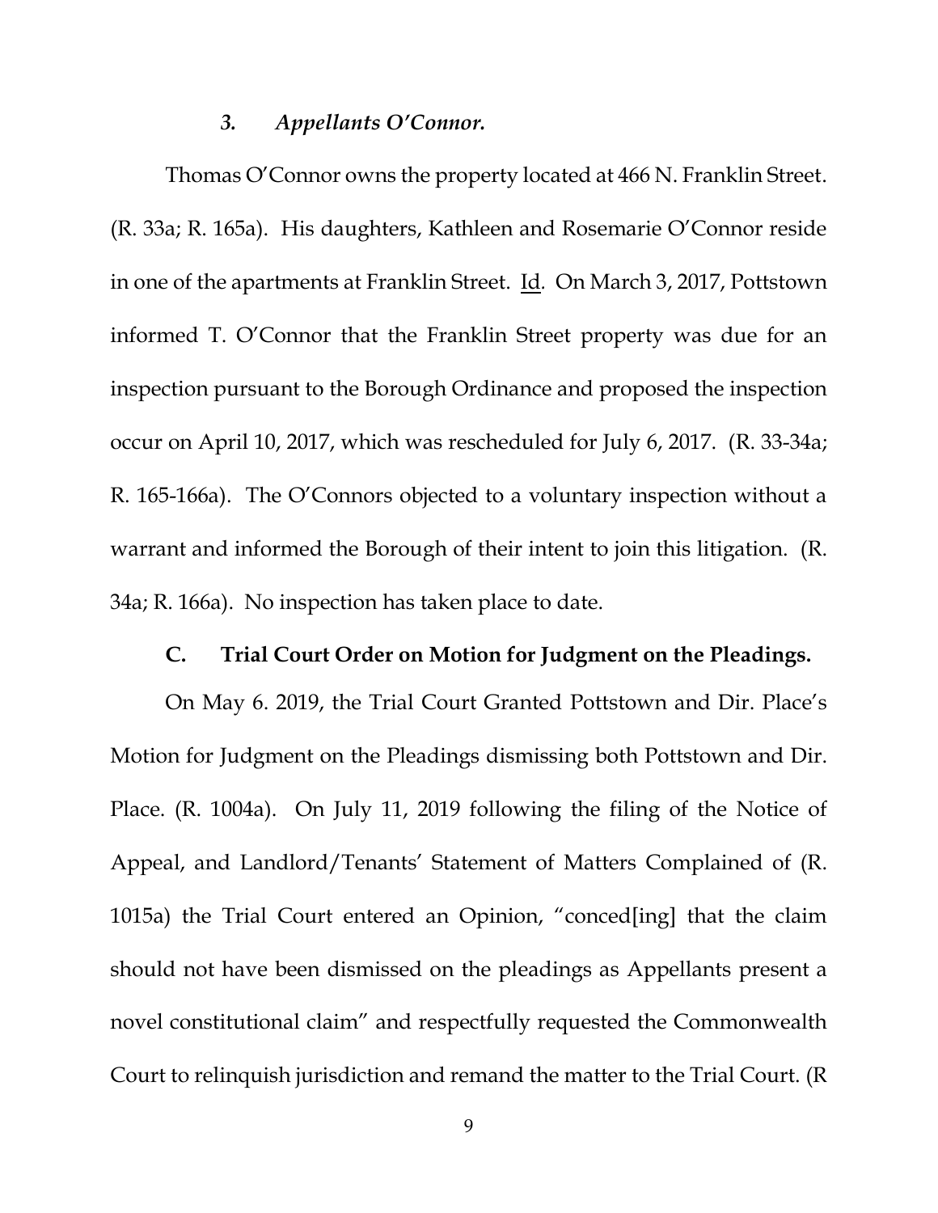### *3. Appellants O'Connor.*

Thomas O'Connor owns the property located at 466 N. Franklin Street. (R. 33a; R. 165a). His daughters, Kathleen and Rosemarie O'Connor reside in one of the apartments at Franklin Street. Id. On March 3, 2017, Pottstown informed T. O'Connor that the Franklin Street property was due for an inspection pursuant to the Borough Ordinance and proposed the inspection occur on April 10, 2017, which was rescheduled for July 6, 2017. (R. 33-34a; R. 165-166a). The O'Connors objected to a voluntary inspection without a warrant and informed the Borough of their intent to join this litigation. (R. 34a; R. 166a). No inspection has taken place to date.

### C. Trial Court Order on Motion for Judgment on the Pleadings.

On May 6. 2019, the Trial Court Granted Pottstown and Dir. Place's Motion for Judgment on the Pleadings dismissing both Pottstown and Dir. Place. (R. 1004a). On July 11, 2019 following the filing of the Notice of Appeal, and Landlord/Tenants' Statement of Matters Complained of (R. 1015a) the Trial Court entered an Opinion, "conced[ing] that the claim should not have been dismissed on the pleadings as Appellants present a novel constitutional claim" and respectfully requested the Commonwealth Court to relinquish jurisdiction and remand the matter to the Trial Court. (R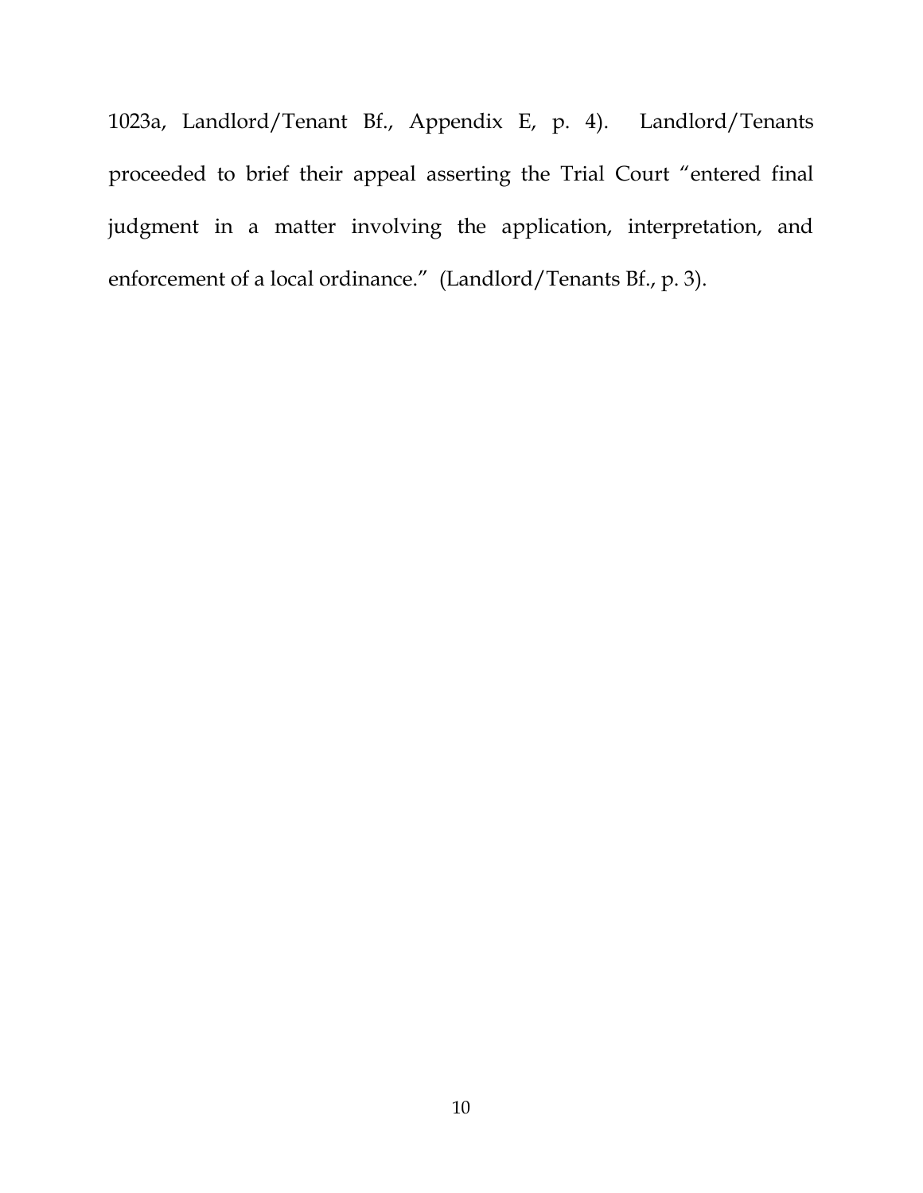1023a, Landlord/Tenant Bf., Appendix E, p. 4). Landlord/Tenants proceeded to brief their appeal asserting the Trial Court "entered final judgment in a matter involving the application, interpretation, and enforcement of a local ordinance." (Landlord/Tenants Bf., p. 3).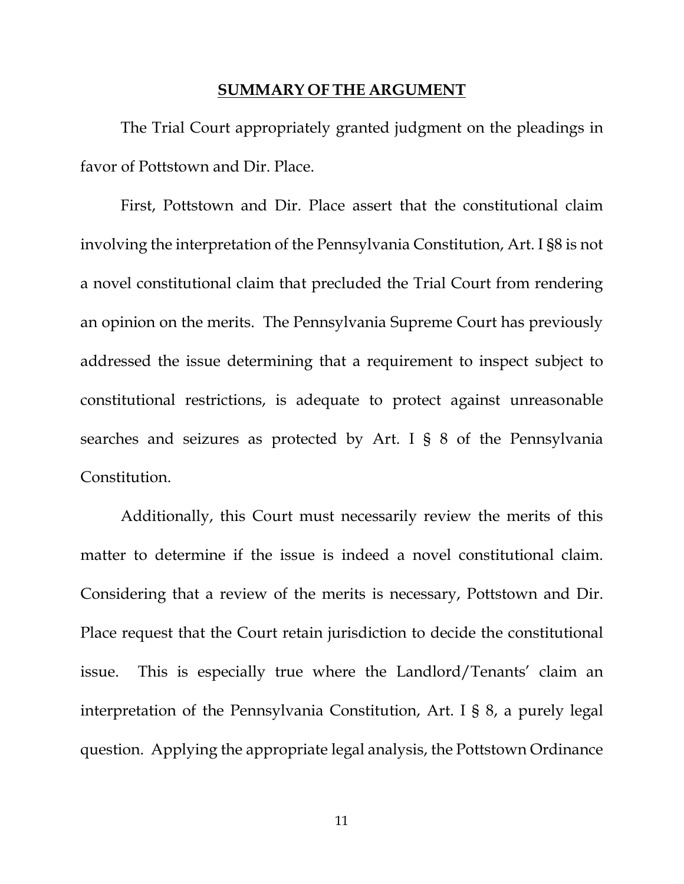## SUMMARY OF THE ARGUMENT

The Trial Court appropriately granted judgment on the pleadings in favor of Pottstown and Dir. Place.

First, Pottstown and Dir. Place assert that the constitutional claim involving the interpretation of the Pennsylvania Constitution, Art. I §8 is not a novel constitutional claim that precluded the Trial Court from rendering an opinion on the merits. The Pennsylvania Supreme Court has previously addressed the issue determining that a requirement to inspect subject to constitutional restrictions, is adequate to protect against unreasonable searches and seizures as protected by Art. I § 8 of the Pennsylvania Constitution.

Additionally, this Court must necessarily review the merits of this matter to determine if the issue is indeed a novel constitutional claim. Considering that a review of the merits is necessary, Pottstown and Dir. Place request that the Court retain jurisdiction to decide the constitutional issue. This is especially true where the Landlord/Tenants' claim an interpretation of the Pennsylvania Constitution, Art. I § 8, a purely legal question. Applying the appropriate legal analysis, the Pottstown Ordinance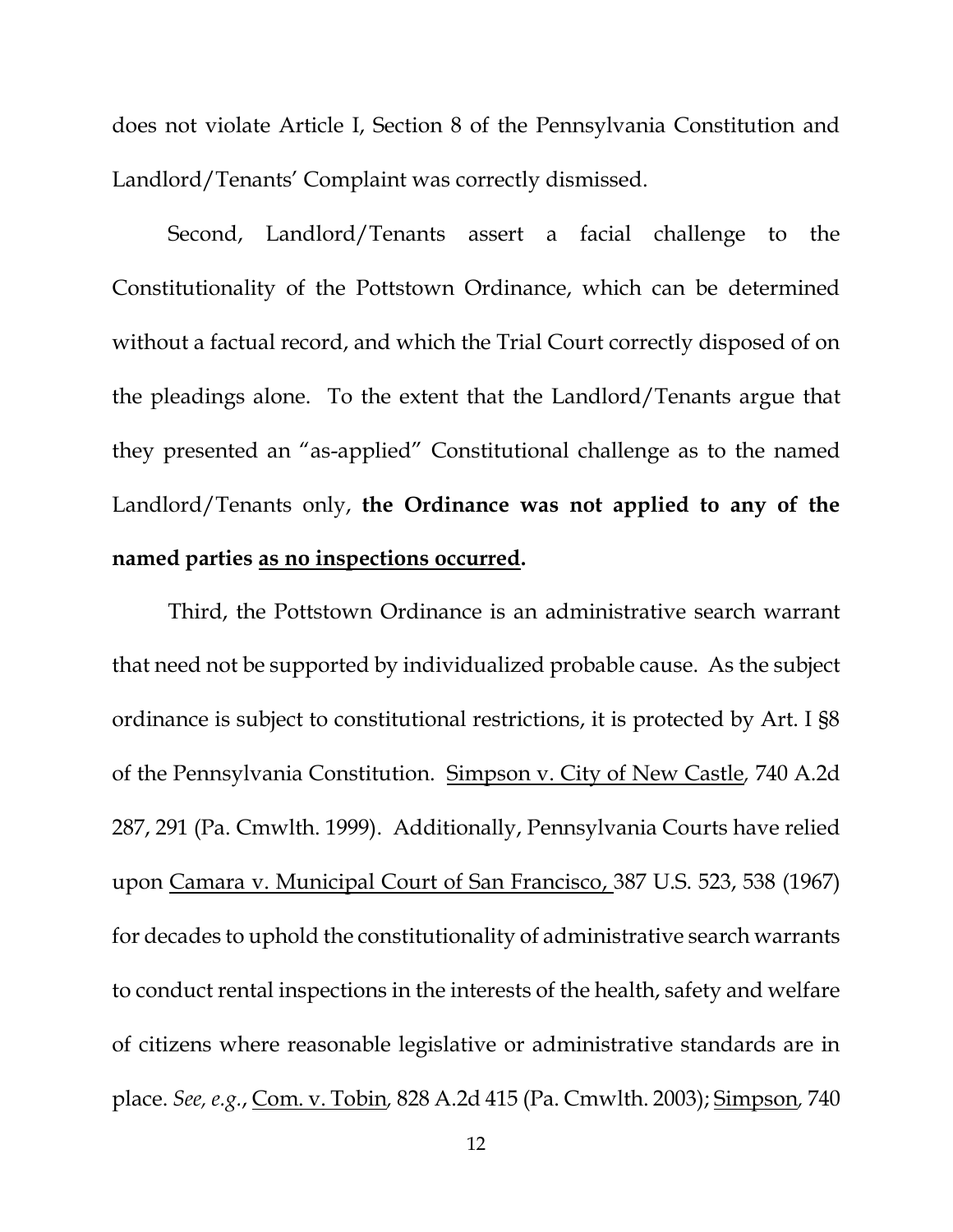does not violate Article I, Section 8 of the Pennsylvania Constitution and Landlord/Tenants' Complaint was correctly dismissed.

Second, Landlord/Tenants assert a facial challenge to the Constitutionality of the Pottstown Ordinance, which can be determined without a factual record, and which the Trial Court correctly disposed of on the pleadings alone. To the extent that the Landlord/Tenants argue that they presented an "as-applied" Constitutional challenge as to the named Landlord/Tenants only, **the Ordinance was not applied to any of the named parties <u>as no inspections occurred</u>.**

Third, the Pottstown Ordinance is an administrative search warrant that need not be supported by individualized probable cause. As the subject ordinance is subject to constitutional restrictions, it is protected by Art. I §8 of the Pennsylvania Constitution. <u>Simpson v. City of New Castle</u>, 740 A.2d 287, 291 (Pa. Cmwlth. 1999). Additionally, Pennsylvania Courts have relied upon <u>Camara v. Municipal Court of San Francisco,</u> 387 U.S. 523, 538 (1967) for decades to uphold the constitutionality of administrative search warrants to conduct rental inspections in the interests of the health, safety and welfare of citizens where reasonable legislative or administrative standards are in place. *See, e.g.*, <u>Com. v. Tobin</u>, 828 A.2d 415 (Pa. Cmwlth. 2003); <u>Simpson</u>, 740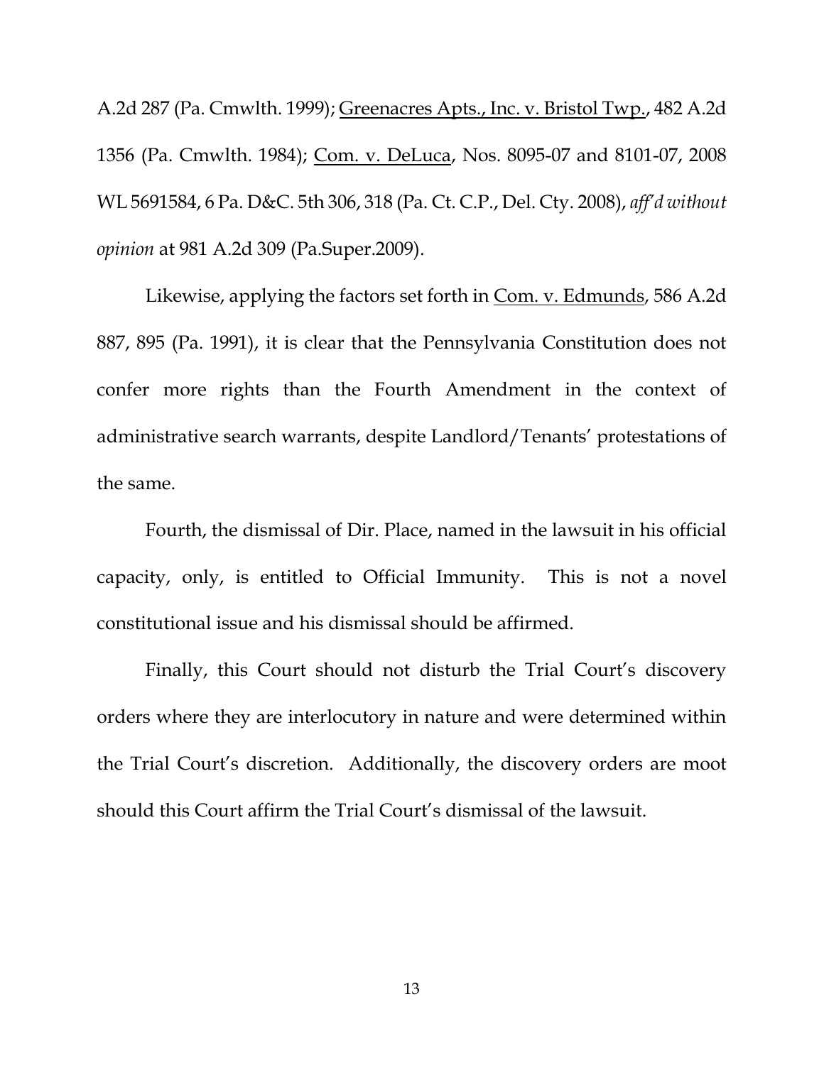A.2d 287 (Pa. Cmwlth. 1999); Greenacres Apts., Inc. v. Bristol Twp., 482 A.2d 1356 (Pa. Cmwlth. 1984); Com. v. DeLuca, Nos. 8095-07 and 8101-07, 2008 WL 5691584, 6 Pa. D&C. 5th 306, 318 (Pa. Ct. C.P., Del. Cty. 2008), *aff'd without opinion* at 981 A.2d 309 (Pa.Super.2009).

Likewise, applying the factors set forth in Com. v. Edmunds, 586 A.2d 887, 895 (Pa. 1991), it is clear that the Pennsylvania Constitution does not confer more rights than the Fourth Amendment in the context of administrative search warrants, despite Landlord/Tenants' protestations of the same.

Fourth, the dismissal of Dir. Place, named in the lawsuit in his official capacity, only, is entitled to Official Immunity. This is not a novel constitutional issue and his dismissal should be affirmed.

Finally, this Court should not disturb the Trial Court's discovery orders where they are interlocutory in nature and were determined within the Trial Court's discretion. Additionally, the discovery orders are moot should this Court affirm the Trial Court's dismissal of the lawsuit.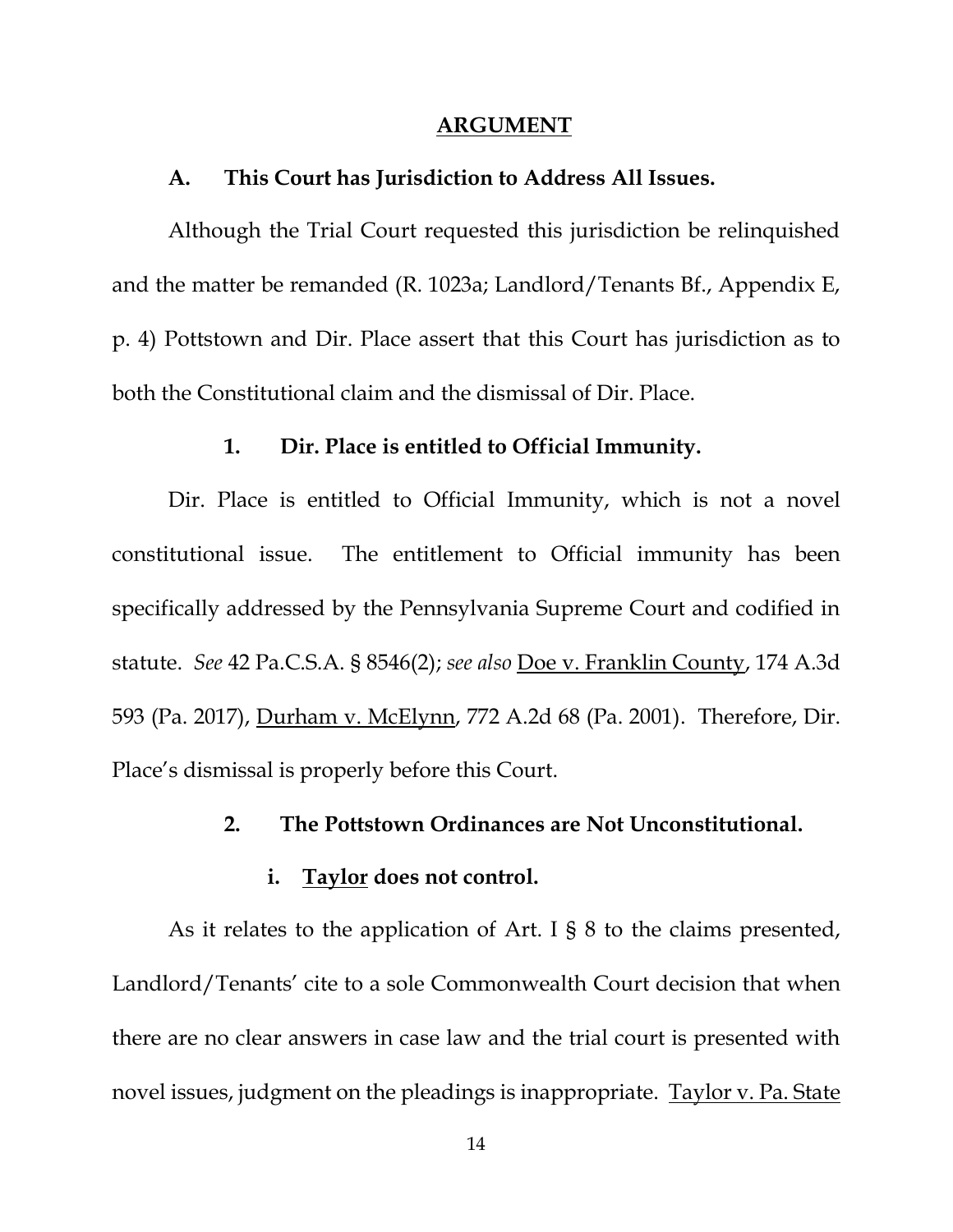## ARGUMENT

### A. This Court has Jurisdiction to Address All Issues.

Although the Trial Court requested this jurisdiction be relinquished and the matter be remanded (R. 1023a; Landlord/Tenants Bf., Appendix E, p. 4) Pottstown and Dir. Place assert that this Court has jurisdiction as to both the Constitutional claim and the dismissal of Dir. Place.

#### 1. Dir. Place is entitled to Official Immunity.

Dir. Place is entitled to Official Immunity, which is not a novel constitutional issue. The entitlement to Official immunity has been specifically addressed by the Pennsylvania Supreme Court and codified in statute. *See* 42 Pa.C.S.A. § 8546(2); *see also* Doe v. Franklin County, 174 A.3d 593 (Pa. 2017), Durham v. McElynn, 772 A.2d 68 (Pa. 2001). Therefore, Dir. Place's dismissal is properly before this Court.

#### 2. The Pottstown Ordinances are Not Unconstitutional.

##### i. Taylor does not control.

As it relates to the application of Art. I § 8 to the claims presented, Landlord/Tenants' cite to a sole Commonwealth Court decision that when there are no clear answers in case law and the trial court is presented with novel issues, judgment on the pleadings is inappropriate. Taylor v. Pa. State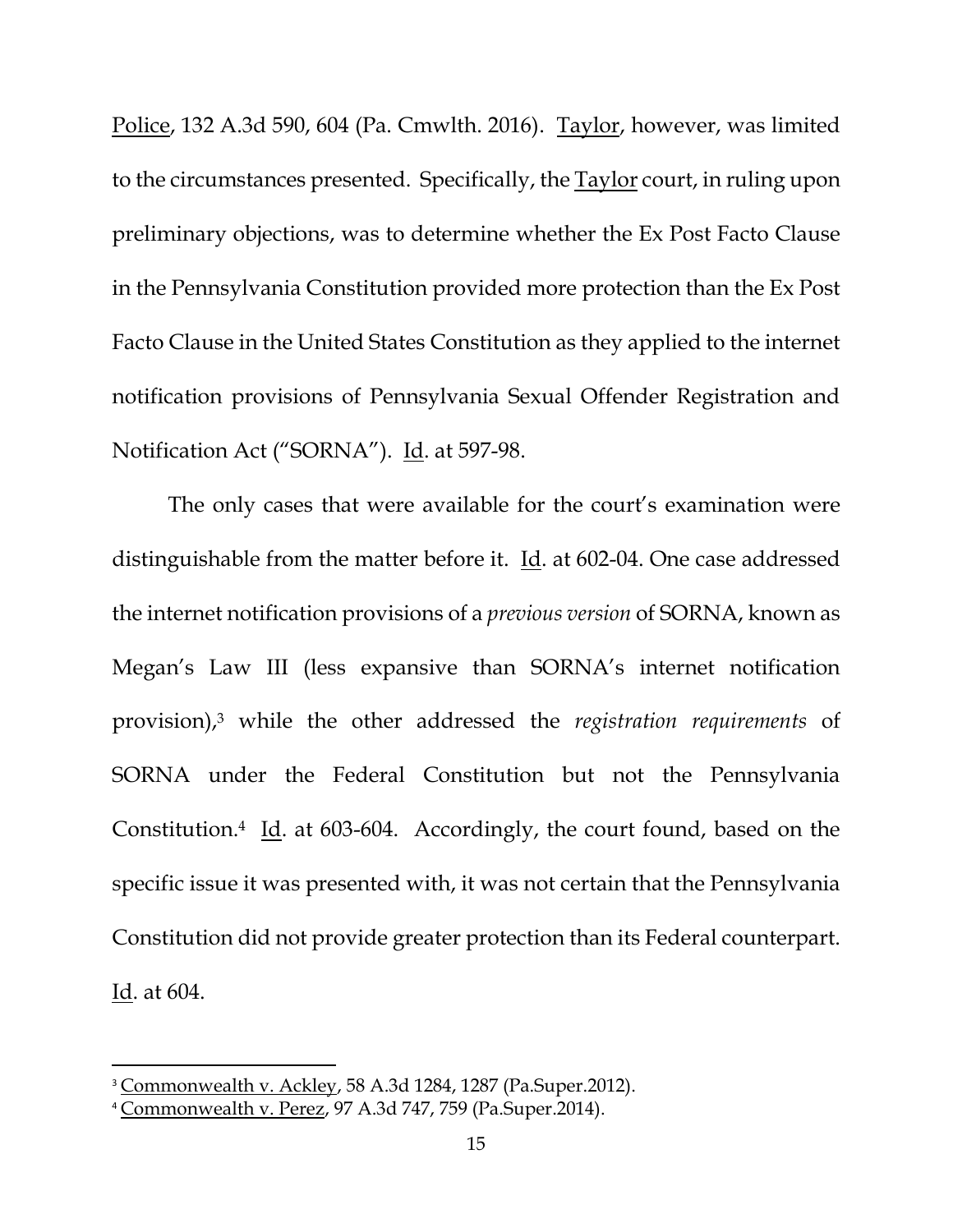Police, 132 A.3d 590, 604 (Pa. Cmwlth. 2016). Taylor, however, was limited to the circumstances presented. Specifically, the Taylor court, in ruling upon preliminary objections, was to determine whether the Ex Post Facto Clause in the Pennsylvania Constitution provided more protection than the Ex Post Facto Clause in the United States Constitution as they applied to the internet notification provisions of Pennsylvania Sexual Offender Registration and Notification Act ("SORNA"). Id. at 597-98.

The only cases that were available for the court's examination were distinguishable from the matter before it. Id. at 602-04. One case addressed the internet notification provisions of a *previous version* of SORNA, known as Megan's Law III (less expansive than SORNA's internet notification provision),[3] while the other addressed the *registration requirements* of SORNA under the Federal Constitution but not the Pennsylvania Constitution.[4] Id. at 603-604. Accordingly, the court found, based on the specific issue it was presented with, it was not certain that the Pennsylvania Constitution did not provide greater protection than its Federal counterpart. Id. at 604.

---

[3] Commonwealth v. Ackley, 58 A.3d 1284, 1287 (Pa.Super.2012).

[4] Commonwealth v. Perez, 97 A.3d 747, 759 (Pa.Super.2014).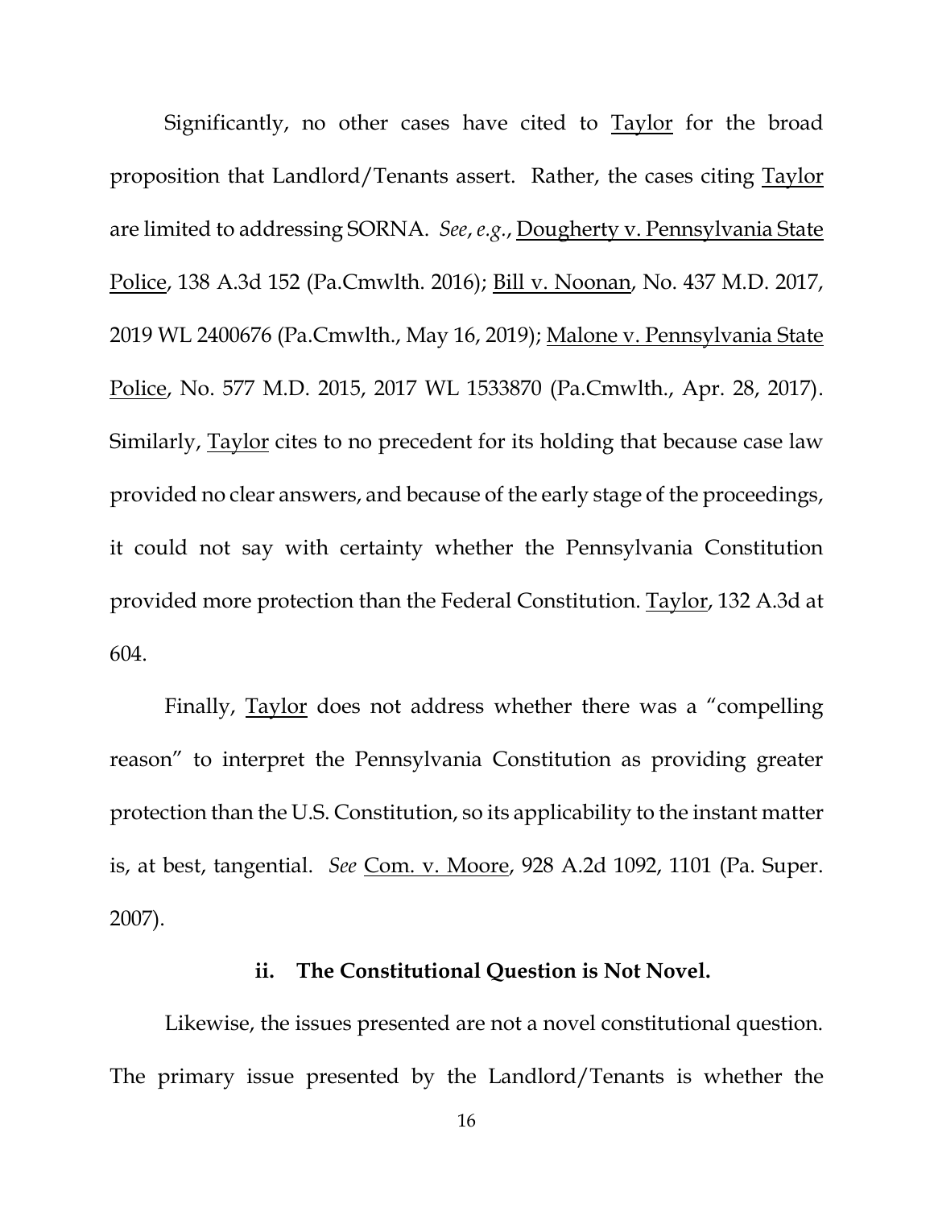Significantly, no other cases have cited to Taylor for the broad proposition that Landlord/Tenants assert. Rather, the cases citing Taylor are limited to addressing SORNA. *See*, *e.g.*, Dougherty v. Pennsylvania State Police, 138 A.3d 152 (Pa.Cmwlth. 2016); Bill v. Noonan, No. 437 M.D. 2017, 2019 WL 2400676 (Pa.Cmwlth., May 16, 2019); Malone v. Pennsylvania State Police, No. 577 M.D. 2015, 2017 WL 1533870 (Pa.Cmwlth., Apr. 28, 2017). Similarly, Taylor cites to no precedent for its holding that because case law provided no clear answers, and because of the early stage of the proceedings, it could not say with certainty whether the Pennsylvania Constitution provided more protection than the Federal Constitution. Taylor, 132 A.3d at 604.

Finally, Taylor does not address whether there was a "compelling reason" to interpret the Pennsylvania Constitution as providing greater protection than the U.S. Constitution, so its applicability to the instant matter is, at best, tangential. *See* Com. v. Moore, 928 A.2d 1092, 1101 (Pa. Super. 2007).

**ii. The Constitutional Question is Not Novel.**

Likewise, the issues presented are not a novel constitutional question. The primary issue presented by the Landlord/Tenants is whether the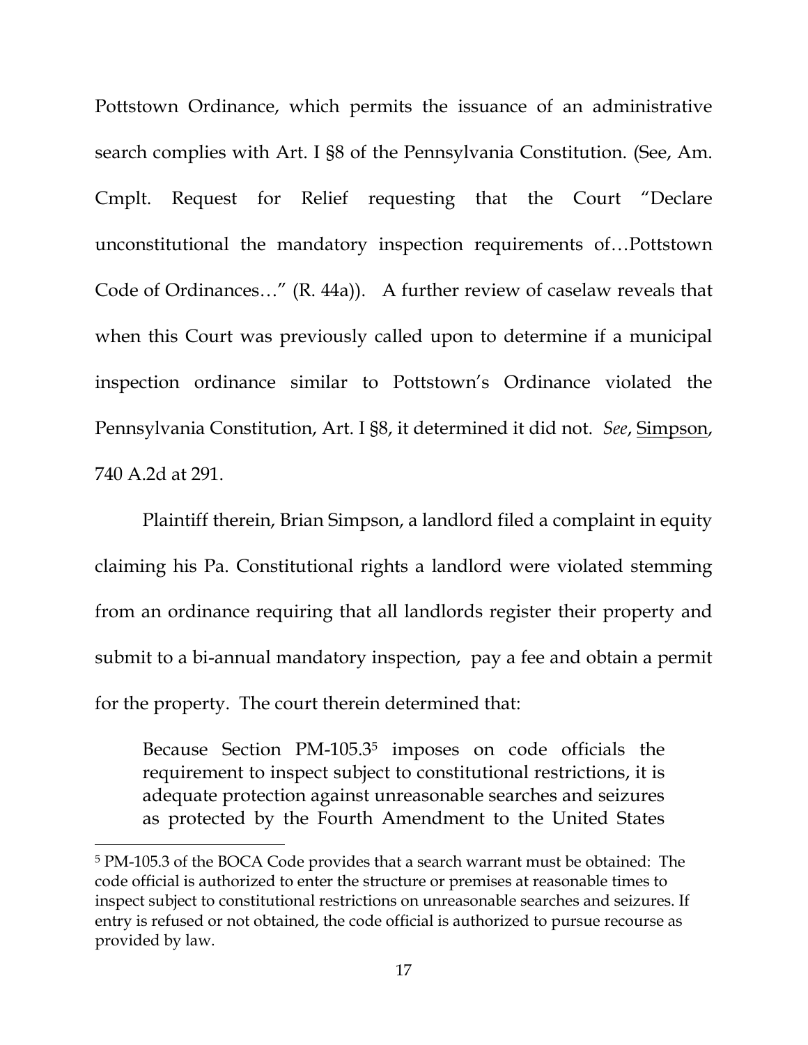Pottstown Ordinance, which permits the issuance of an administrative search complies with Art. I §8 of the Pennsylvania Constitution. (See, Am. Cmplt. Request for Relief requesting that the Court "Declare unconstitutional the mandatory inspection requirements of…Pottstown Code of Ordinances…" (R. 44a)). A further review of caselaw reveals that when this Court was previously called upon to determine if a municipal inspection ordinance similar to Pottstown's Ordinance violated the Pennsylvania Constitution, Art. I §8, it determined it did not. *See*, Simpson, 740 A.2d at 291.

Plaintiff therein, Brian Simpson, a landlord filed a complaint in equity claiming his Pa. Constitutional rights a landlord were violated stemming from an ordinance requiring that all landlords register their property and submit to a bi-annual mandatory inspection, pay a fee and obtain a permit for the property. The court therein determined that:

> Because Section PM-105.3[5] imposes on code officials the requirement to inspect subject to constitutional restrictions, it is adequate protection against unreasonable searches and seizures as protected by the Fourth Amendment to the United States

[5] PM-105.3 of the BOCA Code provides that a search warrant must be obtained: The code official is authorized to enter the structure or premises at reasonable times to inspect subject to constitutional restrictions on unreasonable searches and seizures. If entry is refused or not obtained, the code official is authorized to pursue recourse as provided by law.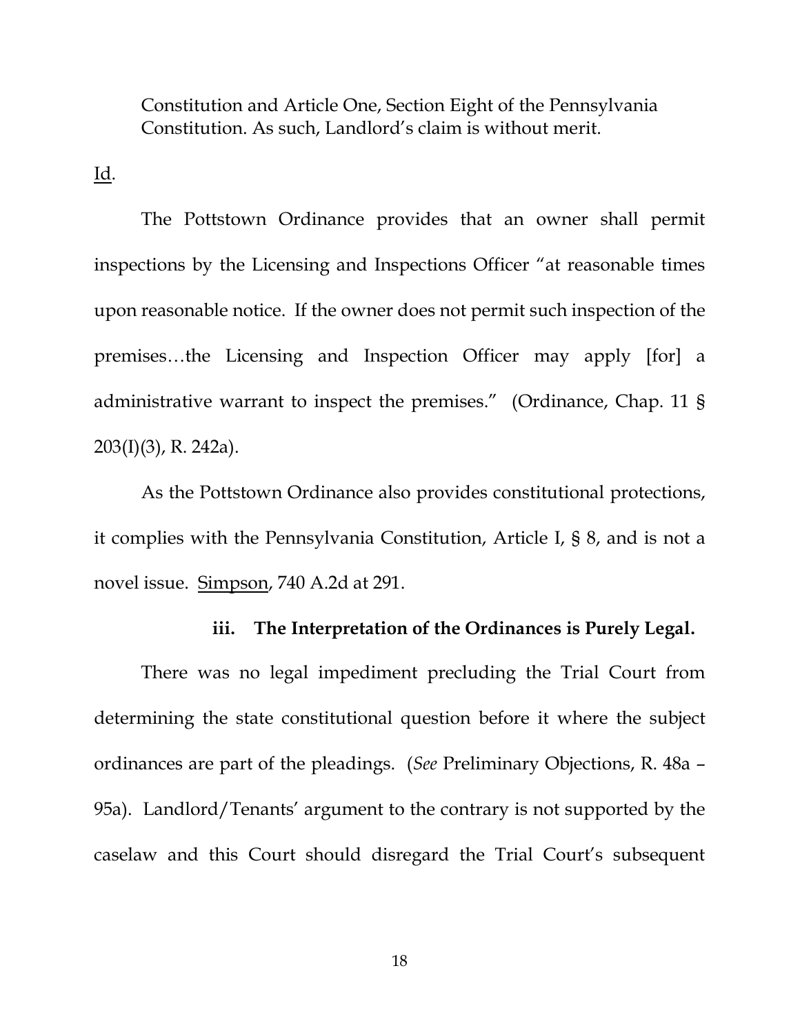> Constitution and Article One, Section Eight of the Pennsylvania Constitution. As such, Landlord's claim is without merit.

Id.

The Pottstown Ordinance provides that an owner shall permit inspections by the Licensing and Inspections Officer "at reasonable times upon reasonable notice. If the owner does not permit such inspection of the premises…the Licensing and Inspection Officer may apply [for] a administrative warrant to inspect the premises." (Ordinance, Chap. 11 § 203(I)(3), R. 242a).

As the Pottstown Ordinance also provides constitutional protections, it complies with the Pennsylvania Constitution, Article I, § 8, and is not a novel issue. Simpson, 740 A.2d at 291.

**iii. The Interpretation of the Ordinances is Purely Legal.**

There was no legal impediment precluding the Trial Court from determining the state constitutional question before it where the subject ordinances are part of the pleadings. (*See* Preliminary Objections, R. 48a – 95a). Landlord/Tenants' argument to the contrary is not supported by the caselaw and this Court should disregard the Trial Court's subsequent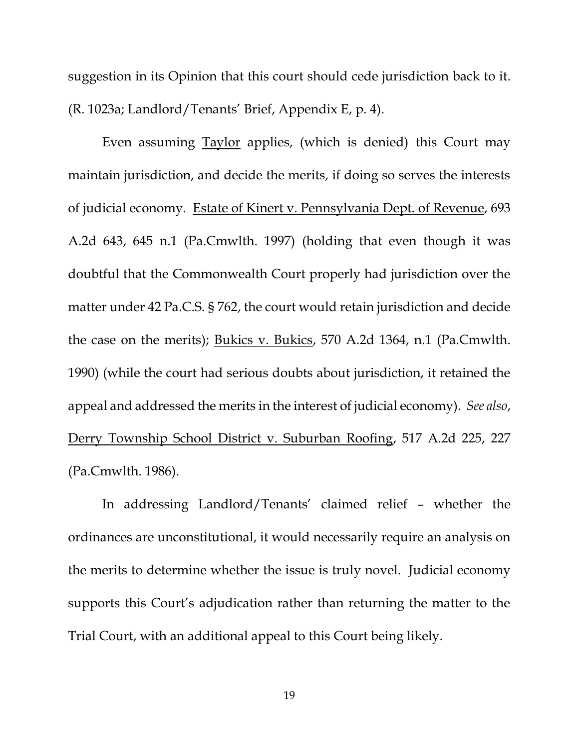suggestion in its Opinion that this court should cede jurisdiction back to it. (R. 1023a; Landlord/Tenants' Brief, Appendix E, p. 4).

Even assuming Taylor applies, (which is denied) this Court may maintain jurisdiction, and decide the merits, if doing so serves the interests of judicial economy. Estate of Kinert v. Pennsylvania Dept. of Revenue, 693 A.2d 643, 645 n.1 (Pa.Cmwlth. 1997) (holding that even though it was doubtful that the Commonwealth Court properly had jurisdiction over the matter under 42 Pa.C.S. § 762, the court would retain jurisdiction and decide the case on the merits); Bukics v. Bukics, 570 A.2d 1364, n.1 (Pa.Cmwlth. 1990) (while the court had serious doubts about jurisdiction, it retained the appeal and addressed the merits in the interest of judicial economy). *See also*, Derry Township School District v. Suburban Roofing, 517 A.2d 225, 227 (Pa.Cmwlth. 1986).

In addressing Landlord/Tenants' claimed relief – whether the ordinances are unconstitutional, it would necessarily require an analysis on the merits to determine whether the issue is truly novel. Judicial economy supports this Court's adjudication rather than returning the matter to the Trial Court, with an additional appeal to this Court being likely.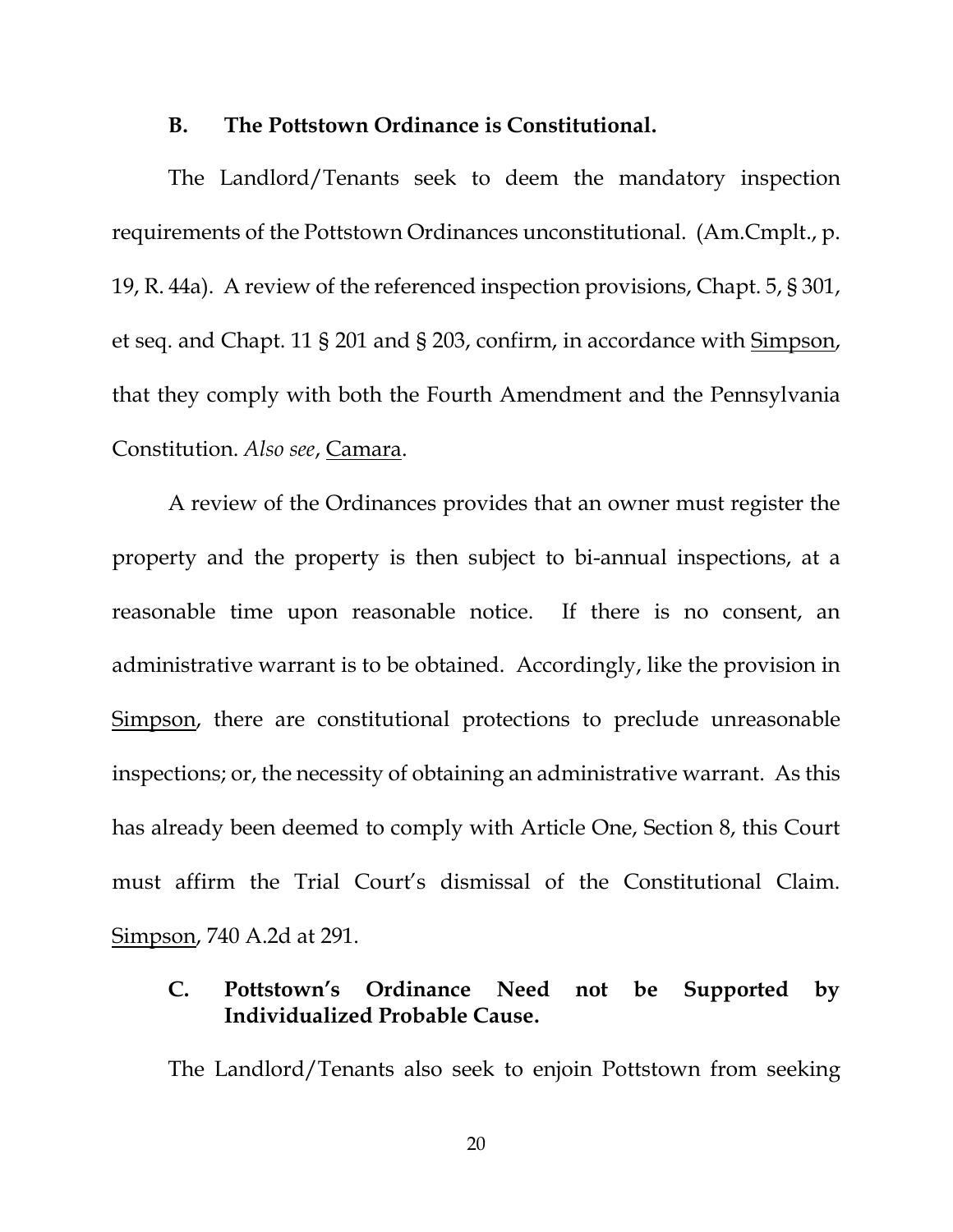### B. The Pottstown Ordinance is Constitutional.

The Landlord/Tenants seek to deem the mandatory inspection requirements of the Pottstown Ordinances unconstitutional. (Am.Cmplt., p. 19, R. 44a). A review of the referenced inspection provisions, Chapt. 5, § 301, et seq. and Chapt. 11 § 201 and § 203, confirm, in accordance with Simpson, that they comply with both the Fourth Amendment and the Pennsylvania Constitution. *Also see*, Camara.

A review of the Ordinances provides that an owner must register the property and the property is then subject to bi-annual inspections, at a reasonable time upon reasonable notice. If there is no consent, an administrative warrant is to be obtained. Accordingly, like the provision in Simpson, there are constitutional protections to preclude unreasonable inspections; or, the necessity of obtaining an administrative warrant. As this has already been deemed to comply with Article One, Section 8, this Court must affirm the Trial Court's dismissal of the Constitutional Claim. Simpson, 740 A.2d at 291.

### C. Pottstown's Ordinance Need not be Supported by Individualized Probable Cause.

The Landlord/Tenants also seek to enjoin Pottstown from seeking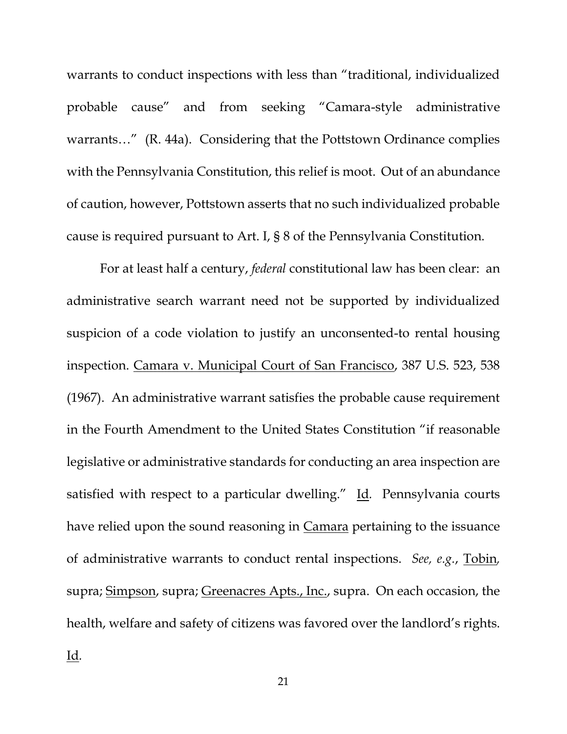warrants to conduct inspections with less than "traditional, individualized probable cause" and from seeking "Camara-style administrative warrants…" (R. 44a). Considering that the Pottstown Ordinance complies with the Pennsylvania Constitution, this relief is moot. Out of an abundance of caution, however, Pottstown asserts that no such individualized probable cause is required pursuant to Art. I, § 8 of the Pennsylvania Constitution.

For at least half a century, *federal* constitutional law has been clear: an administrative search warrant need not be supported by individualized suspicion of a code violation to justify an unconsented-to rental housing inspection. Camara v. Municipal Court of San Francisco, 387 U.S. 523, 538 (1967). An administrative warrant satisfies the probable cause requirement in the Fourth Amendment to the United States Constitution "if reasonable legislative or administrative standards for conducting an area inspection are satisfied with respect to a particular dwelling." Id. Pennsylvania courts have relied upon the sound reasoning in Camara pertaining to the issuance of administrative warrants to conduct rental inspections. *See, e.g.*, Tobin, supra; Simpson, supra; Greenacres Apts., Inc., supra. On each occasion, the health, welfare and safety of citizens was favored over the landlord's rights. Id.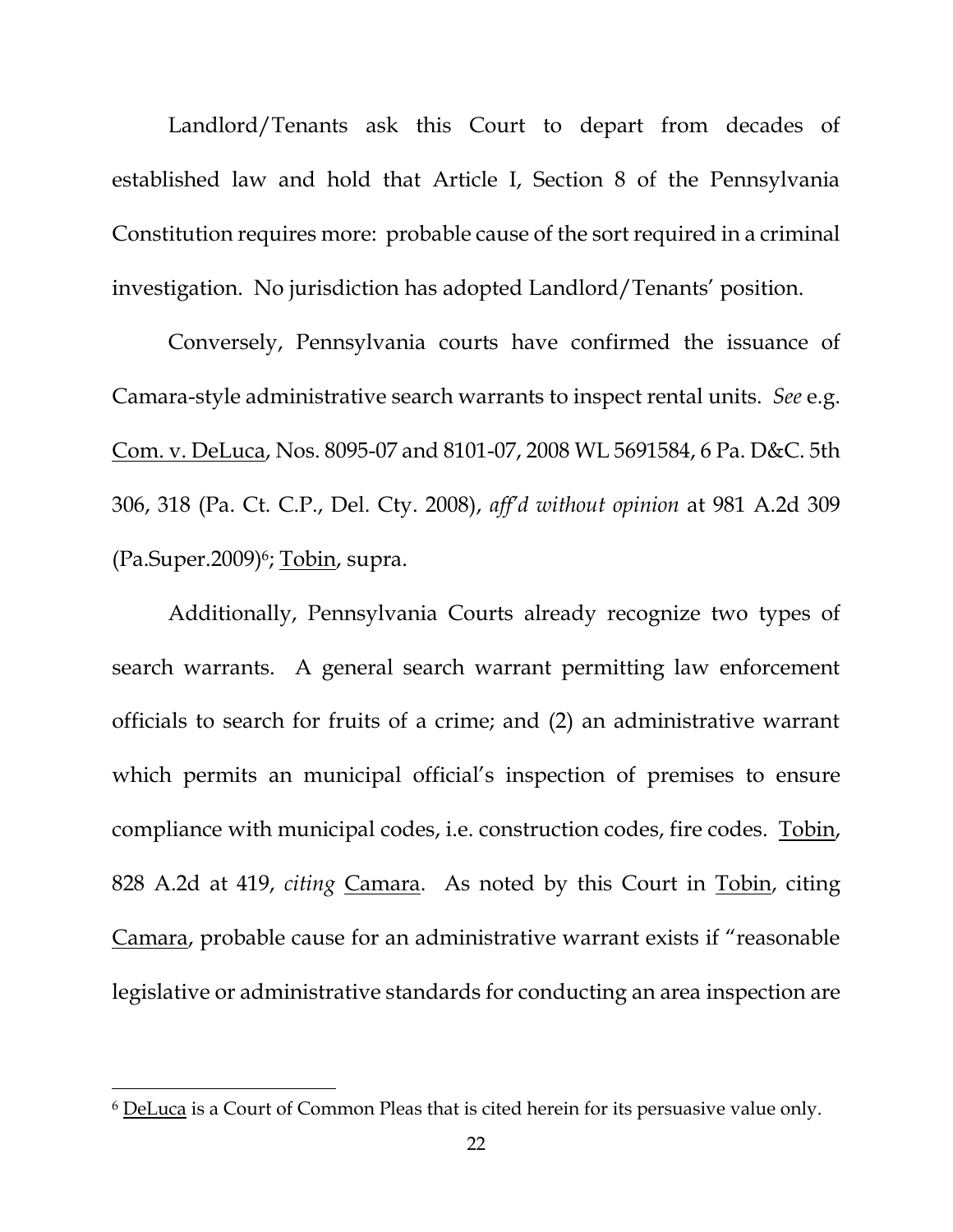Landlord/Tenants ask this Court to depart from decades of established law and hold that Article I, Section 8 of the Pennsylvania Constitution requires more: probable cause of the sort required in a criminal investigation. No jurisdiction has adopted Landlord/Tenants' position.

Conversely, Pennsylvania courts have confirmed the issuance of Camara-style administrative search warrants to inspect rental units. *See* e.g. Com. v. DeLuca, Nos. 8095-07 and 8101-07, 2008 WL 5691584, 6 Pa. D&C. 5th 306, 318 (Pa. Ct. C.P., Del. Cty. 2008), *aff'd without opinion* at 981 A.2d 309 (Pa.Super.2009)[6]; Tobin, supra.

Additionally, Pennsylvania Courts already recognize two types of search warrants. A general search warrant permitting law enforcement officials to search for fruits of a crime; and (2) an administrative warrant which permits an municipal official's inspection of premises to ensure compliance with municipal codes, i.e. construction codes, fire codes. Tobin, 828 A.2d at 419, *citing* Camara. As noted by this Court in Tobin, citing Camara, probable cause for an administrative warrant exists if "reasonable legislative or administrative standards for conducting an area inspection are

[6] DeLuca is a Court of Common Pleas that is cited herein for its persuasive value only.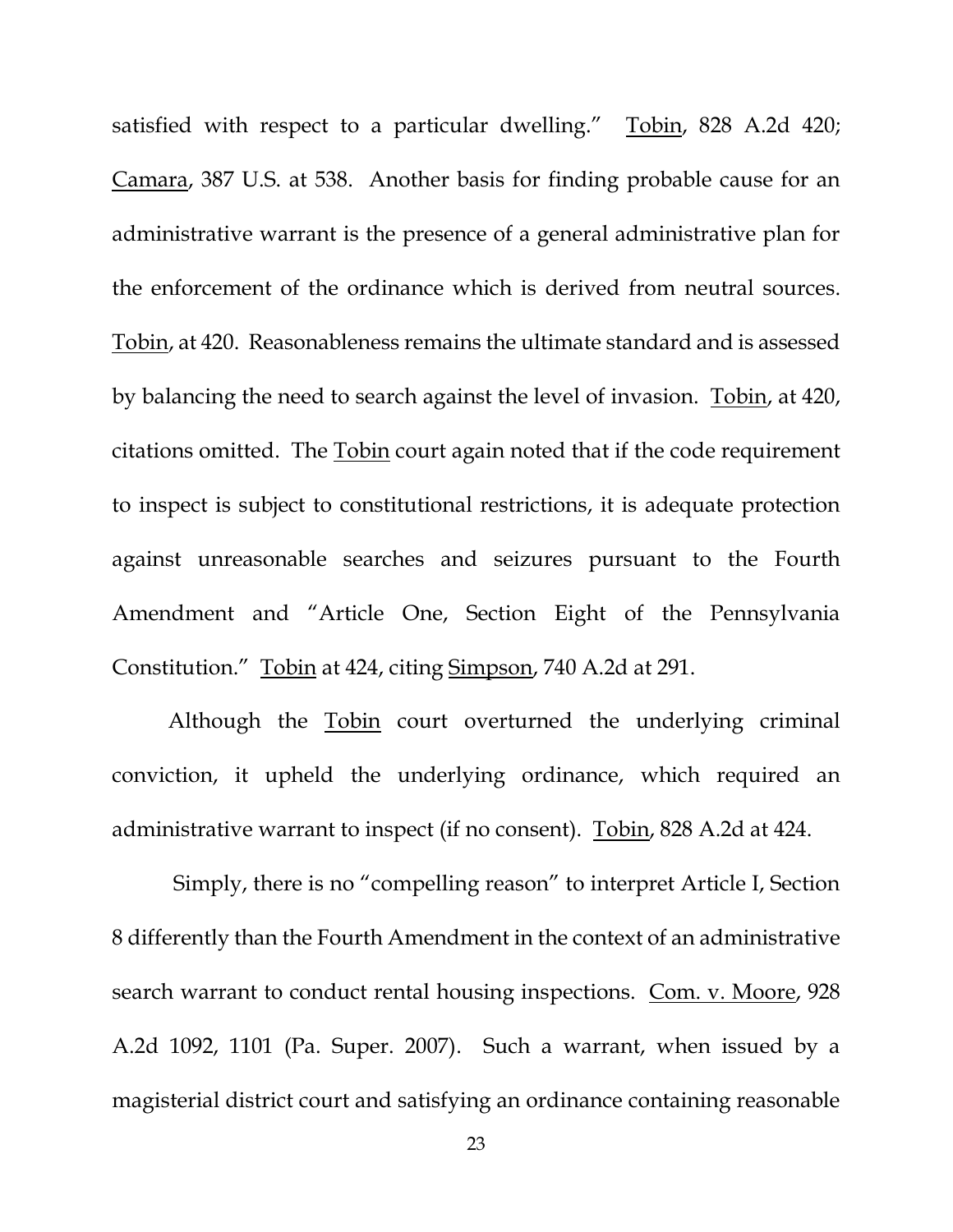satisfied with respect to a particular dwelling." Tobin, 828 A.2d 420; Camara, 387 U.S. at 538. Another basis for finding probable cause for an administrative warrant is the presence of a general administrative plan for the enforcement of the ordinance which is derived from neutral sources. Tobin, at 420. Reasonableness remains the ultimate standard and is assessed by balancing the need to search against the level of invasion. Tobin, at 420, citations omitted. The Tobin court again noted that if the code requirement to inspect is subject to constitutional restrictions, it is adequate protection against unreasonable searches and seizures pursuant to the Fourth Amendment and "Article One, Section Eight of the Pennsylvania Constitution." Tobin at 424, citing Simpson, 740 A.2d at 291.

Although the Tobin court overturned the underlying criminal conviction, it upheld the underlying ordinance, which required an administrative warrant to inspect (if no consent). Tobin, 828 A.2d at 424.

Simply, there is no "compelling reason" to interpret Article I, Section 8 differently than the Fourth Amendment in the context of an administrative search warrant to conduct rental housing inspections. Com. v. Moore, 928 A.2d 1092, 1101 (Pa. Super. 2007). Such a warrant, when issued by a magisterial district court and satisfying an ordinance containing reasonable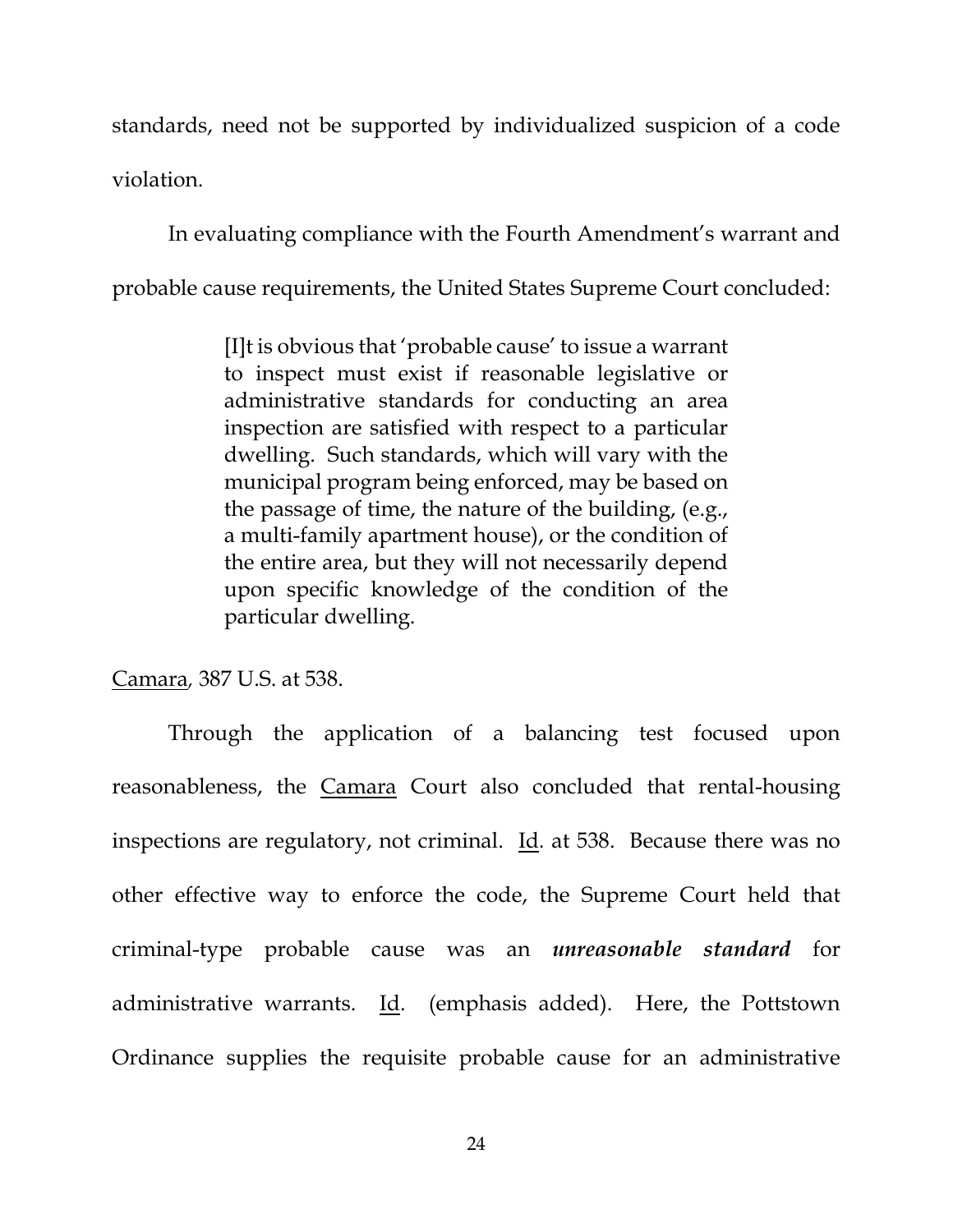standards, need not be supported by individualized suspicion of a code violation.

In evaluating compliance with the Fourth Amendment's warrant and probable cause requirements, the United States Supreme Court concluded:

> [I]t is obvious that 'probable cause' to issue a warrant to inspect must exist if reasonable legislative or administrative standards for conducting an area inspection are satisfied with respect to a particular dwelling. Such standards, which will vary with the municipal program being enforced, may be based on the passage of time, the nature of the building, (e.g., a multi-family apartment house), or the condition of the entire area, but they will not necessarily depend upon specific knowledge of the condition of the particular dwelling.

Camara, 387 U.S. at 538.

Through the application of a balancing test focused upon reasonableness, the Camara Court also concluded that rental-housing inspections are regulatory, not criminal. Id. at 538. Because there was no other effective way to enforce the code, the Supreme Court held that criminal-type probable cause was an ***unreasonable standard*** for administrative warrants. Id. (emphasis added). Here, the Pottstown Ordinance supplies the requisite probable cause for an administrative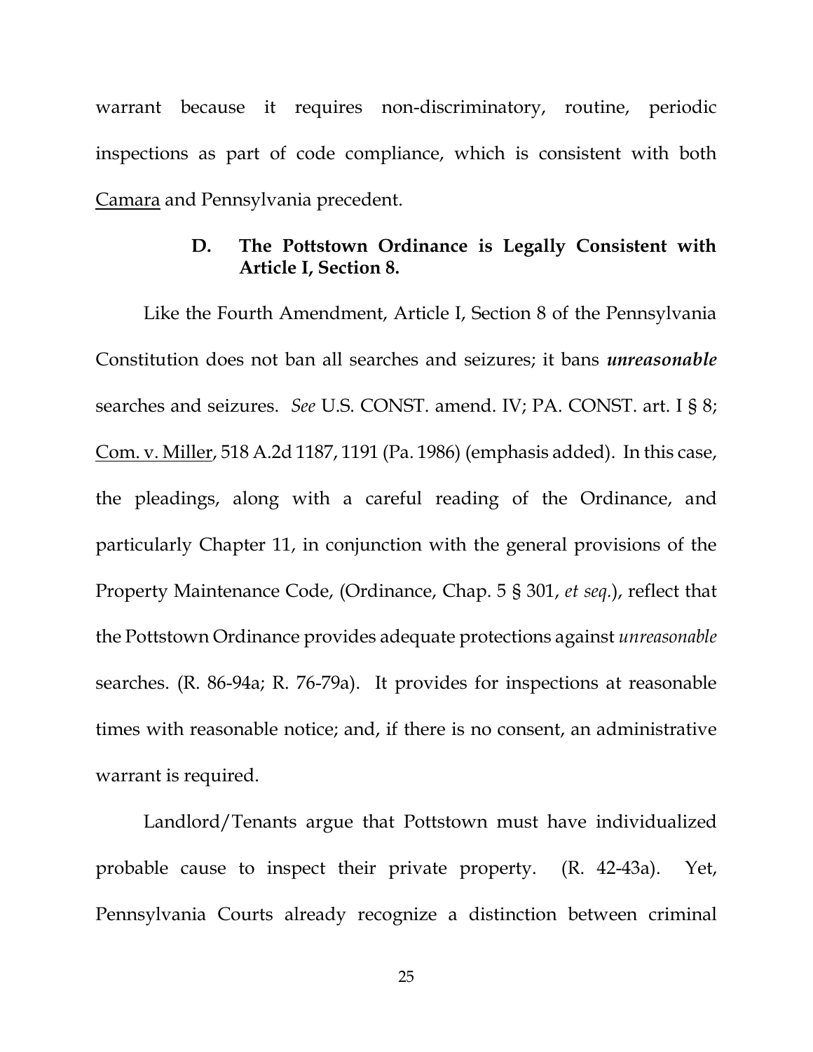warrant because it requires non-discriminatory, routine, periodic inspections as part of code compliance, which is consistent with both Camara and Pennsylvania precedent.

### D. The Pottstown Ordinance is Legally Consistent with Article I, Section 8.

Like the Fourth Amendment, Article I, Section 8 of the Pennsylvania Constitution does not ban all searches and seizures; it bans ***unreasonable*** searches and seizures. *See* U.S. CONST. amend. IV; PA. CONST. art. I § 8; Com. v. Miller, 518 A.2d 1187, 1191 (Pa. 1986) (emphasis added). In this case, the pleadings, along with a careful reading of the Ordinance, and particularly Chapter 11, in conjunction with the general provisions of the Property Maintenance Code, (Ordinance, Chap. 5 § 301, *et seq.*), reflect that the Pottstown Ordinance provides adequate protections against *unreasonable* searches. (R. 86-94a; R. 76-79a). It provides for inspections at reasonable times with reasonable notice; and, if there is no consent, an administrative warrant is required.

Landlord/Tenants argue that Pottstown must have individualized probable cause to inspect their private property. (R. 42-43a). Yet, Pennsylvania Courts already recognize a distinction between criminal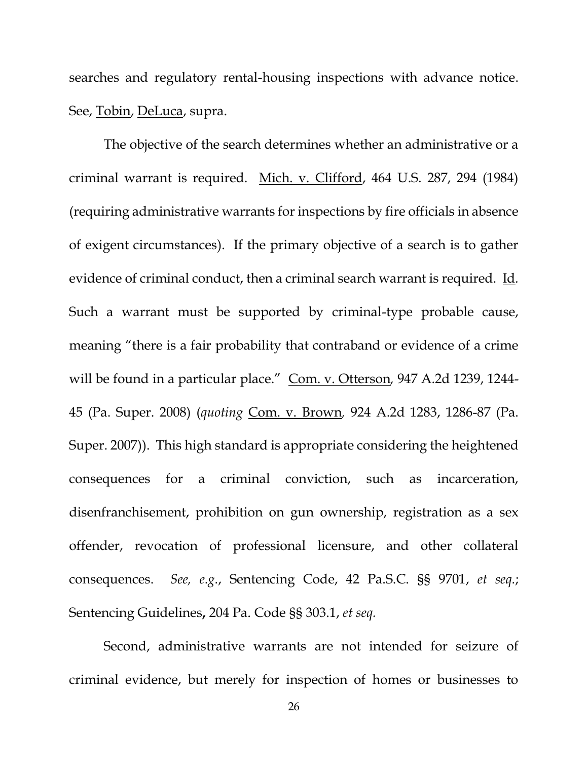searches and regulatory rental-housing inspections with advance notice. See, Tobin, DeLuca, supra.

The objective of the search determines whether an administrative or a criminal warrant is required. Mich. v. Clifford, 464 U.S. 287, 294 (1984) (requiring administrative warrants for inspections by fire officials in absence of exigent circumstances). If the primary objective of a search is to gather evidence of criminal conduct, then a criminal search warrant is required. Id. Such a warrant must be supported by criminal-type probable cause, meaning "there is a fair probability that contraband or evidence of a crime will be found in a particular place." Com. v. Otterson, 947 A.2d 1239, 1244-45 (Pa. Super. 2008) (*quoting* Com. v. Brown, 924 A.2d 1283, 1286-87 (Pa. Super. 2007)). This high standard is appropriate considering the heightened consequences for a criminal conviction, such as incarceration, disenfranchisement, prohibition on gun ownership, registration as a sex offender, revocation of professional licensure, and other collateral consequences. *See, e.g.*, Sentencing Code, 42 Pa.S.C. §§ 9701, *et seq.*; Sentencing Guidelines**,** 204 Pa. Code §§ 303.1, *et seq.*

Second, administrative warrants are not intended for seizure of criminal evidence, but merely for inspection of homes or businesses to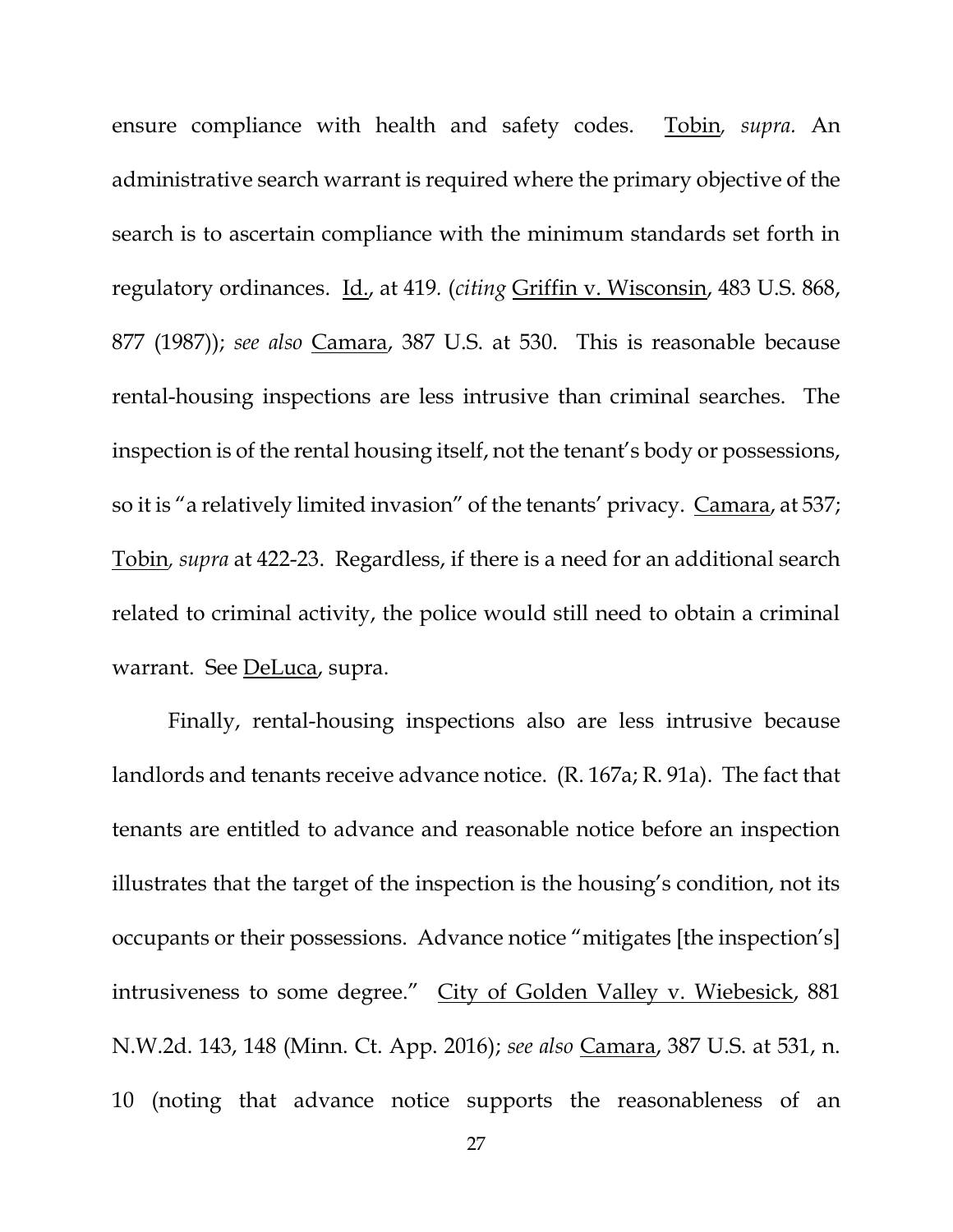ensure compliance with health and safety codes. Tobin, *supra.* An administrative search warrant is required where the primary objective of the search is to ascertain compliance with the minimum standards set forth in regulatory ordinances. Id., at 419. (*citing* Griffin v. Wisconsin, 483 U.S. 868, 877 (1987)); *see also* Camara, 387 U.S. at 530. This is reasonable because rental-housing inspections are less intrusive than criminal searches. The inspection is of the rental housing itself, not the tenant's body or possessions, so it is "a relatively limited invasion" of the tenants' privacy. Camara, at 537; Tobin, *supra* at 422-23. Regardless, if there is a need for an additional search related to criminal activity, the police would still need to obtain a criminal warrant. See DeLuca, supra.

Finally, rental-housing inspections also are less intrusive because landlords and tenants receive advance notice. (R. 167a; R. 91a). The fact that tenants are entitled to advance and reasonable notice before an inspection illustrates that the target of the inspection is the housing's condition, not its occupants or their possessions. Advance notice "mitigates [the inspection's] intrusiveness to some degree." City of Golden Valley v. Wiebesick, 881 N.W.2d. 143, 148 (Minn. Ct. App. 2016); *see also* Camara, 387 U.S. at 531, n. 10 (noting that advance notice supports the reasonableness of an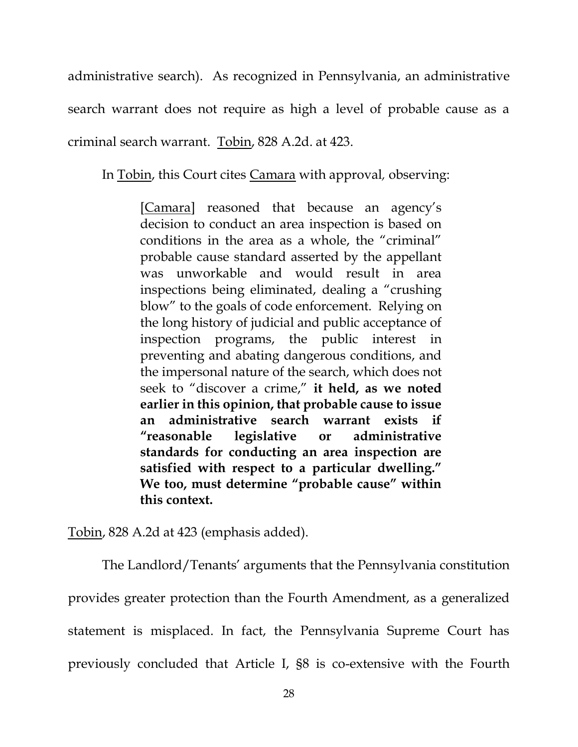administrative search). As recognized in Pennsylvania, an administrative search warrant does not require as high a level of probable cause as a criminal search warrant. Tobin, 828 A.2d. at 423.

In Tobin, this Court cites Camara with approval, observing:

> [Camara] reasoned that because an agency's decision to conduct an area inspection is based on conditions in the area as a whole, the "criminal" probable cause standard asserted by the appellant was unworkable and would result in area inspections being eliminated, dealing a "crushing blow" to the goals of code enforcement. Relying on the long history of judicial and public acceptance of inspection programs, the public interest in preventing and abating dangerous conditions, and the impersonal nature of the search, which does not seek to "discover a crime," **it held, as we noted earlier in this opinion, that probable cause to issue an administrative search warrant exists if "reasonable legislative or administrative standards for conducting an area inspection are satisfied with respect to a particular dwelling." We too, must determine "probable cause" within this context.**

Tobin, 828 A.2d at 423 (emphasis added).

The Landlord/Tenants' arguments that the Pennsylvania constitution provides greater protection than the Fourth Amendment, as a generalized statement is misplaced. In fact, the Pennsylvania Supreme Court has previously concluded that Article I, §8 is co-extensive with the Fourth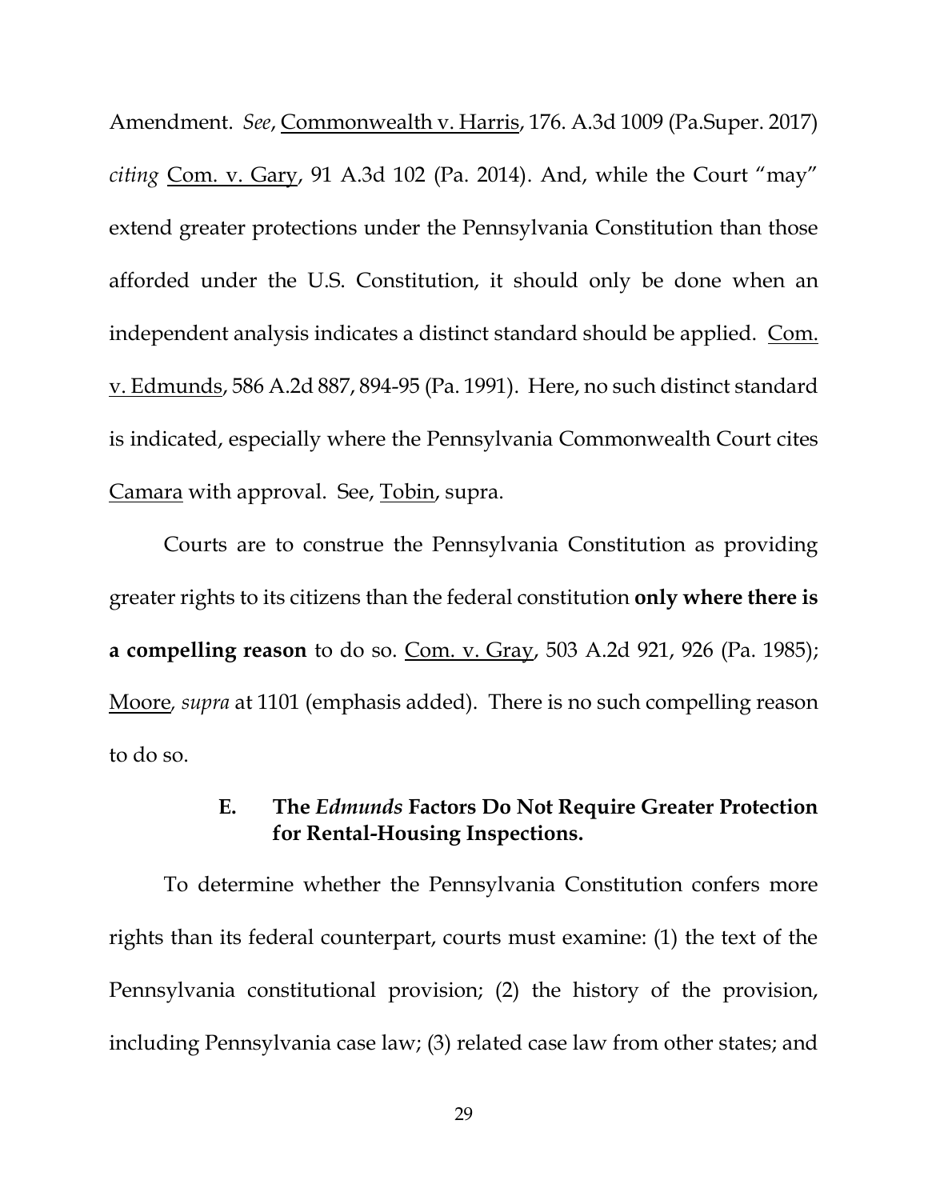Amendment. *See*, Commonwealth v. Harris, 176. A.3d 1009 (Pa.Super. 2017) *citing* Com. v. Gary, 91 A.3d 102 (Pa. 2014). And, while the Court "may" extend greater protections under the Pennsylvania Constitution than those afforded under the U.S. Constitution, it should only be done when an independent analysis indicates a distinct standard should be applied. Com. v. Edmunds, 586 A.2d 887, 894-95 (Pa. 1991). Here, no such distinct standard is indicated, especially where the Pennsylvania Commonwealth Court cites Camara with approval. See, Tobin, supra.

Courts are to construe the Pennsylvania Constitution as providing greater rights to its citizens than the federal constitution **only where there is a compelling reason** to do so. Com. v. Gray, 503 A.2d 921, 926 (Pa. 1985); Moore, *supra* at 1101 (emphasis added). There is no such compelling reason to do so.

### E. The *Edmunds* Factors Do Not Require Greater Protection for Rental-Housing Inspections.

To determine whether the Pennsylvania Constitution confers more rights than its federal counterpart, courts must examine: (1) the text of the Pennsylvania constitutional provision; (2) the history of the provision, including Pennsylvania case law; (3) related case law from other states; and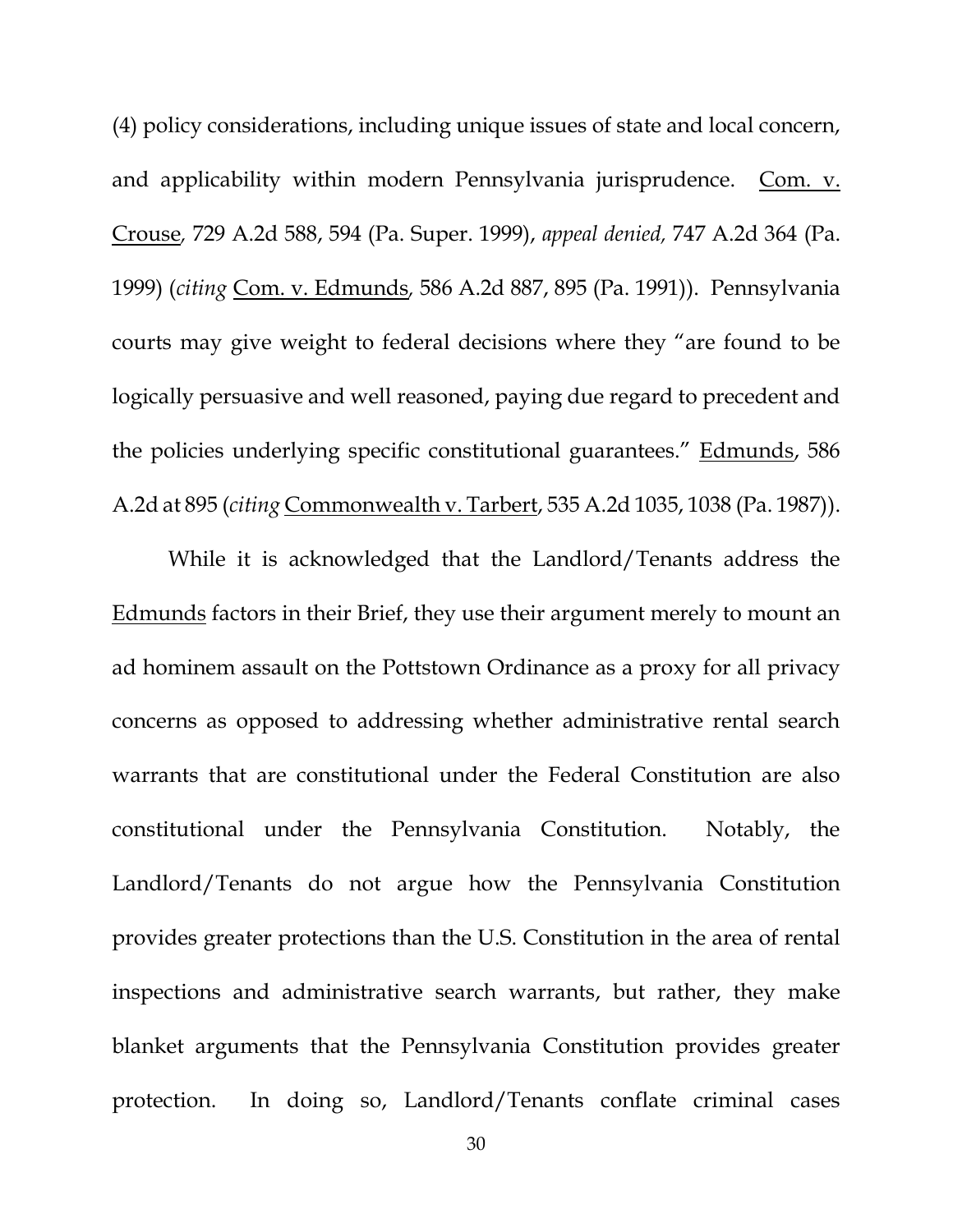(4) policy considerations, including unique issues of state and local concern, and applicability within modern Pennsylvania jurisprudence. Com. v. Crouse, 729 A.2d 588, 594 (Pa. Super. 1999), *appeal denied,* 747 A.2d 364 (Pa. 1999) (*citing* Com. v. Edmunds, 586 A.2d 887, 895 (Pa. 1991)). Pennsylvania courts may give weight to federal decisions where they "are found to be logically persuasive and well reasoned, paying due regard to precedent and the policies underlying specific constitutional guarantees." Edmunds, 586 A.2d at 895 (*citing* Commonwealth v. Tarbert, 535 A.2d 1035, 1038 (Pa. 1987)).

While it is acknowledged that the Landlord/Tenants address the Edmunds factors in their Brief, they use their argument merely to mount an ad hominem assault on the Pottstown Ordinance as a proxy for all privacy concerns as opposed to addressing whether administrative rental search warrants that are constitutional under the Federal Constitution are also constitutional under the Pennsylvania Constitution. Notably, the Landlord/Tenants do not argue how the Pennsylvania Constitution provides greater protections than the U.S. Constitution in the area of rental inspections and administrative search warrants, but rather, they make blanket arguments that the Pennsylvania Constitution provides greater protection. In doing so, Landlord/Tenants conflate criminal cases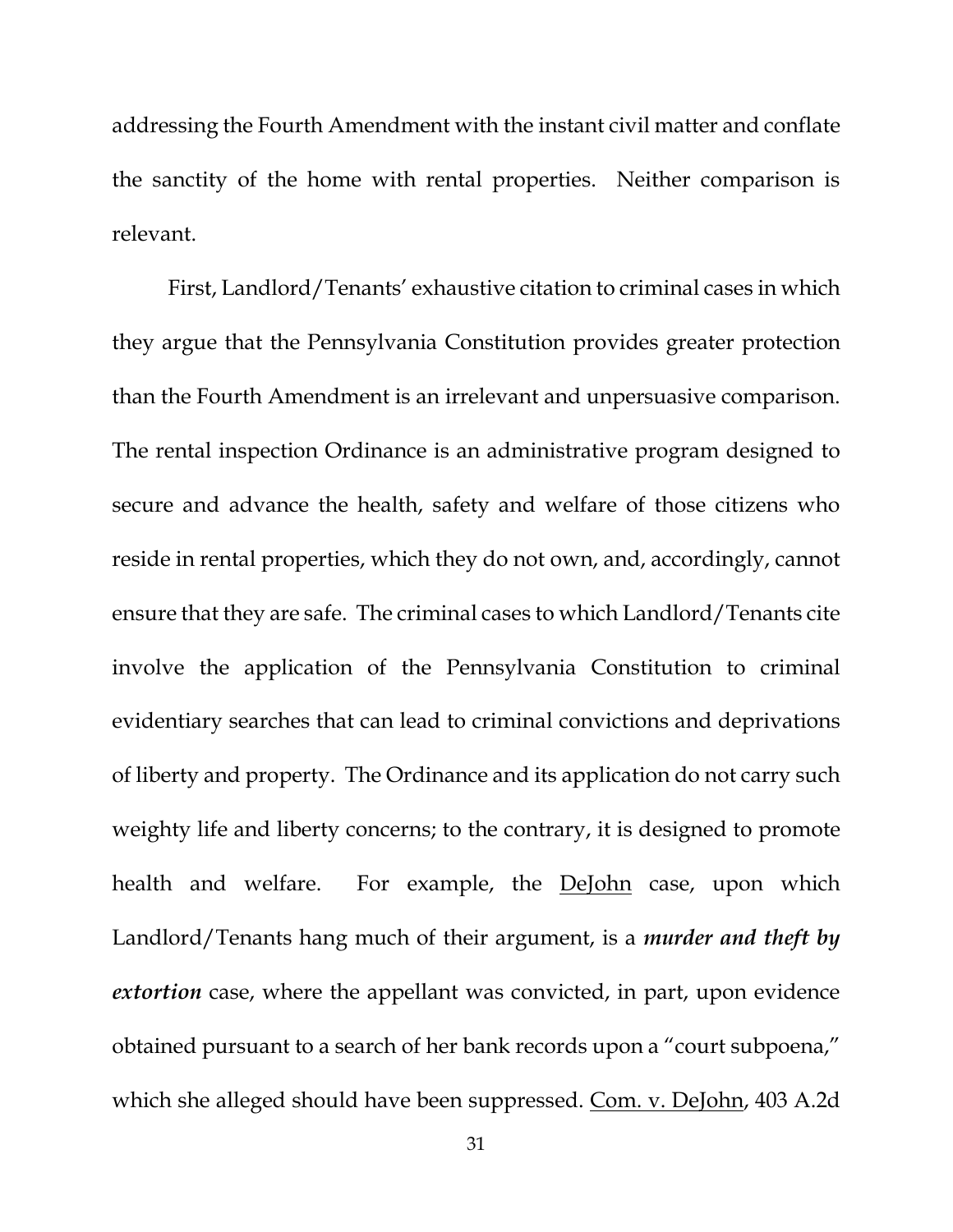addressing the Fourth Amendment with the instant civil matter and conflate the sanctity of the home with rental properties. Neither comparison is relevant.

First, Landlord/Tenants' exhaustive citation to criminal cases in which they argue that the Pennsylvania Constitution provides greater protection than the Fourth Amendment is an irrelevant and unpersuasive comparison. The rental inspection Ordinance is an administrative program designed to secure and advance the health, safety and welfare of those citizens who reside in rental properties, which they do not own, and, accordingly, cannot ensure that they are safe. The criminal cases to which Landlord/Tenants cite involve the application of the Pennsylvania Constitution to criminal evidentiary searches that can lead to criminal convictions and deprivations of liberty and property. The Ordinance and its application do not carry such weighty life and liberty concerns; to the contrary, it is designed to promote health and welfare. For example, the DeJohn case, upon which Landlord/Tenants hang much of their argument, is a ***murder and theft by extortion*** case, where the appellant was convicted, in part, upon evidence obtained pursuant to a search of her bank records upon a "court subpoena," which she alleged should have been suppressed. Com. v. DeJohn, 403 A.2d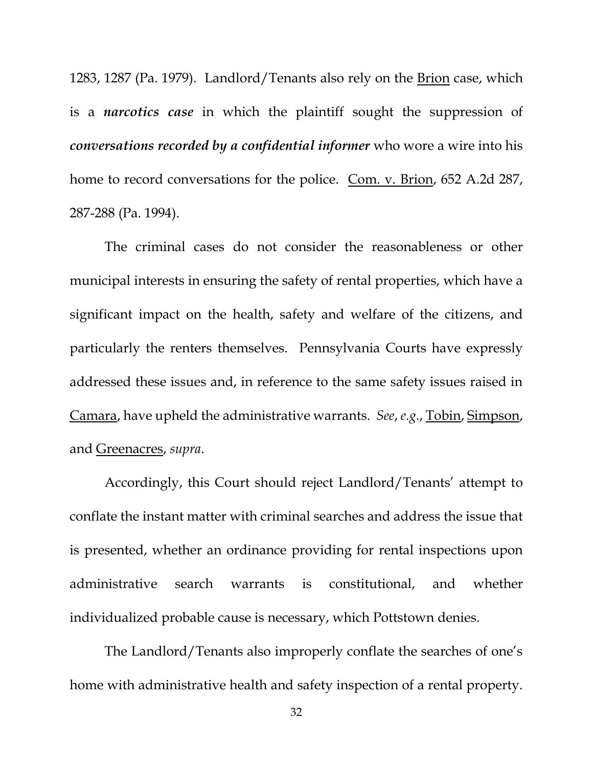1283, 1287 (Pa. 1979). Landlord/Tenants also rely on the Brion case, which is a ***narcotics case*** in which the plaintiff sought the suppression of ***conversations recorded by a confidential informer*** who wore a wire into his home to record conversations for the police. Com. v. Brion, 652 A.2d 287, 287-288 (Pa. 1994).

The criminal cases do not consider the reasonableness or other municipal interests in ensuring the safety of rental properties, which have a significant impact on the health, safety and welfare of the citizens, and particularly the renters themselves. Pennsylvania Courts have expressly addressed these issues and, in reference to the same safety issues raised in Camara, have upheld the administrative warrants. *See*, *e.g.*, Tobin, Simpson, and Greenacres, *supra*.

Accordingly, this Court should reject Landlord/Tenants' attempt to conflate the instant matter with criminal searches and address the issue that is presented, whether an ordinance providing for rental inspections upon administrative search warrants is constitutional, and whether individualized probable cause is necessary, which Pottstown denies.

The Landlord/Tenants also improperly conflate the searches of one's home with administrative health and safety inspection of a rental property.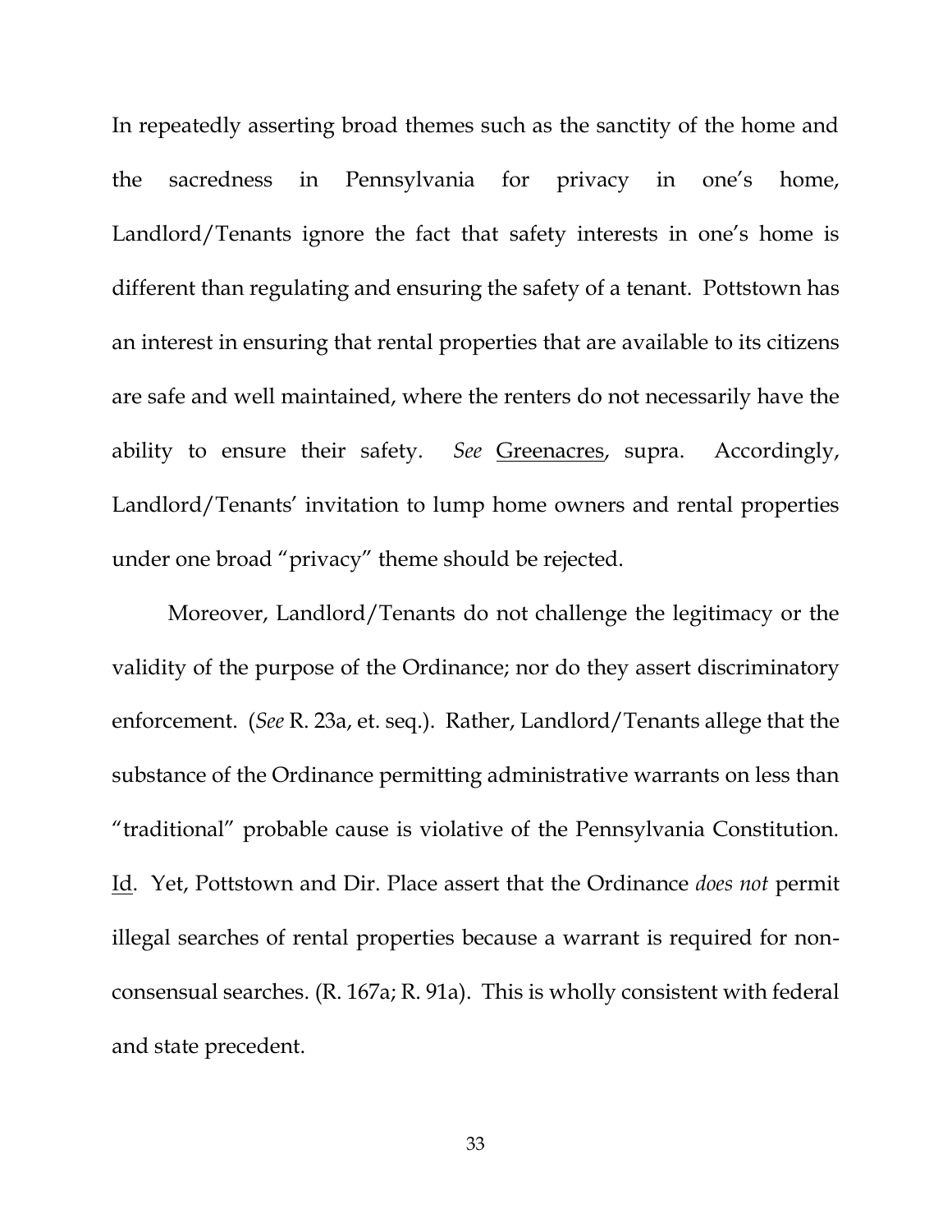In repeatedly asserting broad themes such as the sanctity of the home and the sacredness in Pennsylvania for privacy in one's home, Landlord/Tenants ignore the fact that safety interests in one's home is different than regulating and ensuring the safety of a tenant. Pottstown has an interest in ensuring that rental properties that are available to its citizens are safe and well maintained, where the renters do not necessarily have the ability to ensure their safety. *See* Greenacres, supra. Accordingly, Landlord/Tenants' invitation to lump home owners and rental properties under one broad "privacy" theme should be rejected.

Moreover, Landlord/Tenants do not challenge the legitimacy or the validity of the purpose of the Ordinance; nor do they assert discriminatory enforcement. (*See* R. 23a, et. seq.). Rather, Landlord/Tenants allege that the substance of the Ordinance permitting administrative warrants on less than "traditional" probable cause is violative of the Pennsylvania Constitution. Id. Yet, Pottstown and Dir. Place assert that the Ordinance *does not* permit illegal searches of rental properties because a warrant is required for non-consensual searches. (R. 167a; R. 91a). This is wholly consistent with federal and state precedent.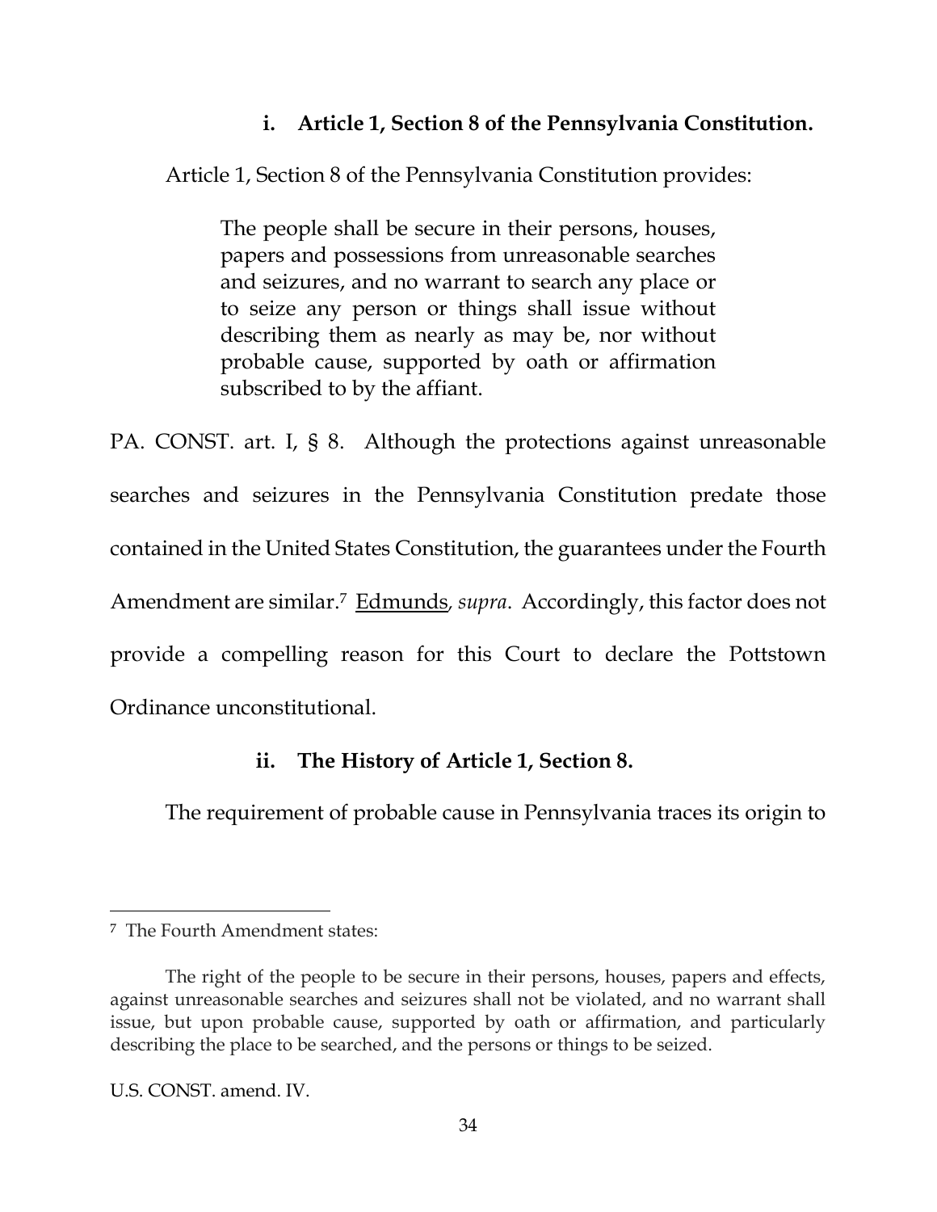### i. Article 1, Section 8 of the Pennsylvania Constitution.

Article 1, Section 8 of the Pennsylvania Constitution provides:

> The people shall be secure in their persons, houses, papers and possessions from unreasonable searches and seizures, and no warrant to search any place or to seize any person or things shall issue without describing them as nearly as may be, nor without probable cause, supported by oath or affirmation subscribed to by the affiant.

PA. CONST. art. I, § 8. Although the protections against unreasonable searches and seizures in the Pennsylvania Constitution predate those contained in the United States Constitution, the guarantees under the Fourth Amendment are similar.[7] Edmunds, *supra*. Accordingly, this factor does not provide a compelling reason for this Court to declare the Pottstown Ordinance unconstitutional.

### ii. The History of Article 1, Section 8.

The requirement of probable cause in Pennsylvania traces its origin to

---

[7] The Fourth Amendment states:

> The right of the people to be secure in their persons, houses, papers and effects, against unreasonable searches and seizures shall not be violated, and no warrant shall issue, but upon probable cause, supported by oath or affirmation, and particularly describing the place to be searched, and the persons or things to be seized.

U.S. CONST. amend. IV.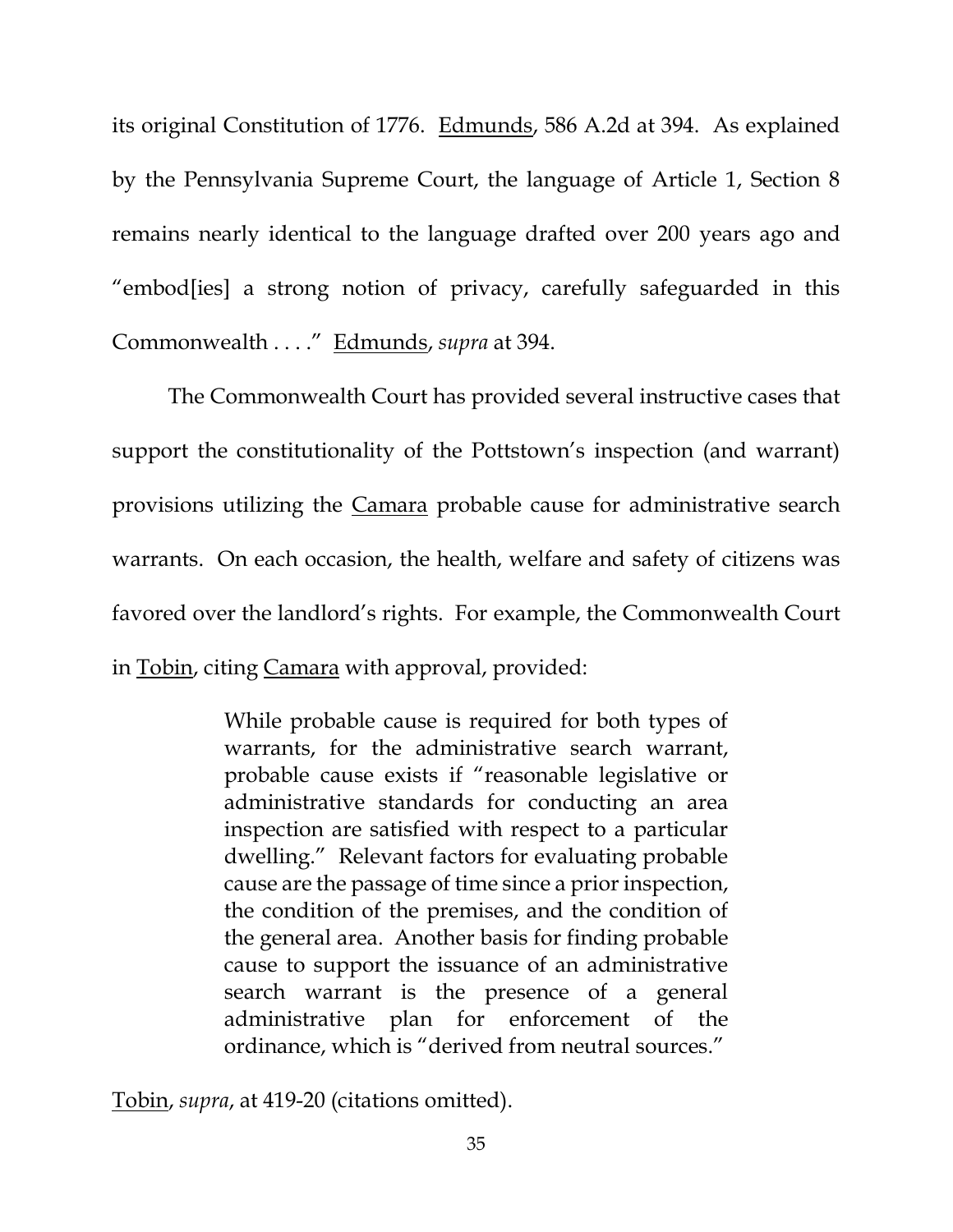its original Constitution of 1776. Edmunds, 586 A.2d at 394. As explained by the Pennsylvania Supreme Court, the language of Article 1, Section 8 remains nearly identical to the language drafted over 200 years ago and "embod[ies] a strong notion of privacy, carefully safeguarded in this Commonwealth . . . ." Edmunds, *supra* at 394.

The Commonwealth Court has provided several instructive cases that support the constitutionality of the Pottstown's inspection (and warrant) provisions utilizing the Camara probable cause for administrative search warrants. On each occasion, the health, welfare and safety of citizens was favored over the landlord's rights. For example, the Commonwealth Court in Tobin, citing Camara with approval, provided:

> While probable cause is required for both types of warrants, for the administrative search warrant, probable cause exists if "reasonable legislative or administrative standards for conducting an area inspection are satisfied with respect to a particular dwelling." Relevant factors for evaluating probable cause are the passage of time since a prior inspection, the condition of the premises, and the condition of the general area. Another basis for finding probable cause to support the issuance of an administrative search warrant is the presence of a general administrative plan for enforcement of the ordinance, which is "derived from neutral sources."

Tobin, *supra*, at 419-20 (citations omitted).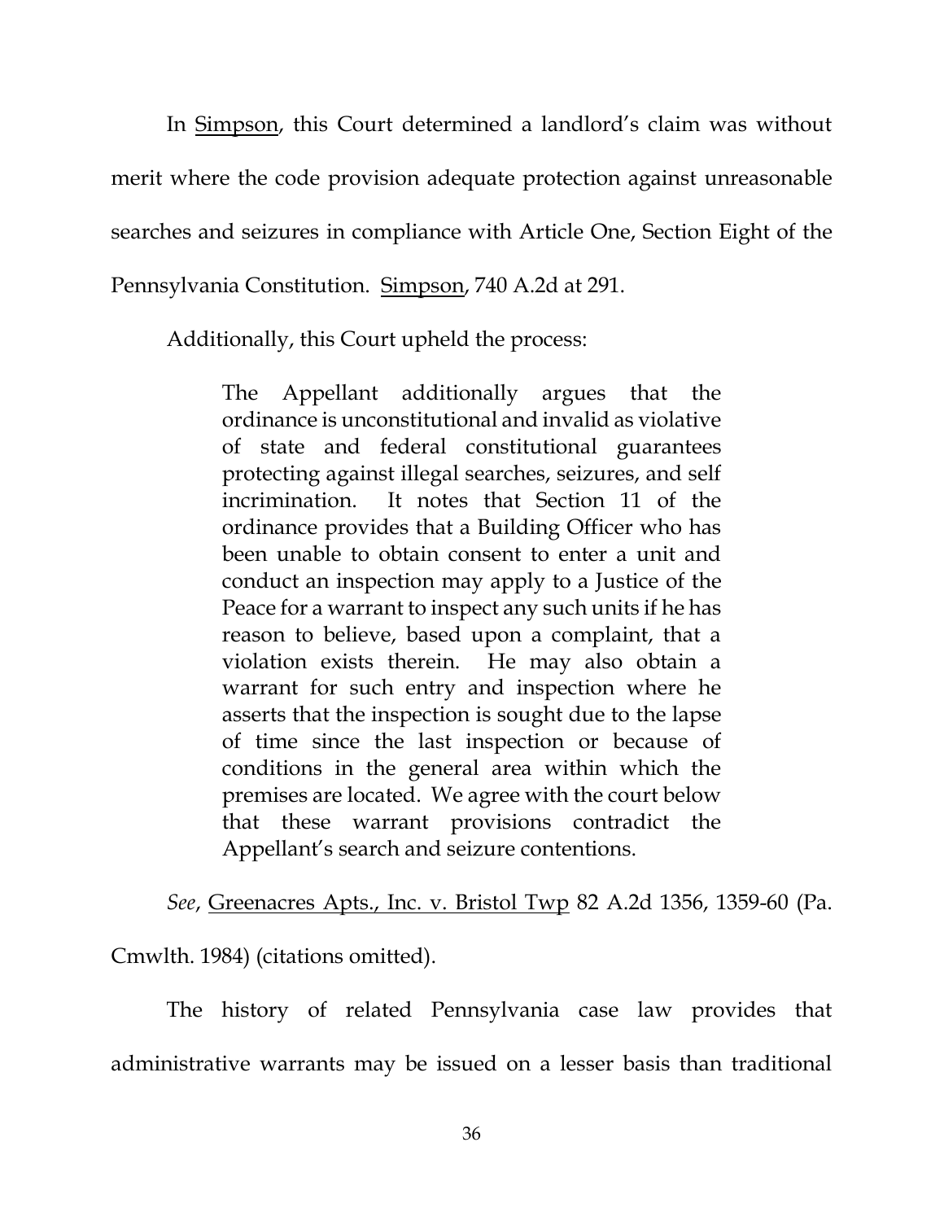In Simpson, this Court determined a landlord's claim was without merit where the code provision adequate protection against unreasonable searches and seizures in compliance with Article One, Section Eight of the Pennsylvania Constitution. Simpson, 740 A.2d at 291.

Additionally, this Court upheld the process:

> The Appellant additionally argues that the ordinance is unconstitutional and invalid as violative of state and federal constitutional guarantees protecting against illegal searches, seizures, and self incrimination. It notes that Section 11 of the ordinance provides that a Building Officer who has been unable to obtain consent to enter a unit and conduct an inspection may apply to a Justice of the Peace for a warrant to inspect any such units if he has reason to believe, based upon a complaint, that a violation exists therein. He may also obtain a warrant for such entry and inspection where he asserts that the inspection is sought due to the lapse of time since the last inspection or because of conditions in the general area within which the premises are located. We agree with the court below that these warrant provisions contradict the Appellant's search and seizure contentions.

*See*, Greenacres Apts., Inc. v. Bristol Twp 82 A.2d 1356, 1359-60 (Pa. Cmwlth. 1984) (citations omitted).

The history of related Pennsylvania case law provides that administrative warrants may be issued on a lesser basis than traditional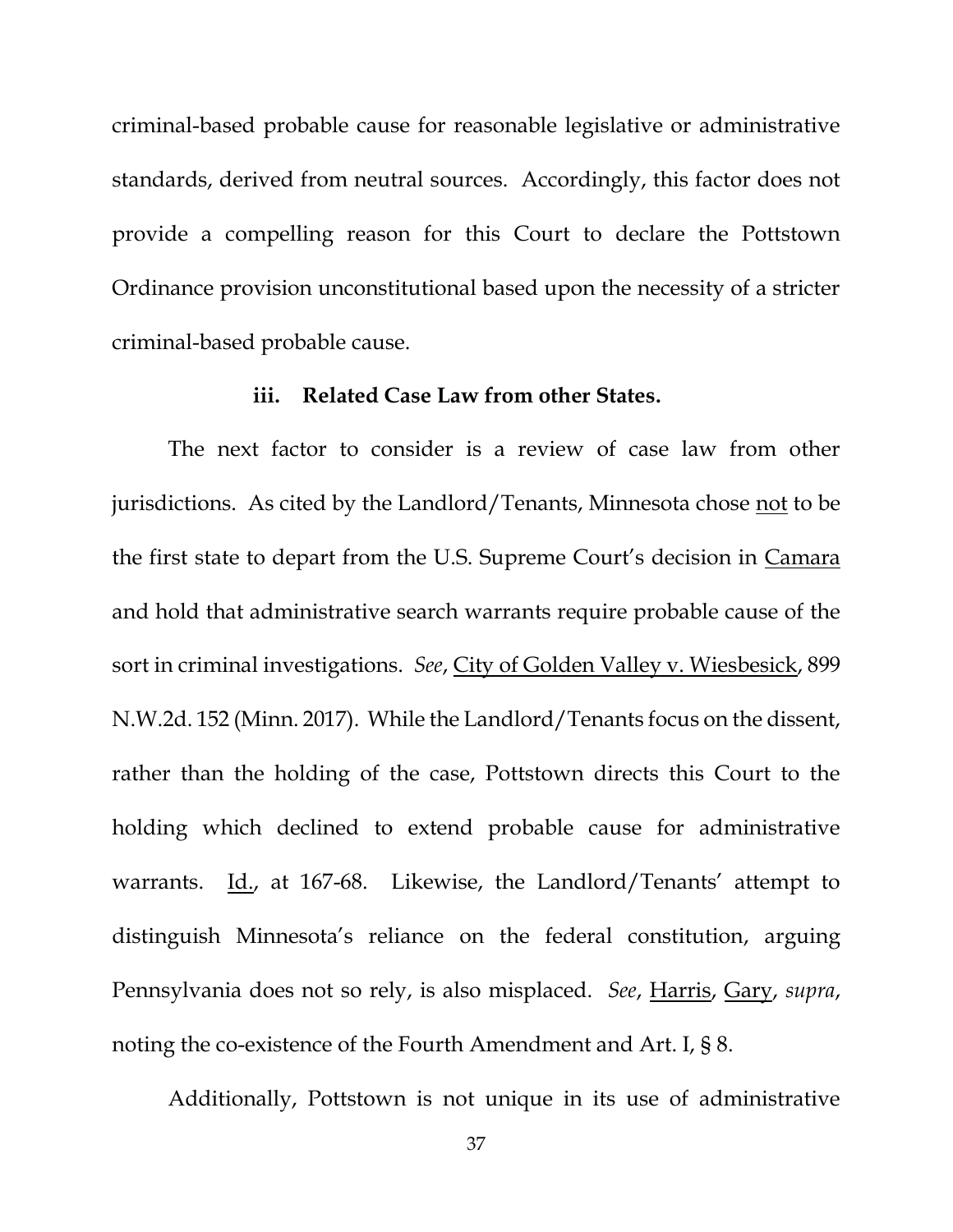criminal-based probable cause for reasonable legislative or administrative standards, derived from neutral sources. Accordingly, this factor does not provide a compelling reason for this Court to declare the Pottstown Ordinance provision unconstitutional based upon the necessity of a stricter criminal-based probable cause.

### iii. Related Case Law from other States.

The next factor to consider is a review of case law from other jurisdictions. As cited by the Landlord/Tenants, Minnesota chose not to be the first state to depart from the U.S. Supreme Court's decision in Camara and hold that administrative search warrants require probable cause of the sort in criminal investigations. *See*, City of Golden Valley v. Wiesbesick, 899 N.W.2d. 152 (Minn. 2017). While the Landlord/Tenants focus on the dissent, rather than the holding of the case, Pottstown directs this Court to the holding which declined to extend probable cause for administrative warrants. Id., at 167-68. Likewise, the Landlord/Tenants' attempt to distinguish Minnesota's reliance on the federal constitution, arguing Pennsylvania does not so rely, is also misplaced. *See*, Harris, Gary, *supra*, noting the co-existence of the Fourth Amendment and Art. I, § 8.

Additionally, Pottstown is not unique in its use of administrative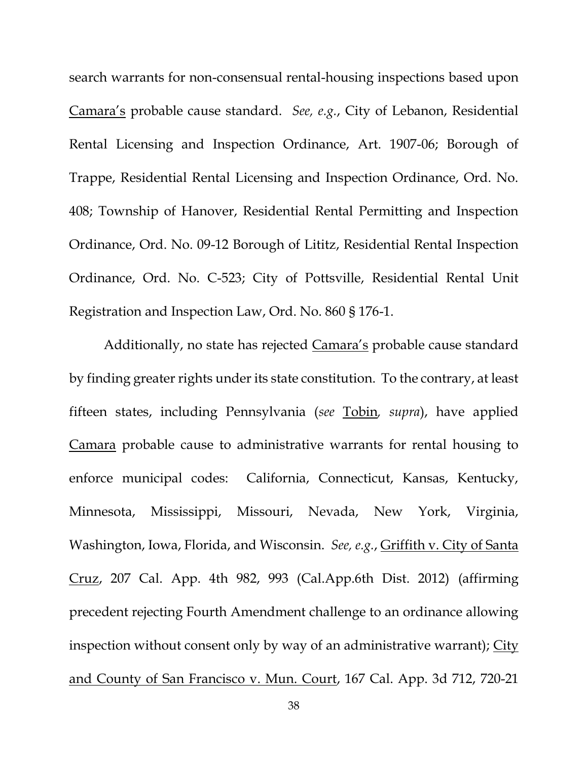search warrants for non-consensual rental-housing inspections based upon Camara's probable cause standard. *See, e.g.*, City of Lebanon, Residential Rental Licensing and Inspection Ordinance, Art. 1907-06; Borough of Trappe, Residential Rental Licensing and Inspection Ordinance, Ord. No. 408; Township of Hanover, Residential Rental Permitting and Inspection Ordinance, Ord. No. 09-12 Borough of Lititz, Residential Rental Inspection Ordinance, Ord. No. C-523; City of Pottsville, Residential Rental Unit Registration and Inspection Law, Ord. No. 860 § 176-1.

Additionally, no state has rejected Camara's probable cause standard by finding greater rights under its state constitution. To the contrary, at least fifteen states, including Pennsylvania (*see* Tobin*, supra*), have applied Camara probable cause to administrative warrants for rental housing to enforce municipal codes: California, Connecticut, Kansas, Kentucky, Minnesota, Mississippi, Missouri, Nevada, New York, Virginia, Washington, Iowa, Florida, and Wisconsin. *See, e.g.*, Griffith v. City of Santa Cruz, 207 Cal. App. 4th 982, 993 (Cal.App.6th Dist. 2012) (affirming precedent rejecting Fourth Amendment challenge to an ordinance allowing inspection without consent only by way of an administrative warrant); City and County of San Francisco v. Mun. Court, 167 Cal. App. 3d 712, 720-21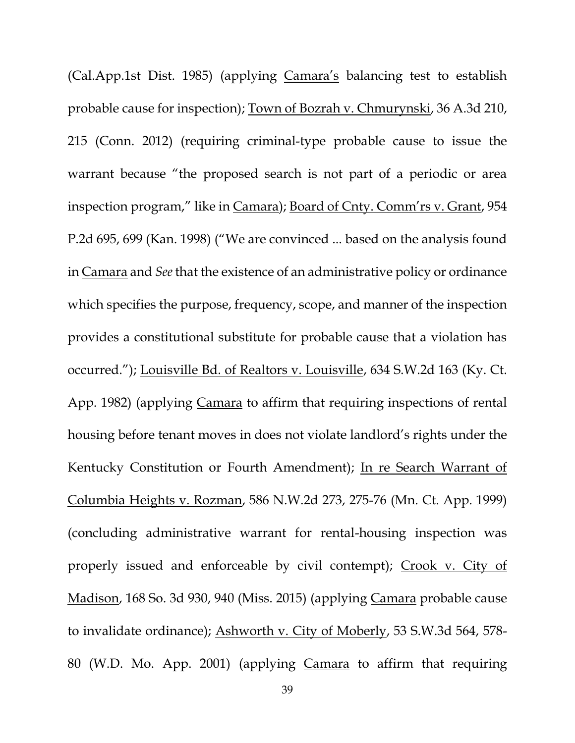(Cal.App.1st Dist. 1985) (applying Camara's balancing test to establish probable cause for inspection); Town of Bozrah v. Chmurynski, 36 A.3d 210, 215 (Conn. 2012) (requiring criminal-type probable cause to issue the warrant because "the proposed search is not part of a periodic or area inspection program," like in Camara); Board of Cnty. Comm'rs v. Grant, 954 P.2d 695, 699 (Kan. 1998) ("We are convinced ... based on the analysis found in Camara and *See* that the existence of an administrative policy or ordinance which specifies the purpose, frequency, scope, and manner of the inspection provides a constitutional substitute for probable cause that a violation has occurred."); Louisville Bd. of Realtors v. Louisville, 634 S.W.2d 163 (Ky. Ct. App. 1982) (applying Camara to affirm that requiring inspections of rental housing before tenant moves in does not violate landlord's rights under the Kentucky Constitution or Fourth Amendment); In re Search Warrant of Columbia Heights v. Rozman, 586 N.W.2d 273, 275-76 (Mn. Ct. App. 1999) (concluding administrative warrant for rental-housing inspection was properly issued and enforceable by civil contempt); Crook v. City of Madison, 168 So. 3d 930, 940 (Miss. 2015) (applying Camara probable cause to invalidate ordinance); Ashworth v. City of Moberly, 53 S.W.3d 564, 578-80 (W.D. Mo. App. 2001) (applying Camara to affirm that requiring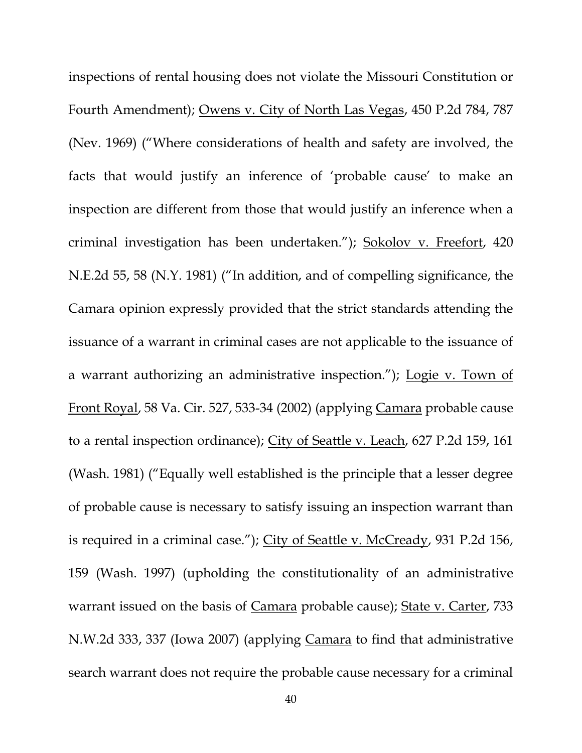inspections of rental housing does not violate the Missouri Constitution or Fourth Amendment); Owens v. City of North Las Vegas, 450 P.2d 784, 787 (Nev. 1969) ("Where considerations of health and safety are involved, the facts that would justify an inference of 'probable cause' to make an inspection are different from those that would justify an inference when a criminal investigation has been undertaken."); Sokolov v. Freefort, 420 N.E.2d 55, 58 (N.Y. 1981) ("In addition, and of compelling significance, the Camara opinion expressly provided that the strict standards attending the issuance of a warrant in criminal cases are not applicable to the issuance of a warrant authorizing an administrative inspection."); Logie v. Town of Front Royal, 58 Va. Cir. 527, 533-34 (2002) (applying Camara probable cause to a rental inspection ordinance); City of Seattle v. Leach, 627 P.2d 159, 161 (Wash. 1981) ("Equally well established is the principle that a lesser degree of probable cause is necessary to satisfy issuing an inspection warrant than is required in a criminal case."); City of Seattle v. McCready, 931 P.2d 156, 159 (Wash. 1997) (upholding the constitutionality of an administrative warrant issued on the basis of Camara probable cause); State v. Carter, 733 N.W.2d 333, 337 (Iowa 2007) (applying Camara to find that administrative search warrant does not require the probable cause necessary for a criminal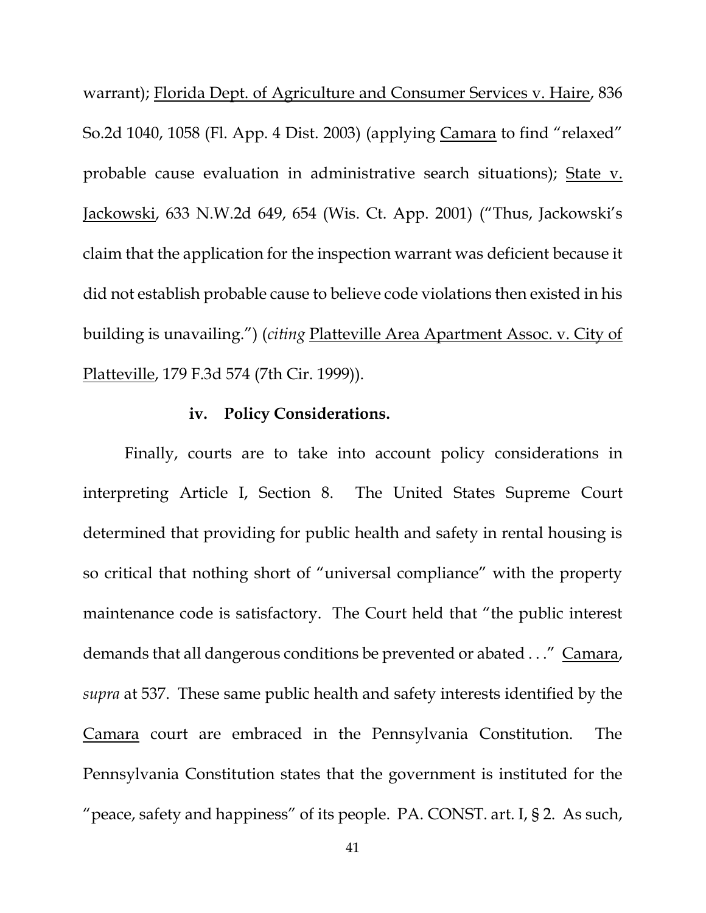warrant); Florida Dept. of Agriculture and Consumer Services v. Haire, 836 So.2d 1040, 1058 (Fl. App. 4 Dist. 2003) (applying Camara to find "relaxed" probable cause evaluation in administrative search situations); State v. Jackowski, 633 N.W.2d 649, 654 (Wis. Ct. App. 2001) ("Thus, Jackowski's claim that the application for the inspection warrant was deficient because it did not establish probable cause to believe code violations then existed in his building is unavailing.") (*citing* Platteville Area Apartment Assoc. v. City of Platteville, 179 F.3d 574 (7th Cir. 1999)).

**iv. Policy Considerations.**

Finally, courts are to take into account policy considerations in interpreting Article I, Section 8. The United States Supreme Court determined that providing for public health and safety in rental housing is so critical that nothing short of "universal compliance" with the property maintenance code is satisfactory. The Court held that "the public interest demands that all dangerous conditions be prevented or abated . . ." Camara, *supra* at 537. These same public health and safety interests identified by the Camara court are embraced in the Pennsylvania Constitution. The Pennsylvania Constitution states that the government is instituted for the "peace, safety and happiness" of its people. PA. CONST. art. I, § 2. As such,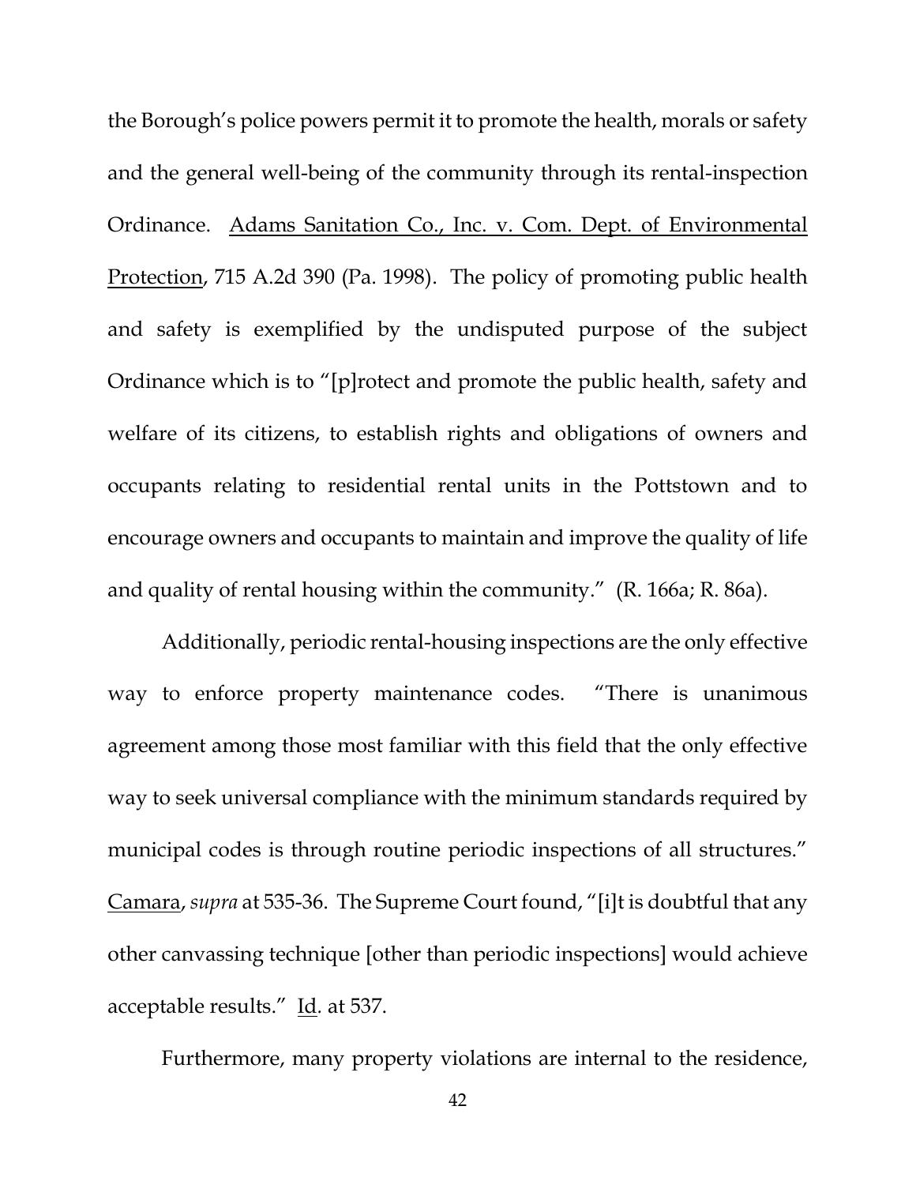the Borough's police powers permit it to promote the health, morals or safety and the general well-being of the community through its rental-inspection Ordinance. Adams Sanitation Co., Inc. v. Com. Dept. of Environmental Protection, 715 A.2d 390 (Pa. 1998). The policy of promoting public health and safety is exemplified by the undisputed purpose of the subject Ordinance which is to "[p]rotect and promote the public health, safety and welfare of its citizens, to establish rights and obligations of owners and occupants relating to residential rental units in the Pottstown and to encourage owners and occupants to maintain and improve the quality of life and quality of rental housing within the community." (R. 166a; R. 86a).

Additionally, periodic rental-housing inspections are the only effective way to enforce property maintenance codes. "There is unanimous agreement among those most familiar with this field that the only effective way to seek universal compliance with the minimum standards required by municipal codes is through routine periodic inspections of all structures." Camara, *supra* at 535-36. The Supreme Court found, "[i]t is doubtful that any other canvassing technique [other than periodic inspections] would achieve acceptable results." Id. at 537.

Furthermore, many property violations are internal to the residence,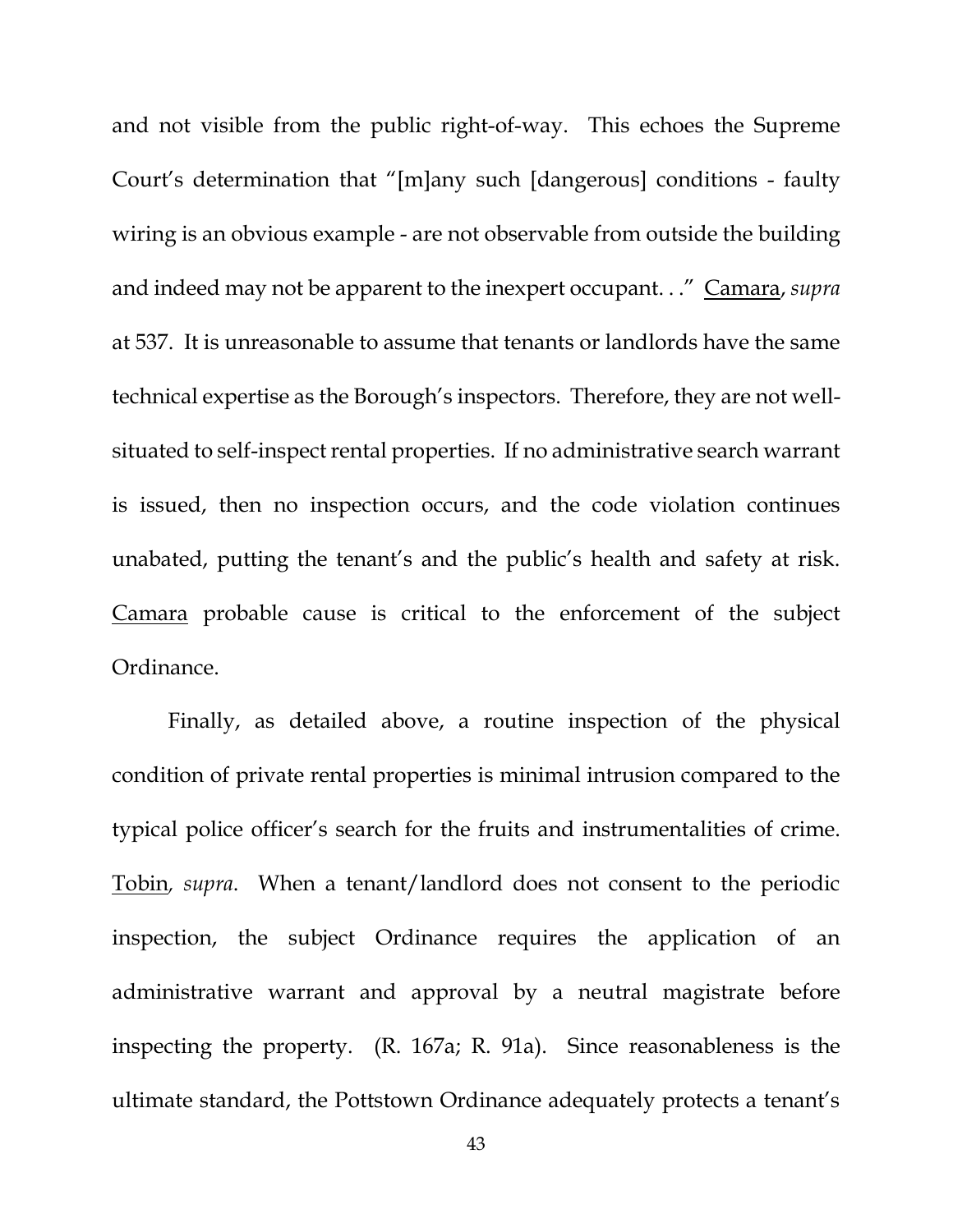and not visible from the public right-of-way. This echoes the Supreme Court's determination that "[m]any such [dangerous] conditions - faulty wiring is an obvious example - are not observable from outside the building and indeed may not be apparent to the inexpert occupant. . ." Camara, *supra* at 537. It is unreasonable to assume that tenants or landlords have the same technical expertise as the Borough's inspectors. Therefore, they are not well-situated to self-inspect rental properties. If no administrative search warrant is issued, then no inspection occurs, and the code violation continues unabated, putting the tenant's and the public's health and safety at risk. Camara probable cause is critical to the enforcement of the subject Ordinance.

Finally, as detailed above, a routine inspection of the physical condition of private rental properties is minimal intrusion compared to the typical police officer's search for the fruits and instrumentalities of crime. Tobin, *supra*. When a tenant/landlord does not consent to the periodic inspection, the subject Ordinance requires the application of an administrative warrant and approval by a neutral magistrate before inspecting the property. (R. 167a; R. 91a). Since reasonableness is the ultimate standard, the Pottstown Ordinance adequately protects a tenant's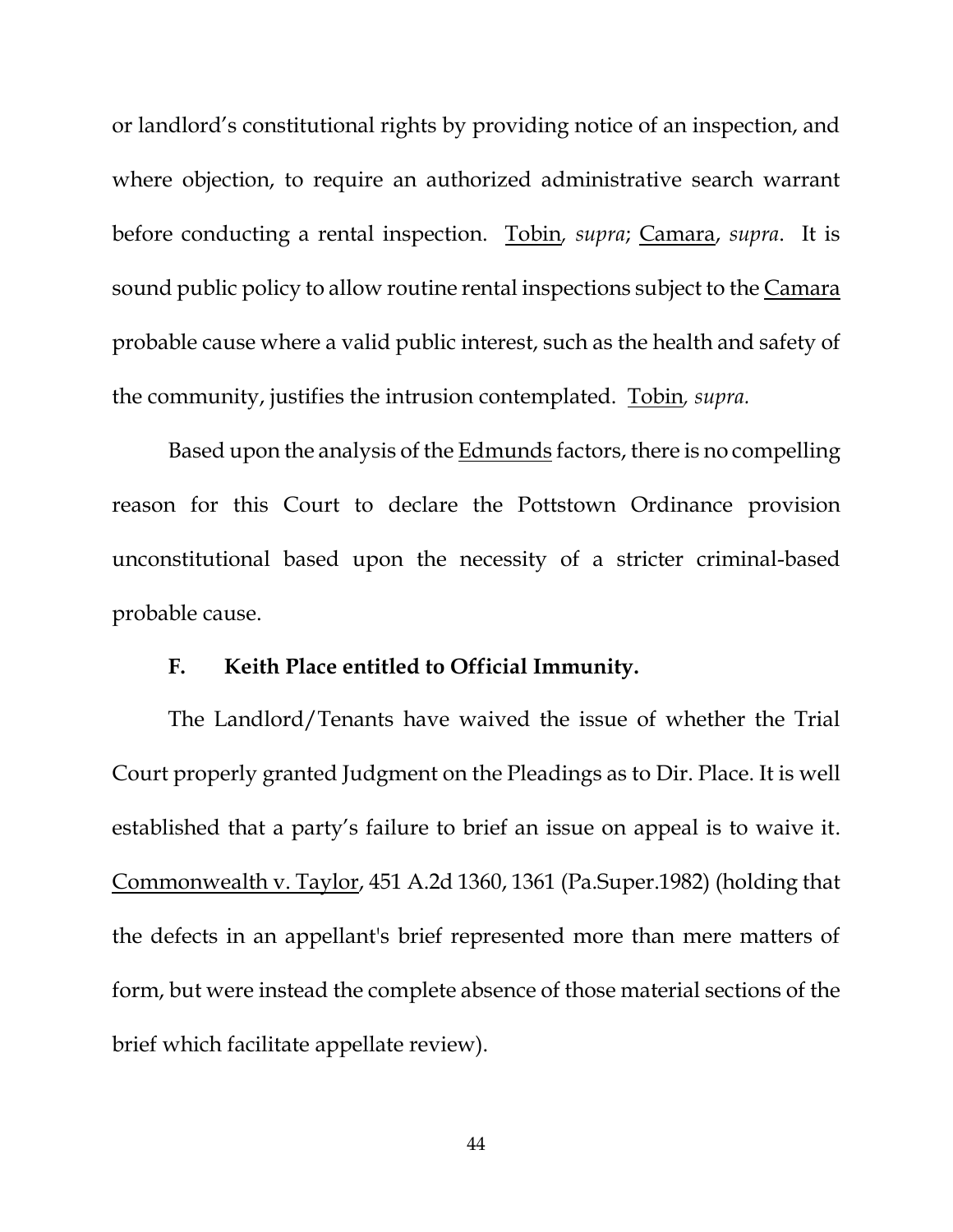or landlord's constitutional rights by providing notice of an inspection, and where objection, to require an authorized administrative search warrant before conducting a rental inspection. Tobin, *supra*; Camara, *supra*. It is sound public policy to allow routine rental inspections subject to the Camara probable cause where a valid public interest, such as the health and safety of the community, justifies the intrusion contemplated. Tobin, *supra.*

Based upon the analysis of the Edmunds factors, there is no compelling reason for this Court to declare the Pottstown Ordinance provision unconstitutional based upon the necessity of a stricter criminal-based probable cause.

### F. Keith Place entitled to Official Immunity.

The Landlord/Tenants have waived the issue of whether the Trial Court properly granted Judgment on the Pleadings as to Dir. Place. It is well established that a party's failure to brief an issue on appeal is to waive it. Commonwealth v. Taylor, 451 A.2d 1360, 1361 (Pa.Super.1982) (holding that the defects in an appellant's brief represented more than mere matters of form, but were instead the complete absence of those material sections of the brief which facilitate appellate review).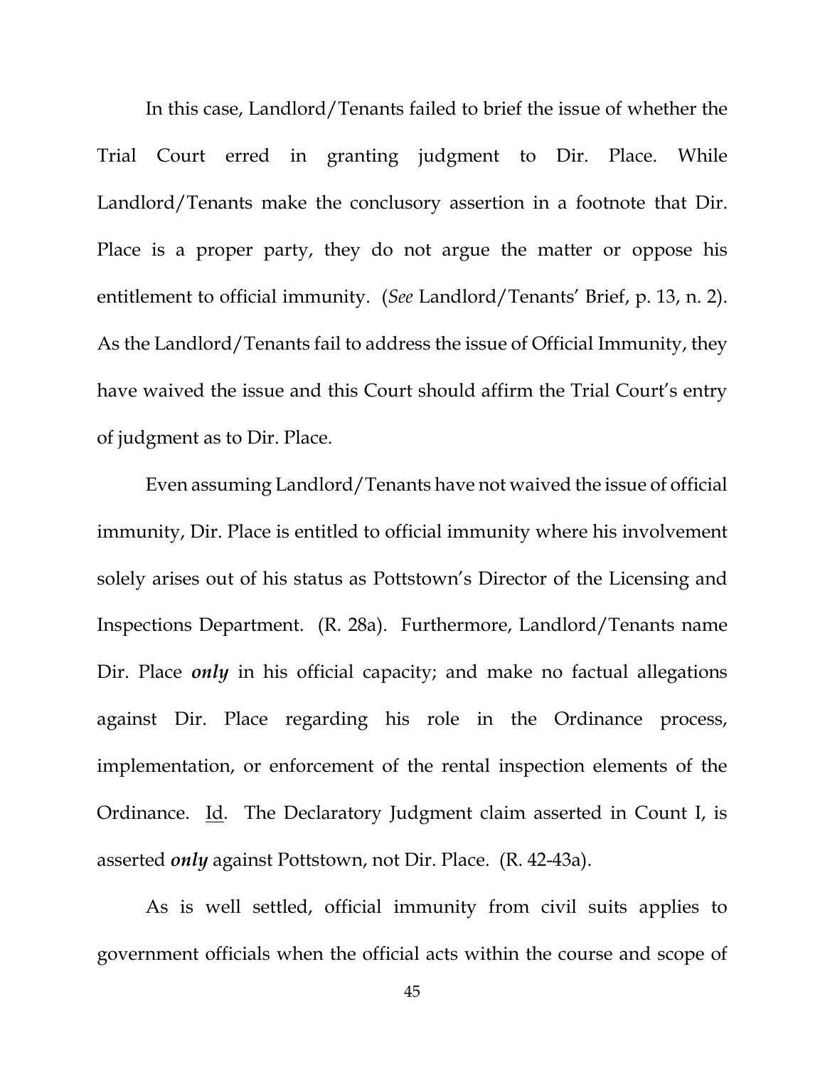In this case, Landlord/Tenants failed to brief the issue of whether the Trial Court erred in granting judgment to Dir. Place. While Landlord/Tenants make the conclusory assertion in a footnote that Dir. Place is a proper party, they do not argue the matter or oppose his entitlement to official immunity. (*See* Landlord/Tenants' Brief, p. 13, n. 2). As the Landlord/Tenants fail to address the issue of Official Immunity, they have waived the issue and this Court should affirm the Trial Court's entry of judgment as to Dir. Place.

Even assuming Landlord/Tenants have not waived the issue of official immunity, Dir. Place is entitled to official immunity where his involvement solely arises out of his status as Pottstown's Director of the Licensing and Inspections Department. (R. 28a). Furthermore, Landlord/Tenants name Dir. Place ***only*** in his official capacity; and make no factual allegations against Dir. Place regarding his role in the Ordinance process, implementation, or enforcement of the rental inspection elements of the Ordinance. Id. The Declaratory Judgment claim asserted in Count I, is asserted ***only*** against Pottstown, not Dir. Place. (R. 42-43a).

As is well settled, official immunity from civil suits applies to government officials when the official acts within the course and scope of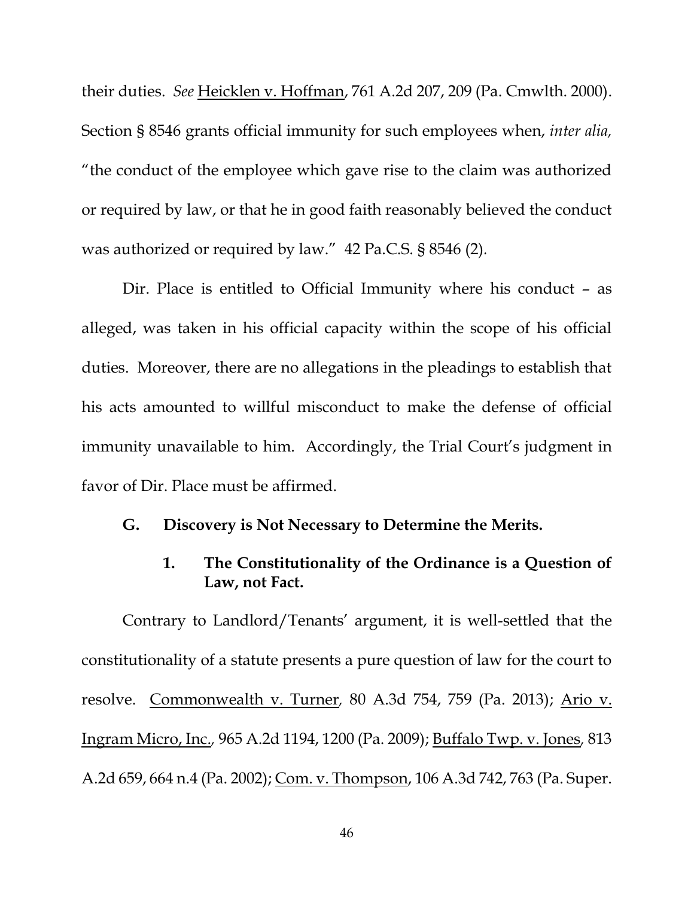their duties. *See* Heicklen v. Hoffman, 761 A.2d 207, 209 (Pa. Cmwlth. 2000). Section § 8546 grants official immunity for such employees when, *inter alia,* "the conduct of the employee which gave rise to the claim was authorized or required by law, or that he in good faith reasonably believed the conduct was authorized or required by law." 42 Pa.C.S. § 8546 (2).

Dir. Place is entitled to Official Immunity where his conduct – as alleged, was taken in his official capacity within the scope of his official duties. Moreover, there are no allegations in the pleadings to establish that his acts amounted to willful misconduct to make the defense of official immunity unavailable to him. Accordingly, the Trial Court's judgment in favor of Dir. Place must be affirmed.

### G. Discovery is Not Necessary to Determine the Merits.

#### 1. The Constitutionality of the Ordinance is a Question of Law, not Fact.

Contrary to Landlord/Tenants' argument, it is well-settled that the constitutionality of a statute presents a pure question of law for the court to resolve. Commonwealth v. Turner, 80 A.3d 754, 759 (Pa. 2013); Ario v. Ingram Micro, Inc., 965 A.2d 1194, 1200 (Pa. 2009); Buffalo Twp. v. Jones, 813 A.2d 659, 664 n.4 (Pa. 2002); Com. v. Thompson, 106 A.3d 742, 763 (Pa. Super.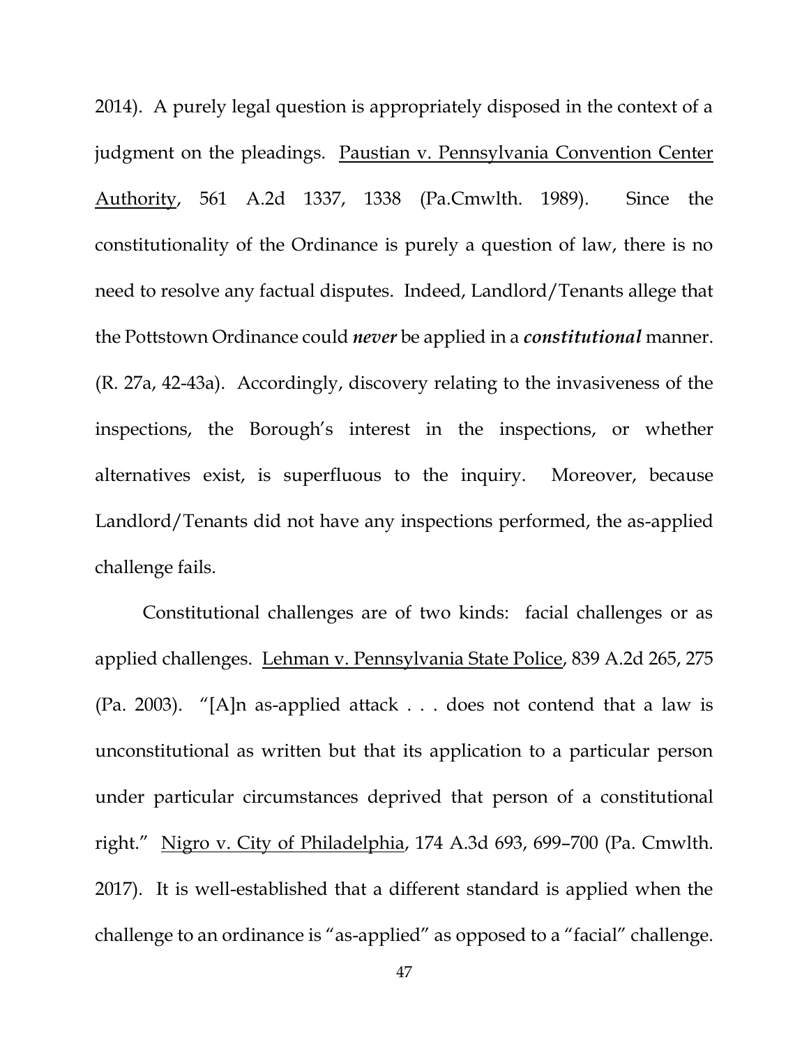2014). A purely legal question is appropriately disposed in the context of a judgment on the pleadings. Paustian v. Pennsylvania Convention Center Authority, 561 A.2d 1337, 1338 (Pa.Cmwlth. 1989). Since the constitutionality of the Ordinance is purely a question of law, there is no need to resolve any factual disputes. Indeed, Landlord/Tenants allege that the Pottstown Ordinance could ***never*** be applied in a ***constitutional*** manner. (R. 27a, 42-43a). Accordingly, discovery relating to the invasiveness of the inspections, the Borough's interest in the inspections, or whether alternatives exist, is superfluous to the inquiry. Moreover, because Landlord/Tenants did not have any inspections performed, the as-applied challenge fails.

Constitutional challenges are of two kinds: facial challenges or as applied challenges. Lehman v. Pennsylvania State Police, 839 A.2d 265, 275 (Pa. 2003). "[A]n as-applied attack . . . does not contend that a law is unconstitutional as written but that its application to a particular person under particular circumstances deprived that person of a constitutional right." Nigro v. City of Philadelphia, 174 A.3d 693, 699–700 (Pa. Cmwlth. 2017). It is well-established that a different standard is applied when the challenge to an ordinance is "as-applied" as opposed to a "facial" challenge.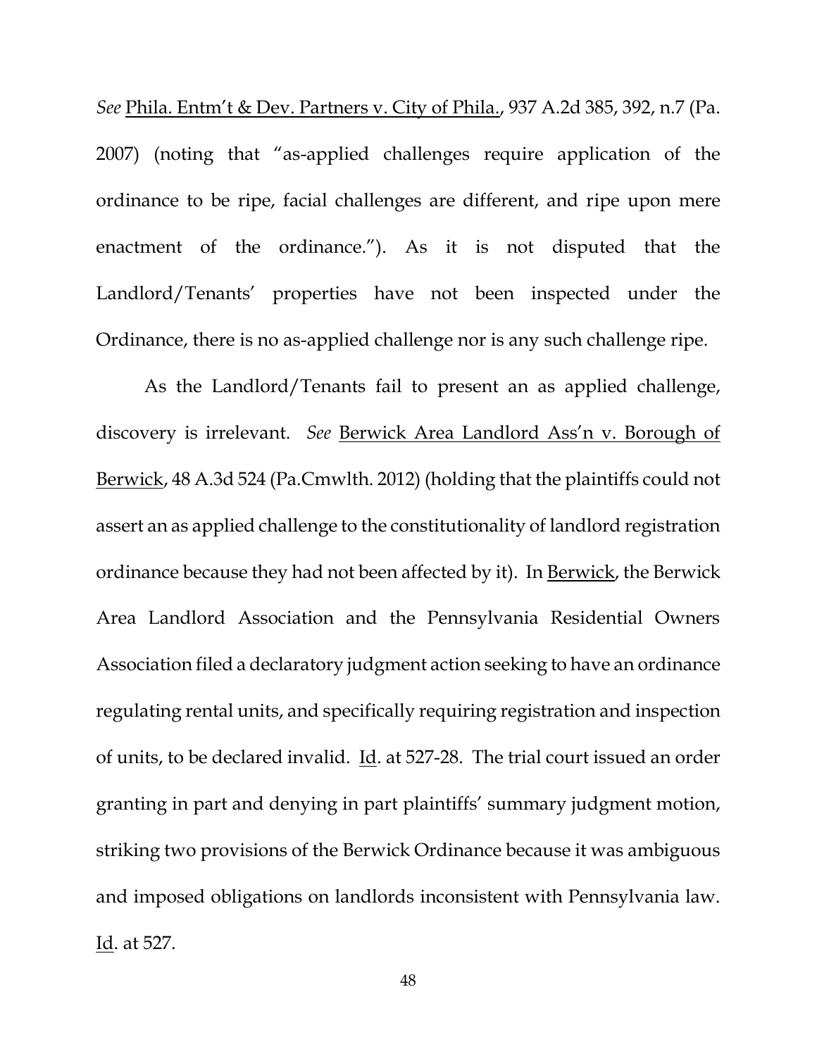*See* Phila. Entm't & Dev. Partners v. City of Phila., 937 A.2d 385, 392, n.7 (Pa. 2007) (noting that "as-applied challenges require application of the ordinance to be ripe, facial challenges are different, and ripe upon mere enactment of the ordinance."). As it is not disputed that the Landlord/Tenants' properties have not been inspected under the Ordinance, there is no as-applied challenge nor is any such challenge ripe.

As the Landlord/Tenants fail to present an as applied challenge, discovery is irrelevant. *See* Berwick Area Landlord Ass'n v. Borough of Berwick, 48 A.3d 524 (Pa.Cmwlth. 2012) (holding that the plaintiffs could not assert an as applied challenge to the constitutionality of landlord registration ordinance because they had not been affected by it). In Berwick, the Berwick Area Landlord Association and the Pennsylvania Residential Owners Association filed a declaratory judgment action seeking to have an ordinance regulating rental units, and specifically requiring registration and inspection of units, to be declared invalid. Id. at 527-28. The trial court issued an order granting in part and denying in part plaintiffs' summary judgment motion, striking two provisions of the Berwick Ordinance because it was ambiguous and imposed obligations on landlords inconsistent with Pennsylvania law. Id. at 527.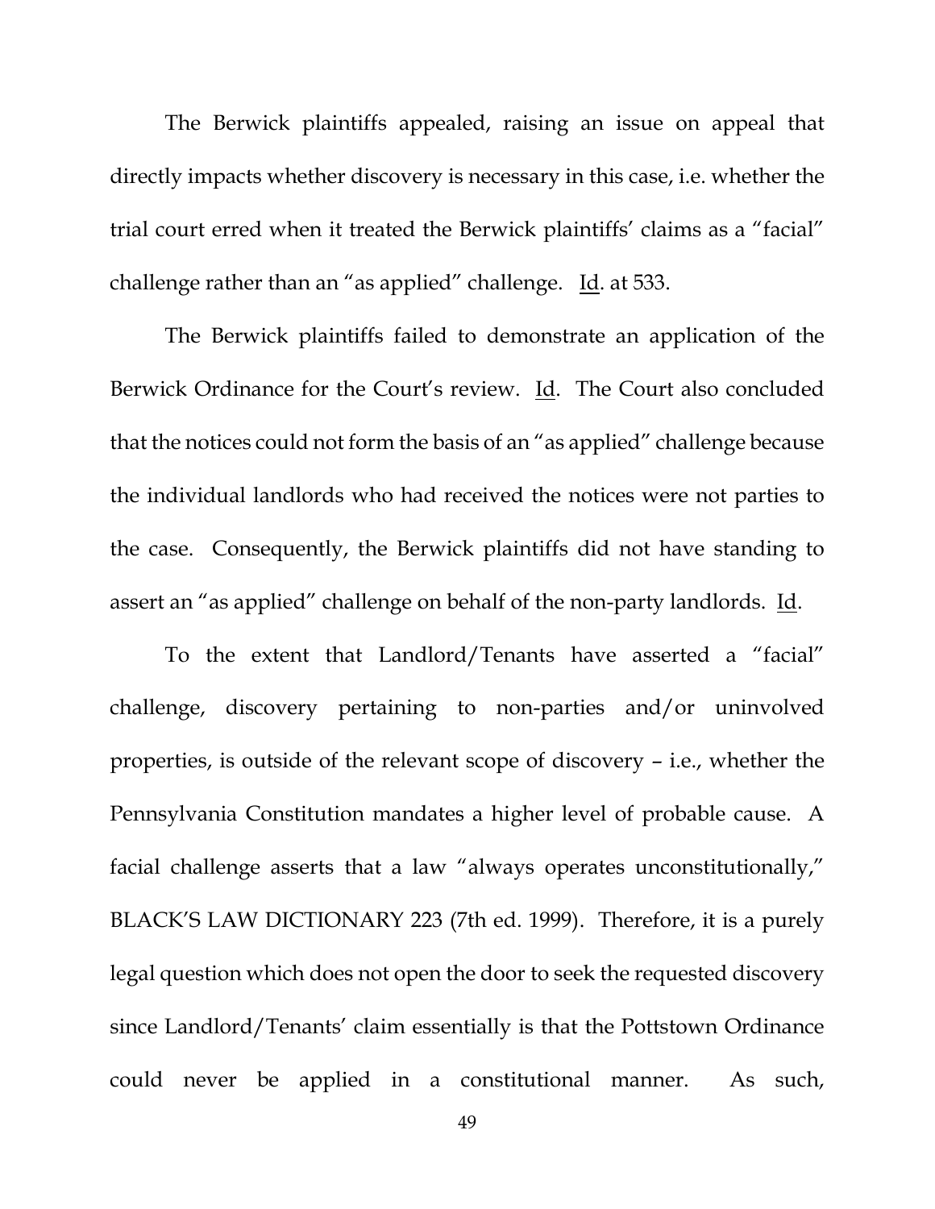The Berwick plaintiffs appealed, raising an issue on appeal that directly impacts whether discovery is necessary in this case, i.e. whether the trial court erred when it treated the Berwick plaintiffs' claims as a "facial" challenge rather than an "as applied" challenge. Id. at 533.

The Berwick plaintiffs failed to demonstrate an application of the Berwick Ordinance for the Court's review. Id. The Court also concluded that the notices could not form the basis of an "as applied" challenge because the individual landlords who had received the notices were not parties to the case. Consequently, the Berwick plaintiffs did not have standing to assert an "as applied" challenge on behalf of the non-party landlords. Id.

To the extent that Landlord/Tenants have asserted a "facial" challenge, discovery pertaining to non-parties and/or uninvolved properties, is outside of the relevant scope of discovery – i.e., whether the Pennsylvania Constitution mandates a higher level of probable cause. A facial challenge asserts that a law "always operates unconstitutionally," BLACK'S LAW DICTIONARY 223 (7th ed. 1999). Therefore, it is a purely legal question which does not open the door to seek the requested discovery since Landlord/Tenants' claim essentially is that the Pottstown Ordinance could never be applied in a constitutional manner. As such,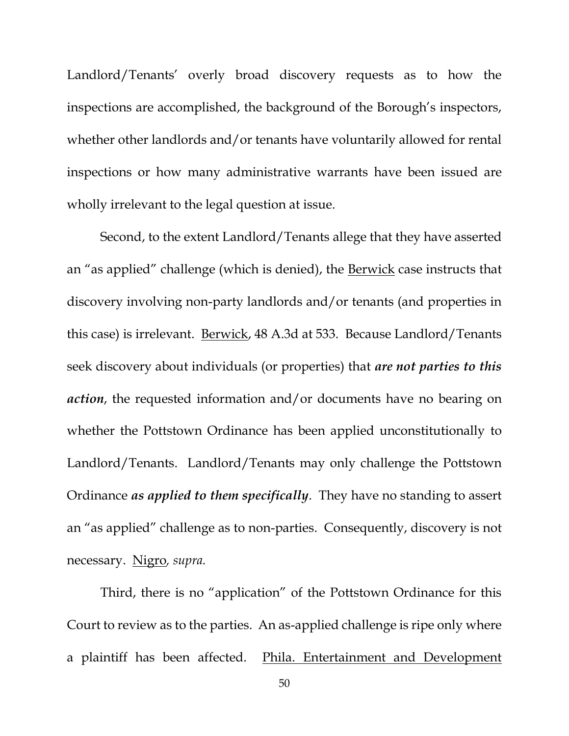Landlord/Tenants' overly broad discovery requests as to how the inspections are accomplished, the background of the Borough's inspectors, whether other landlords and/or tenants have voluntarily allowed for rental inspections or how many administrative warrants have been issued are wholly irrelevant to the legal question at issue.

Second, to the extent Landlord/Tenants allege that they have asserted an "as applied" challenge (which is denied), the Berwick case instructs that discovery involving non-party landlords and/or tenants (and properties in this case) is irrelevant. Berwick, 48 A.3d at 533. Because Landlord/Tenants seek discovery about individuals (or properties) that ***are not parties to this action***, the requested information and/or documents have no bearing on whether the Pottstown Ordinance has been applied unconstitutionally to Landlord/Tenants. Landlord/Tenants may only challenge the Pottstown Ordinance ***as applied to them specifically***. They have no standing to assert an "as applied" challenge as to non-parties. Consequently, discovery is not necessary. Nigro, *supra.*

Third, there is no "application" of the Pottstown Ordinance for this Court to review as to the parties. An as-applied challenge is ripe only where a plaintiff has been affected. Phila. Entertainment and Development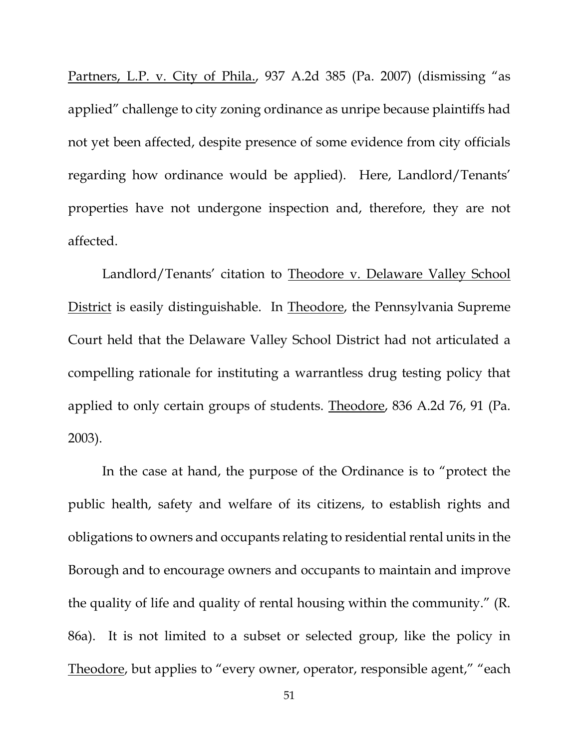Partners, L.P. v. City of Phila., 937 A.2d 385 (Pa. 2007) (dismissing "as applied" challenge to city zoning ordinance as unripe because plaintiffs had not yet been affected, despite presence of some evidence from city officials regarding how ordinance would be applied). Here, Landlord/Tenants' properties have not undergone inspection and, therefore, they are not affected.

Landlord/Tenants' citation to Theodore v. Delaware Valley School District is easily distinguishable. In Theodore, the Pennsylvania Supreme Court held that the Delaware Valley School District had not articulated a compelling rationale for instituting a warrantless drug testing policy that applied to only certain groups of students. Theodore, 836 A.2d 76, 91 (Pa. 2003).

In the case at hand, the purpose of the Ordinance is to "protect the public health, safety and welfare of its citizens, to establish rights and obligations to owners and occupants relating to residential rental units in the Borough and to encourage owners and occupants to maintain and improve the quality of life and quality of rental housing within the community." (R. 86a). It is not limited to a subset or selected group, like the policy in Theodore, but applies to "every owner, operator, responsible agent," "each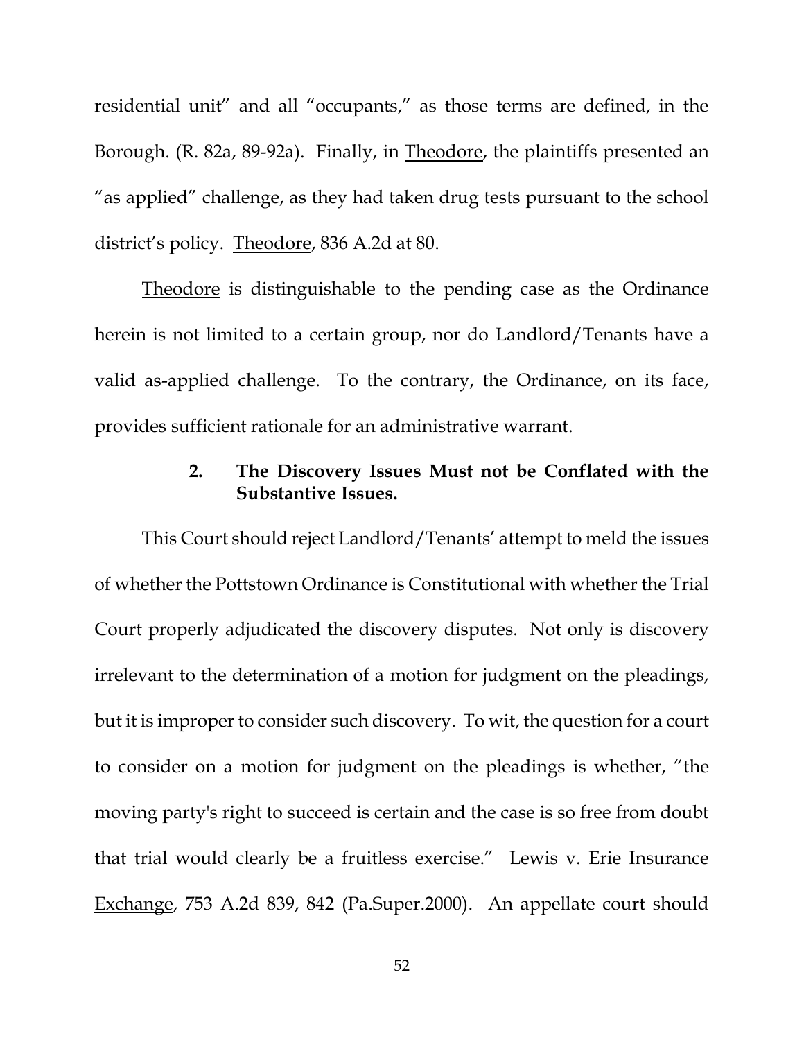residential unit" and all "occupants," as those terms are defined, in the Borough. (R. 82a, 89-92a). Finally, in Theodore, the plaintiffs presented an "as applied" challenge, as they had taken drug tests pursuant to the school district's policy. Theodore, 836 A.2d at 80.

Theodore is distinguishable to the pending case as the Ordinance herein is not limited to a certain group, nor do Landlord/Tenants have a valid as-applied challenge. To the contrary, the Ordinance, on its face, provides sufficient rationale for an administrative warrant.

### 2. The Discovery Issues Must not be Conflated with the Substantive Issues.

This Court should reject Landlord/Tenants' attempt to meld the issues of whether the Pottstown Ordinance is Constitutional with whether the Trial Court properly adjudicated the discovery disputes. Not only is discovery irrelevant to the determination of a motion for judgment on the pleadings, but it is improper to consider such discovery. To wit, the question for a court to consider on a motion for judgment on the pleadings is whether, "the moving party's right to succeed is certain and the case is so free from doubt that trial would clearly be a fruitless exercise." Lewis v. Erie Insurance Exchange, 753 A.2d 839, 842 (Pa.Super.2000). An appellate court should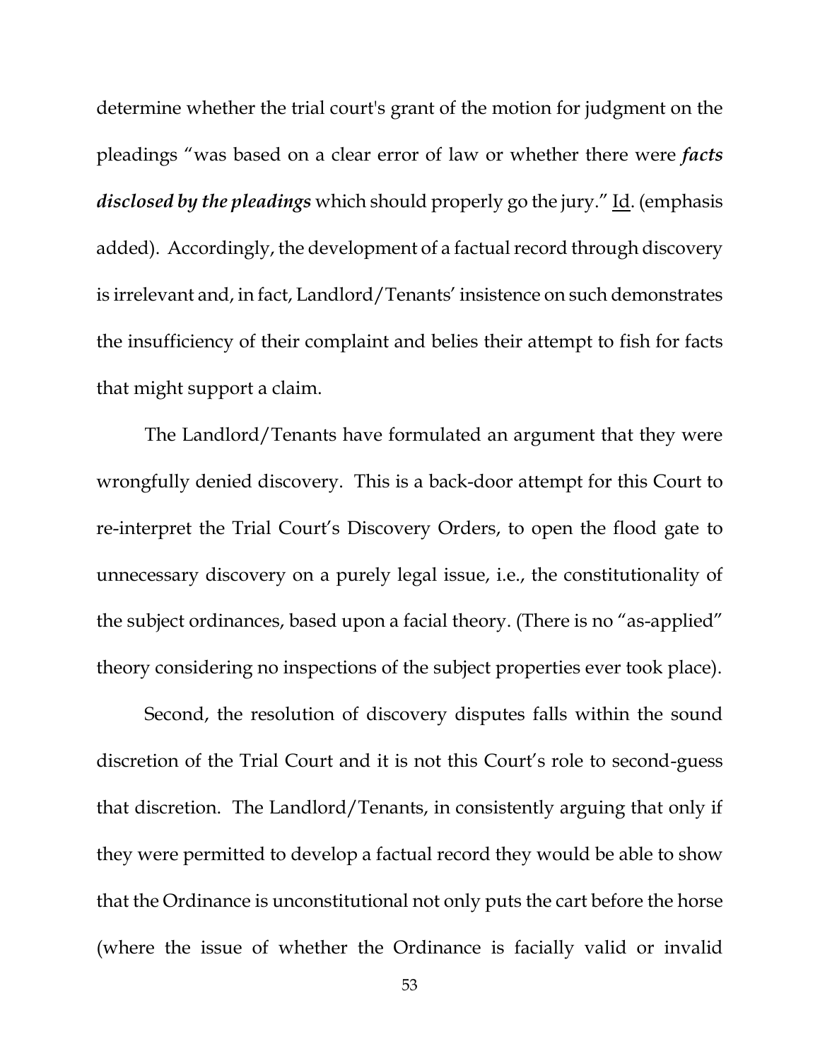determine whether the trial court's grant of the motion for judgment on the pleadings "was based on a clear error of law or whether there were ***facts disclosed by the pleadings*** which should properly go the jury." Id. (emphasis added). Accordingly, the development of a factual record through discovery is irrelevant and, in fact, Landlord/Tenants' insistence on such demonstrates the insufficiency of their complaint and belies their attempt to fish for facts that might support a claim.

The Landlord/Tenants have formulated an argument that they were wrongfully denied discovery. This is a back-door attempt for this Court to re-interpret the Trial Court's Discovery Orders, to open the flood gate to unnecessary discovery on a purely legal issue, i.e., the constitutionality of the subject ordinances, based upon a facial theory. (There is no "as-applied" theory considering no inspections of the subject properties ever took place).

Second, the resolution of discovery disputes falls within the sound discretion of the Trial Court and it is not this Court's role to second-guess that discretion. The Landlord/Tenants, in consistently arguing that only if they were permitted to develop a factual record they would be able to show that the Ordinance is unconstitutional not only puts the cart before the horse (where the issue of whether the Ordinance is facially valid or invalid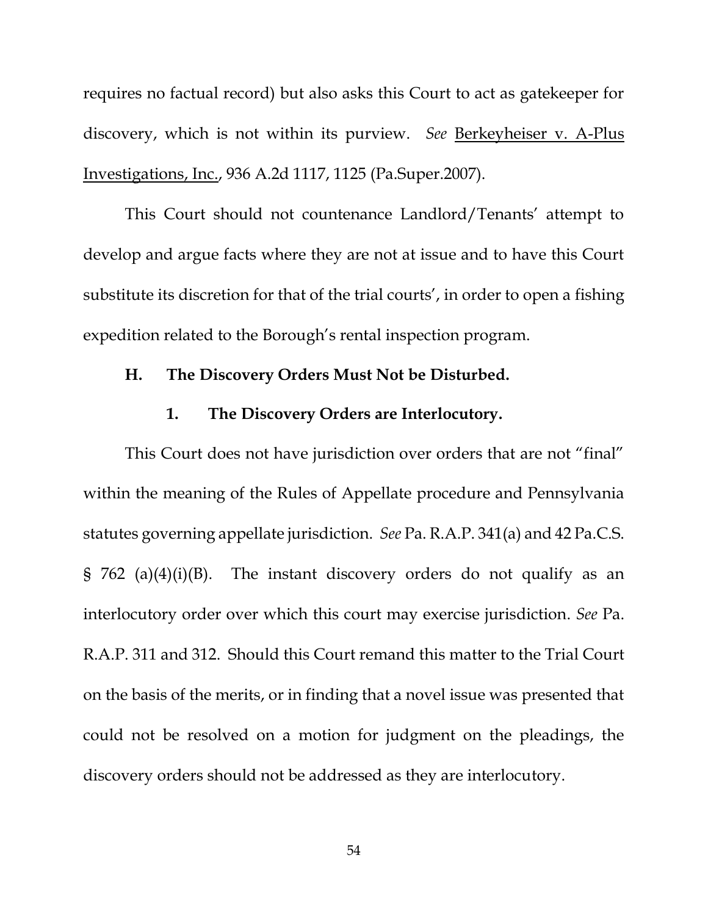requires no factual record) but also asks this Court to act as gatekeeper for discovery, which is not within its purview. *See* Berkeyheiser v. A-Plus Investigations, Inc., 936 A.2d 1117, 1125 (Pa.Super.2007).

This Court should not countenance Landlord/Tenants' attempt to develop and argue facts where they are not at issue and to have this Court substitute its discretion for that of the trial courts', in order to open a fishing expedition related to the Borough's rental inspection program.

### H. The Discovery Orders Must Not be Disturbed.

#### 1. The Discovery Orders are Interlocutory.

This Court does not have jurisdiction over orders that are not "final" within the meaning of the Rules of Appellate procedure and Pennsylvania statutes governing appellate jurisdiction. *See* Pa. R.A.P. 341(a) and 42 Pa.C.S. § 762 (a)(4)(i)(B). The instant discovery orders do not qualify as an interlocutory order over which this court may exercise jurisdiction. *See* Pa. R.A.P. 311 and 312. Should this Court remand this matter to the Trial Court on the basis of the merits, or in finding that a novel issue was presented that could not be resolved on a motion for judgment on the pleadings, the discovery orders should not be addressed as they are interlocutory.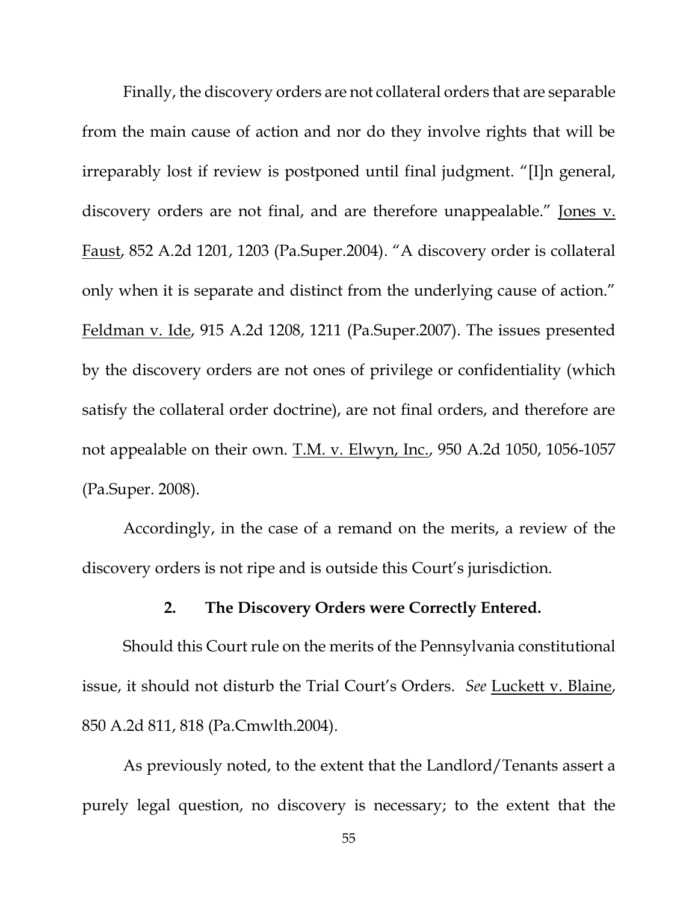Finally, the discovery orders are not collateral orders that are separable from the main cause of action and nor do they involve rights that will be irreparably lost if review is postponed until final judgment. "[I]n general, discovery orders are not final, and are therefore unappealable." Jones v. Faust, 852 A.2d 1201, 1203 (Pa.Super.2004). "A discovery order is collateral only when it is separate and distinct from the underlying cause of action." Feldman v. Ide, 915 A.2d 1208, 1211 (Pa.Super.2007). The issues presented by the discovery orders are not ones of privilege or confidentiality (which satisfy the collateral order doctrine), are not final orders, and therefore are not appealable on their own. T.M. v. Elwyn, Inc., 950 A.2d 1050, 1056-1057 (Pa.Super. 2008).

Accordingly, in the case of a remand on the merits, a review of the discovery orders is not ripe and is outside this Court's jurisdiction.

### 2. The Discovery Orders were Correctly Entered.

Should this Court rule on the merits of the Pennsylvania constitutional issue, it should not disturb the Trial Court's Orders. *See* Luckett v. Blaine, 850 A.2d 811, 818 (Pa.Cmwlth.2004).

As previously noted, to the extent that the Landlord/Tenants assert a purely legal question, no discovery is necessary; to the extent that the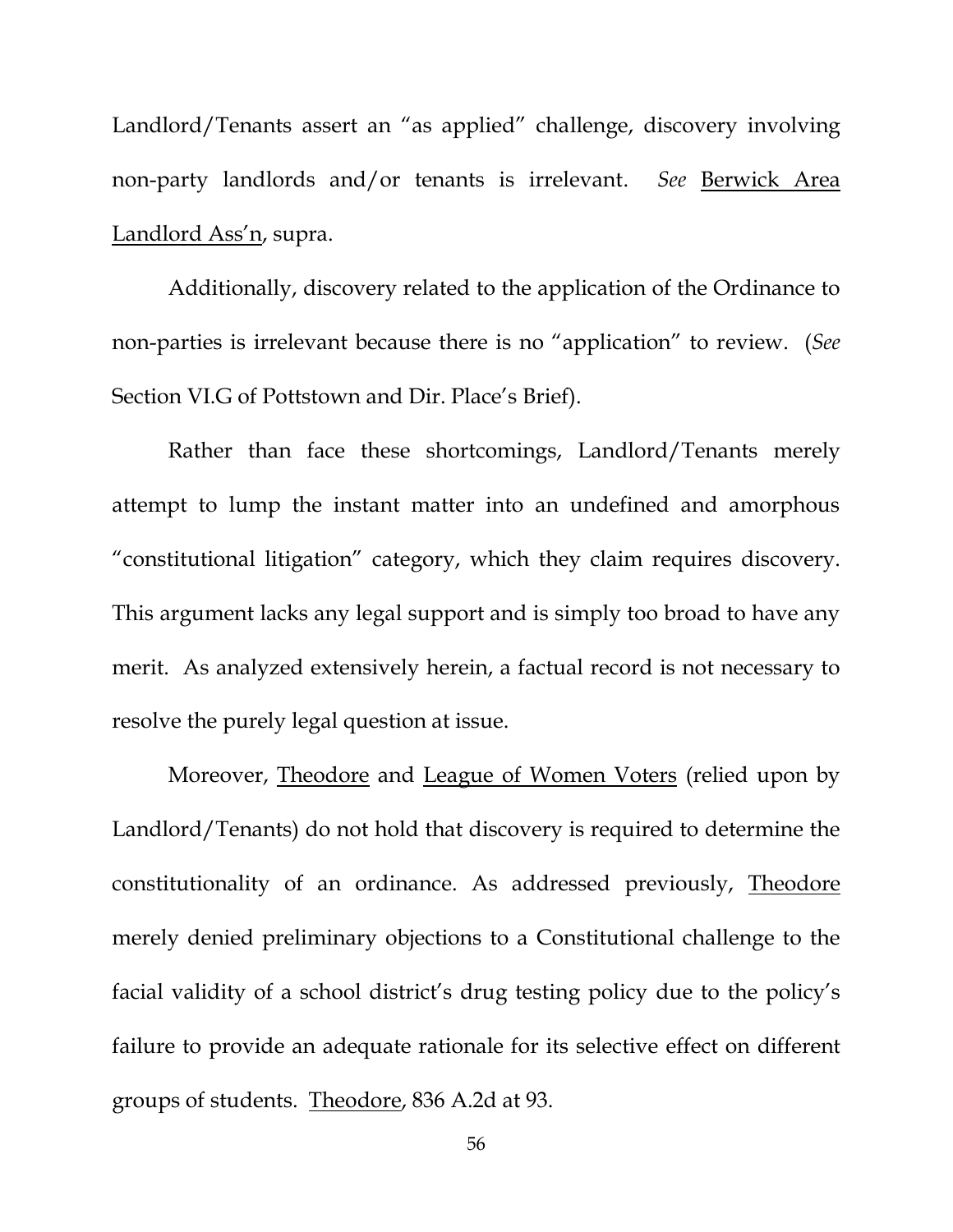Landlord/Tenants assert an "as applied" challenge, discovery involving non-party landlords and/or tenants is irrelevant. *See* Berwick Area Landlord Ass'n, supra.

Additionally, discovery related to the application of the Ordinance to non-parties is irrelevant because there is no "application" to review. (*See* Section VI.G of Pottstown and Dir. Place's Brief).

Rather than face these shortcomings, Landlord/Tenants merely attempt to lump the instant matter into an undefined and amorphous "constitutional litigation" category, which they claim requires discovery. This argument lacks any legal support and is simply too broad to have any merit. As analyzed extensively herein, a factual record is not necessary to resolve the purely legal question at issue.

Moreover, Theodore and League of Women Voters (relied upon by Landlord/Tenants) do not hold that discovery is required to determine the constitutionality of an ordinance. As addressed previously, Theodore merely denied preliminary objections to a Constitutional challenge to the facial validity of a school district's drug testing policy due to the policy's failure to provide an adequate rationale for its selective effect on different groups of students. Theodore, 836 A.2d at 93.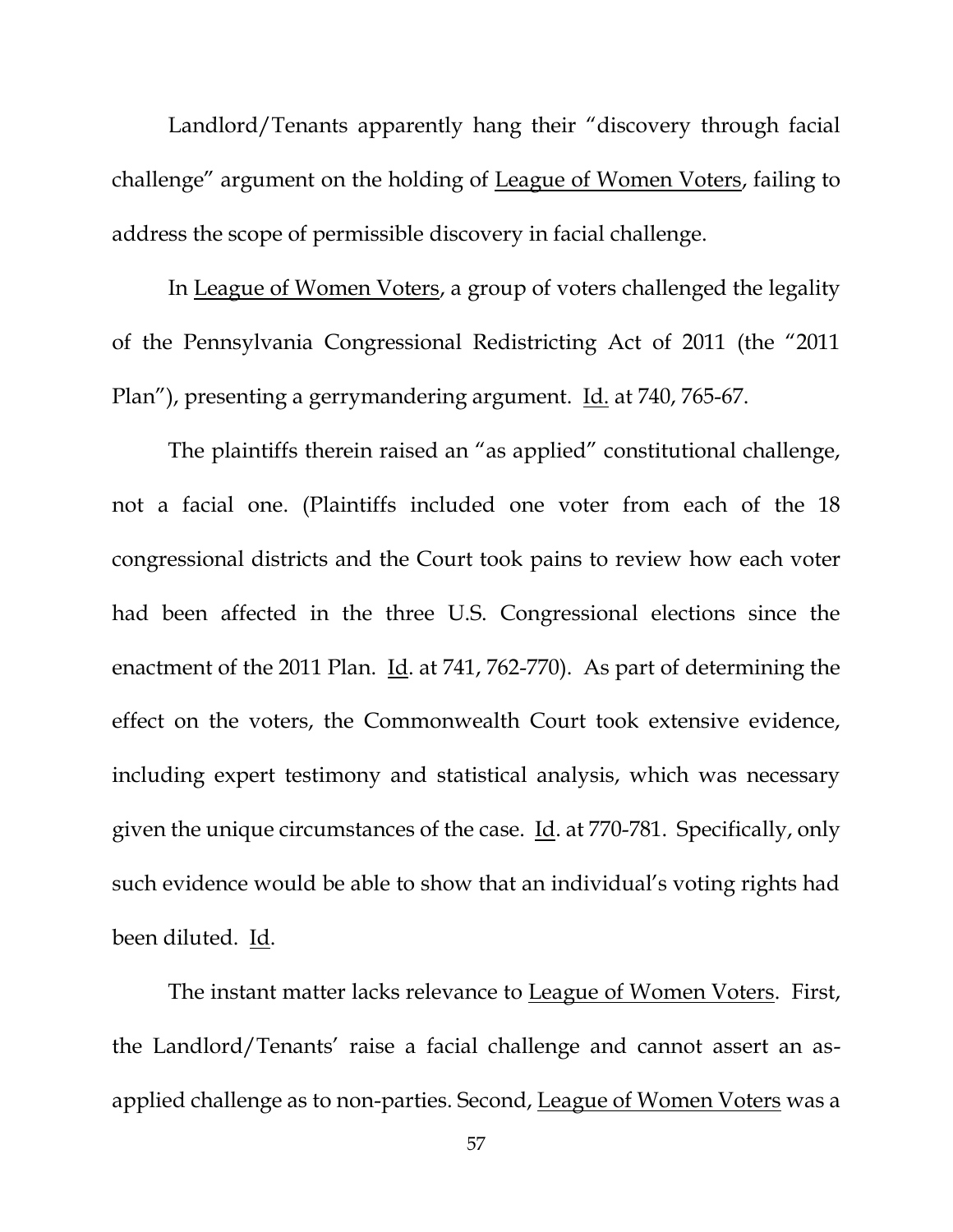Landlord/Tenants apparently hang their "discovery through facial challenge" argument on the holding of League of Women Voters, failing to address the scope of permissible discovery in facial challenge.

In League of Women Voters, a group of voters challenged the legality of the Pennsylvania Congressional Redistricting Act of 2011 (the "2011 Plan"), presenting a gerrymandering argument. Id. at 740, 765-67.

The plaintiffs therein raised an "as applied" constitutional challenge, not a facial one. (Plaintiffs included one voter from each of the 18 congressional districts and the Court took pains to review how each voter had been affected in the three U.S. Congressional elections since the enactment of the 2011 Plan. Id. at 741, 762-770). As part of determining the effect on the voters, the Commonwealth Court took extensive evidence, including expert testimony and statistical analysis, which was necessary given the unique circumstances of the case. Id. at 770-781. Specifically, only such evidence would be able to show that an individual's voting rights had been diluted. Id.

The instant matter lacks relevance to League of Women Voters. First, the Landlord/Tenants' raise a facial challenge and cannot assert an as-applied challenge as to non-parties. Second, League of Women Voters was a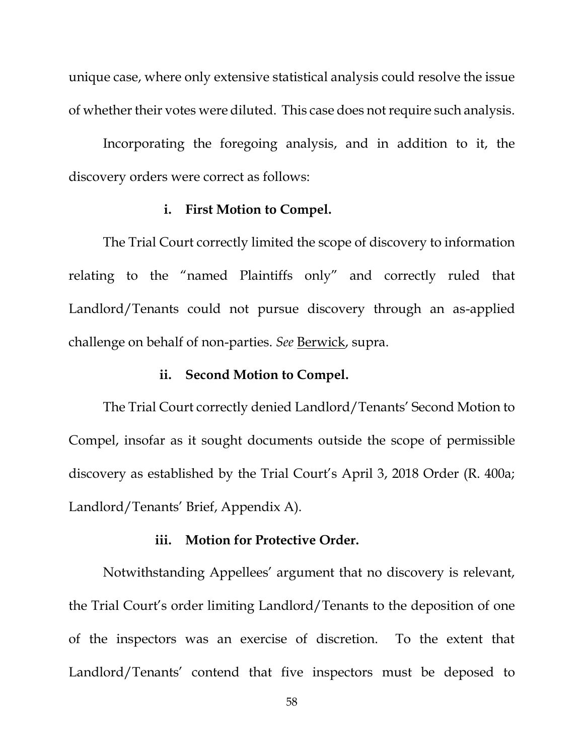unique case, where only extensive statistical analysis could resolve the issue of whether their votes were diluted. This case does not require such analysis.

Incorporating the foregoing analysis, and in addition to it, the discovery orders were correct as follows:

**i. First Motion to Compel.**

The Trial Court correctly limited the scope of discovery to information relating to the "named Plaintiffs only" and correctly ruled that Landlord/Tenants could not pursue discovery through an as-applied challenge on behalf of non-parties. *See* Berwick, supra.

**ii. Second Motion to Compel.**

The Trial Court correctly denied Landlord/Tenants' Second Motion to Compel, insofar as it sought documents outside the scope of permissible discovery as established by the Trial Court's April 3, 2018 Order (R. 400a; Landlord/Tenants' Brief, Appendix A).

**iii. Motion for Protective Order.**

Notwithstanding Appellees' argument that no discovery is relevant, the Trial Court's order limiting Landlord/Tenants to the deposition of one of the inspectors was an exercise of discretion. To the extent that Landlord/Tenants' contend that five inspectors must be deposed to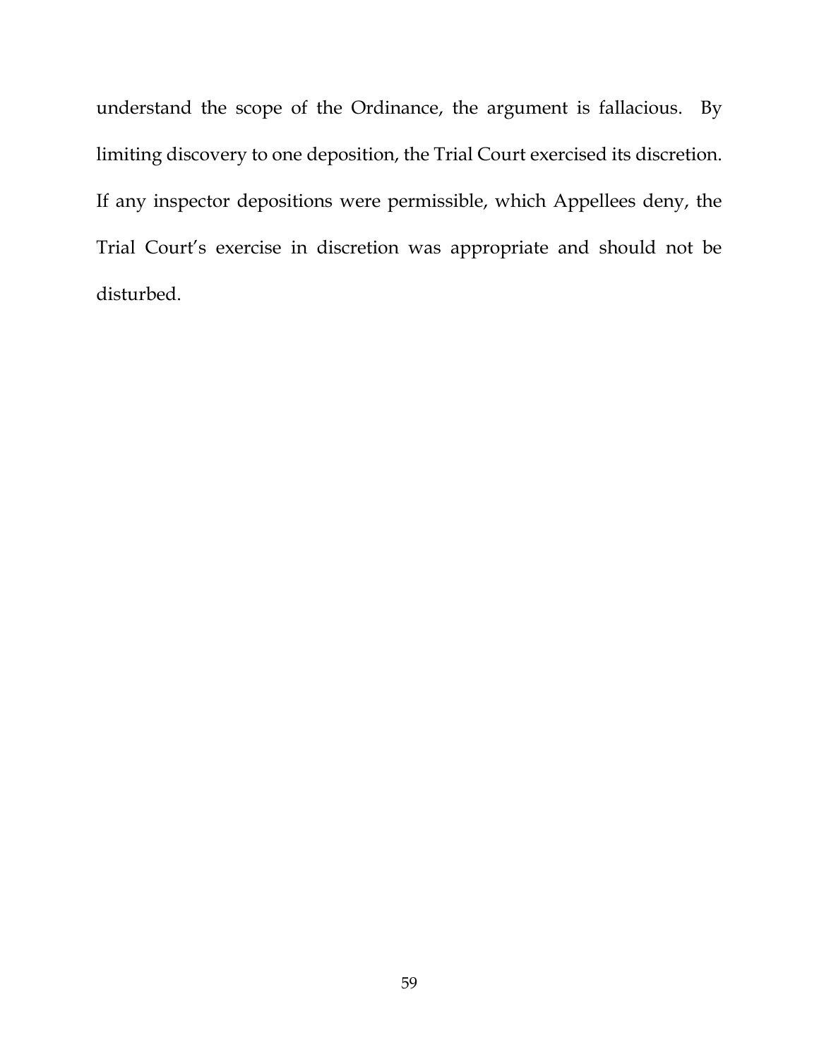understand the scope of the Ordinance, the argument is fallacious. By limiting discovery to one deposition, the Trial Court exercised its discretion. If any inspector depositions were permissible, which Appellees deny, the Trial Court's exercise in discretion was appropriate and should not be disturbed.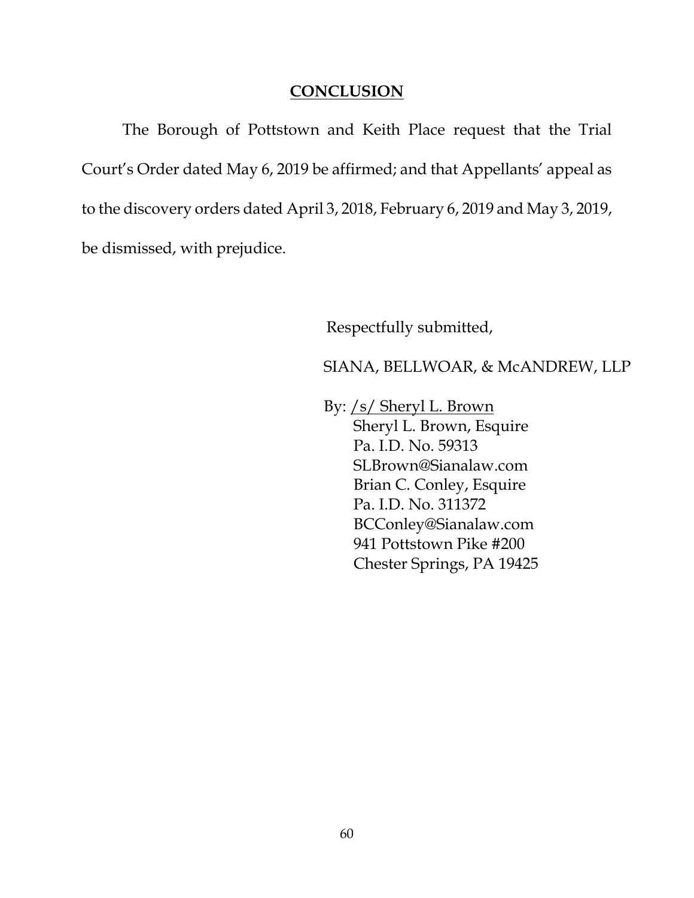## CONCLUSION

The Borough of Pottstown and Keith Place request that the Trial Court's Order dated May 6, 2019 be affirmed; and that Appellants' appeal as to the discovery orders dated April 3, 2018, February 6, 2019 and May 3, 2019, be dismissed, with prejudice.

Respectfully submitted,

SIANA, BELLWOAR, & McANDREW, LLP

By: /s/ Sheryl L. Brown
Sheryl L. Brown, Esquire
Pa. I.D. No. 59313
SLBrown@Sianalaw.com
Brian C. Conley, Esquire
Pa. I.D. No. 311372
BCConley@Sianalaw.com
941 Pottstown Pike #200
Chester Springs, PA 19425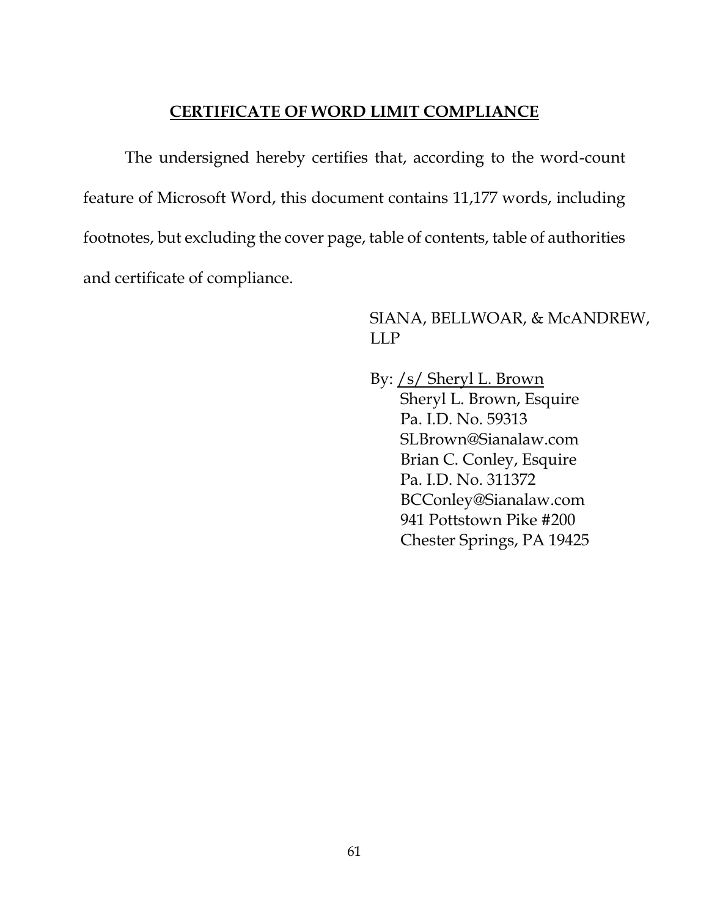## CERTIFICATE OF WORD LIMIT COMPLIANCE

The undersigned hereby certifies that, according to the word-count feature of Microsoft Word, this document contains 11,177 words, including footnotes, but excluding the cover page, table of contents, table of authorities and certificate of compliance.

SIANA, BELLWOAR, & McANDREW, LLP

By: /s/ Sheryl L. Brown
Sheryl L. Brown, Esquire
Pa. I.D. No. 59313
SLBrown@Sianalaw.com
Brian C. Conley, Esquire
Pa. I.D. No. 311372
BCConley@Sianalaw.com
941 Pottstown Pike #200
Chester Springs, PA 19425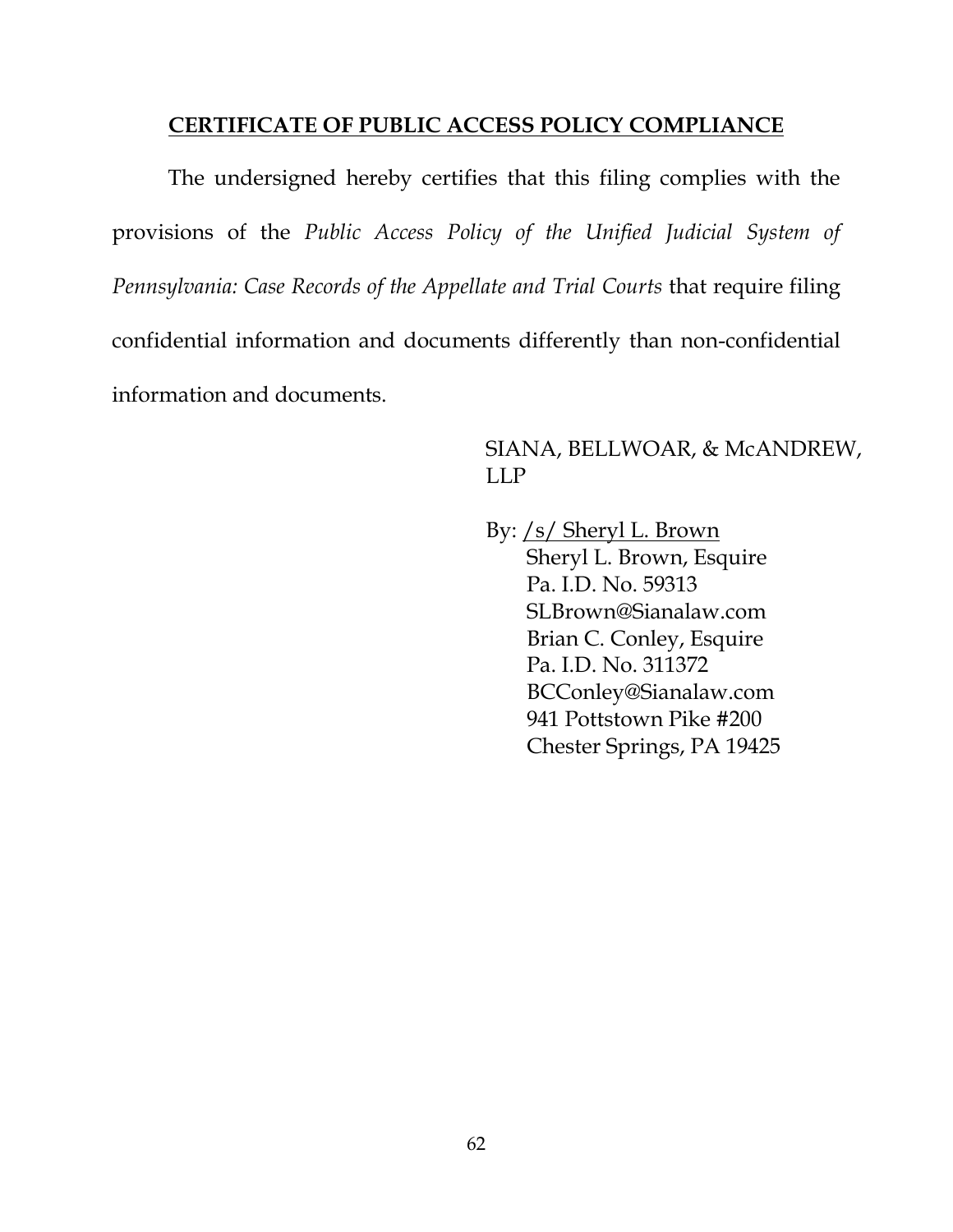## **CERTIFICATE OF PUBLIC ACCESS POLICY COMPLIANCE**

The undersigned hereby certifies that this filing complies with the provisions of the *Public Access Policy of the Unified Judicial System of Pennsylvania: Case Records of the Appellate and Trial Courts* that require filing confidential information and documents differently than non-confidential information and documents.

SIANA, BELLWOAR, & McANDREW, LLP

By: /s/ Sheryl L. Brown
Sheryl L. Brown, Esquire
Pa. I.D. No. 59313
SLBrown@Sianalaw.com
Brian C. Conley, Esquire
Pa. I.D. No. 311372
BCConley@Sianalaw.com
941 Pottstown Pike #200
Chester Springs, PA 19425